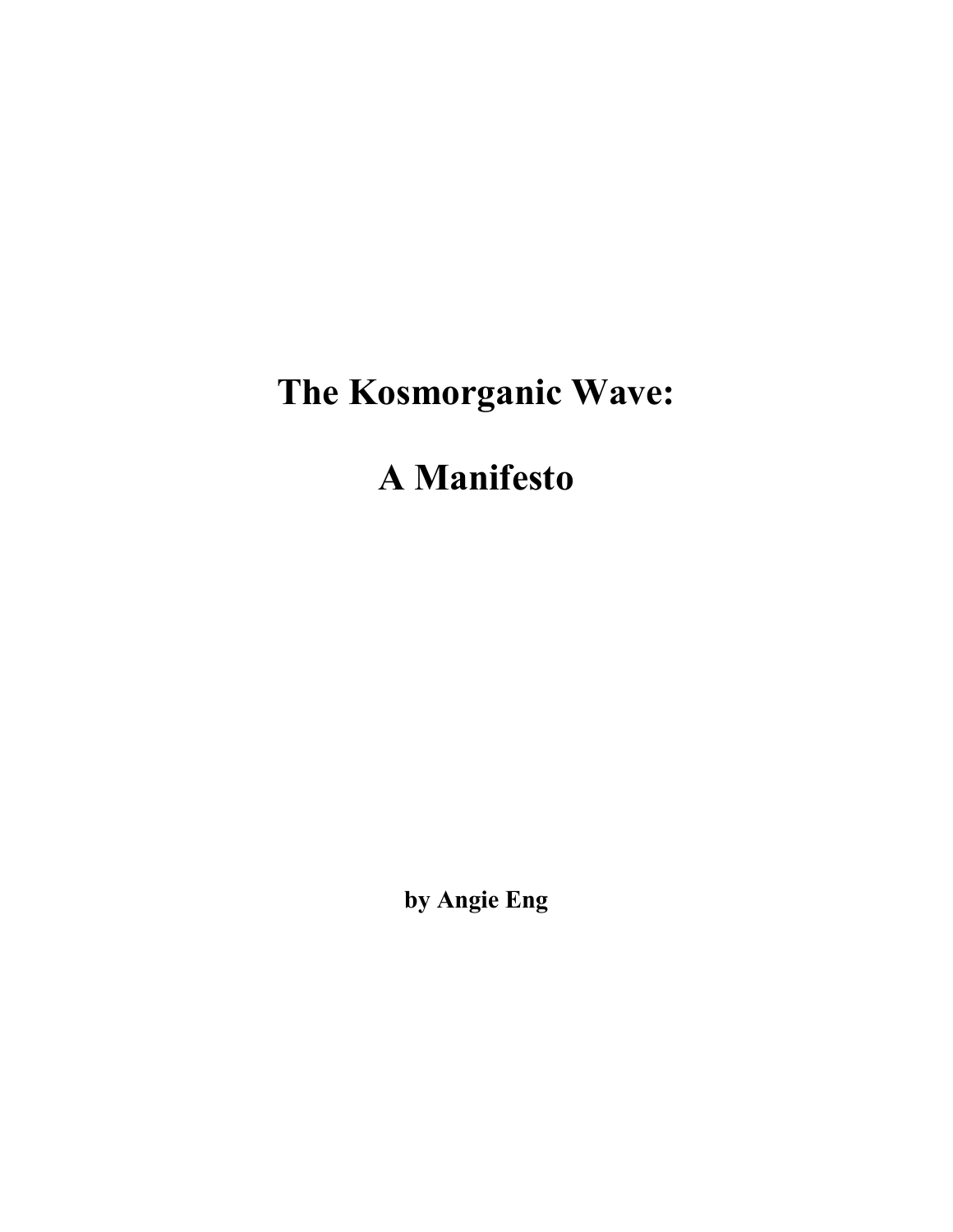# The Kosmorganic Wave:

# A Manifesto

**by Angie Eng**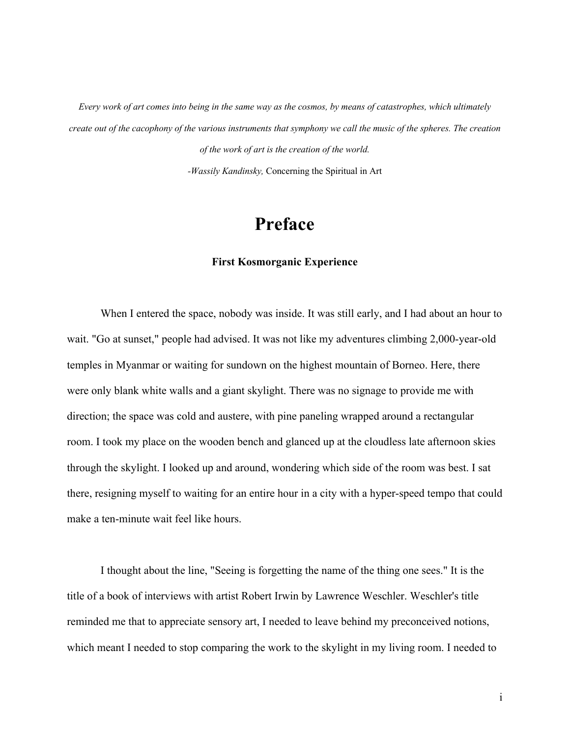*Every work of art comes into being in the same way as the cosmos, by means of catastrophes, which ultimately create out of the cacophony of the various instruments that symphony we call the music of the spheres. The creation of the work of art is the creation of the world.*

*-Wassily Kandinsky,* Concerning the Spiritual in Art

# Preface

### First Kosmorganic Experience

When I entered the space, nobody was inside. It was still early, and I had about an hour to wait. "Go at sunset," people had advised. It was not like my adventures climbing 2,000-year-old temples in Myanmar or waiting for sundown on the highest mountain of Borneo. Here, there were only blank white walls and a giant skylight. There was no signage to provide me with direction; the space was cold and austere, with pine paneling wrapped around a rectangular room. I took my place on the wooden bench and glanced up at the cloudless late afternoon skies through the skylight. I looked up and around, wondering which side of the room was best. I sat there, resigning myself to waiting for an entire hour in a city with a hyper-speed tempo that could make a ten-minute wait feel like hours.

I thought about the line, "Seeing is forgetting the name of the thing one sees." It is the title of a book of interviews with artist Robert Irwin by Lawrence Weschler. Weschler's title reminded me that to appreciate sensory art, I needed to leave behind my preconceived notions, which meant I needed to stop comparing the work to the skylight in my living room. I needed to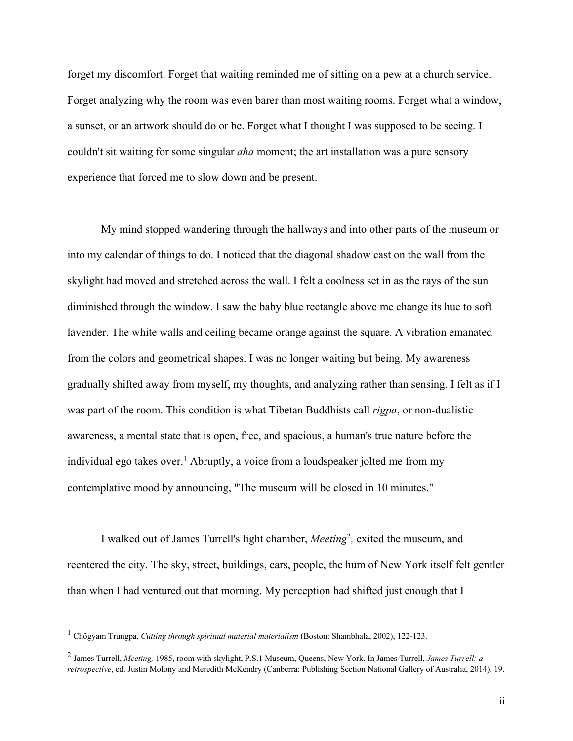forget my discomfort. Forget that waiting reminded me of sitting on a pew at a church service. Forget analyzing why the room was even barer than most waiting rooms. Forget what a window, a sunset, or an artwork should do or be. Forget what I thought I was supposed to be seeing. I couldn't sit waiting for some singular *aha* moment; the art installation was a pure sensory experience that forced me to slow down and be present.

My mind stopped wandering through the hallways and into other parts of the museum or into my calendar of things to do. I noticed that the diagonal shadow cast on the wall from the skylight had moved and stretched across the wall. I felt a coolness set in as the rays of the sun diminished through the window. I saw the baby blue rectangle above me change its hue to soft lavender. The white walls and ceiling became orange against the square. A vibration emanated from the colors and geometrical shapes. I was no longer waiting but being. My awareness gradually shifted away from myself, my thoughts, and analyzing rather than sensing. I felt as if I was part of the room. This condition is what Tibetan Buddhists call *rigpa*, or non-dualistic awareness, a mental state that is open, free, and spacious, a human's true nature before the individual ego takes over.[1] Abruptly, a voice from a loudspeaker jolted me from my contemplative mood by announcing, "The museum will be closed in 10 minutes."

I walked out of James Turrell's light chamber, *Meeting*[2], exited the museum, and reentered the city. The sky, street, buildings, cars, people, the hum of New York itself felt gentler than when I had ventured out that morning. My perception had shifted just enough that I

---

[1] Chögyam Trungpa, *Cutting through spiritual material materialism* (Boston: Shambhala, 2002), 122-123.

[2] James Turrell, *Meeting,* 1985, room with skylight, P.S.1 Museum, Queens, New York. In James Turrell, *James Turrell: a retrospective*, ed. Justin Molony and Meredith McKendry (Canberra: Publishing Section National Gallery of Australia, 2014), 19.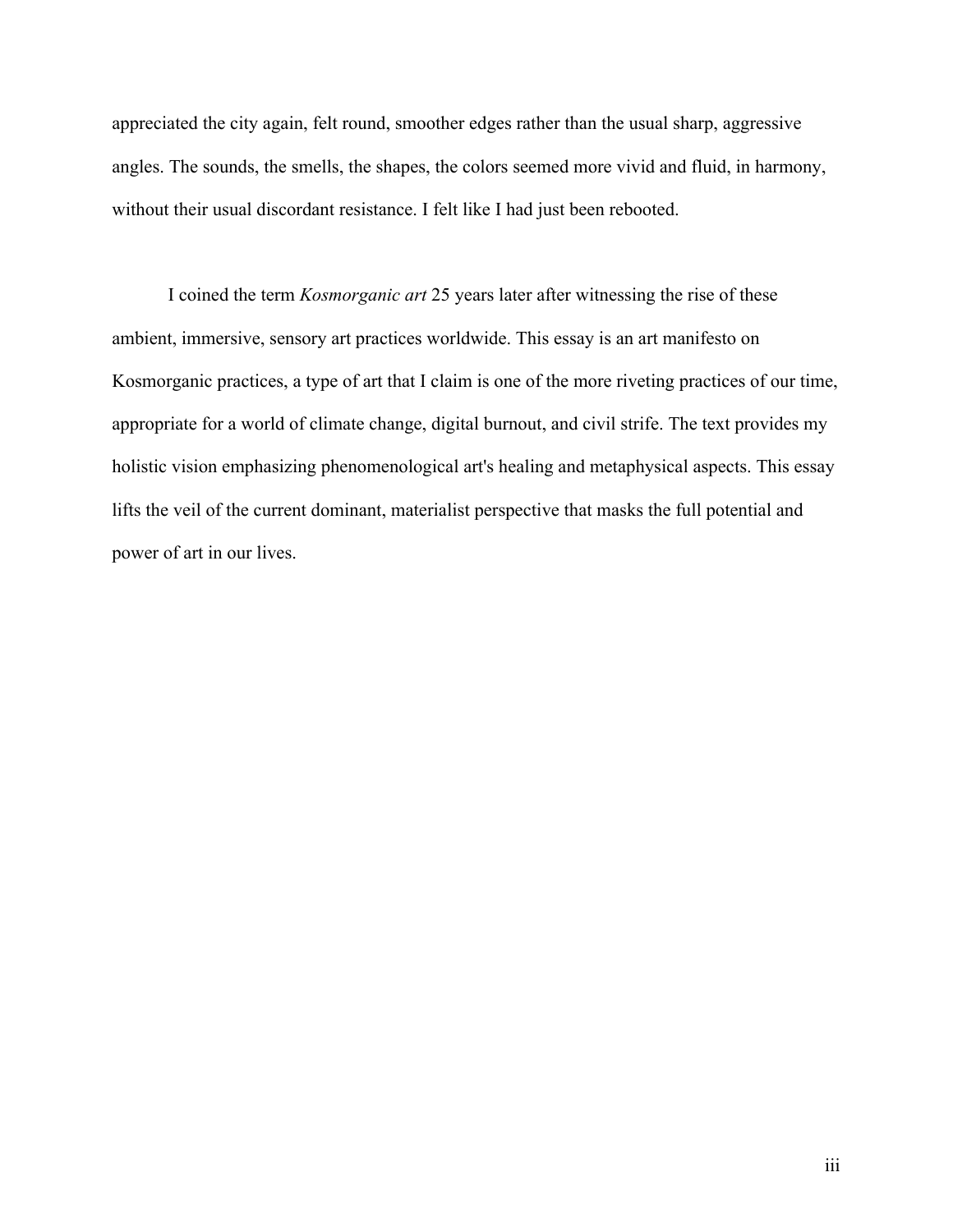appreciated the city again, felt round, smoother edges rather than the usual sharp, aggressive angles. The sounds, the smells, the shapes, the colors seemed more vivid and fluid, in harmony, without their usual discordant resistance. I felt like I had just been rebooted.

I coined the term *Kosmorganic art* 25 years later after witnessing the rise of these ambient, immersive, sensory art practices worldwide. This essay is an art manifesto on Kosmorganic practices, a type of art that I claim is one of the more riveting practices of our time, appropriate for a world of climate change, digital burnout, and civil strife. The text provides my holistic vision emphasizing phenomenological art's healing and metaphysical aspects. This essay lifts the veil of the current dominant, materialist perspective that masks the full potential and power of art in our lives.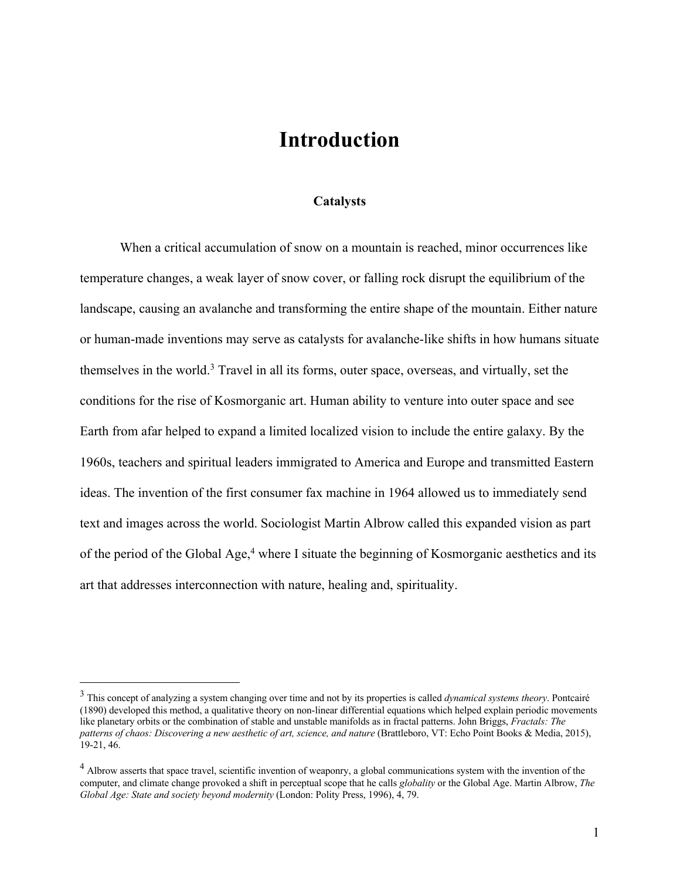# Introduction

### Catalysts

When a critical accumulation of snow on a mountain is reached, minor occurrences like temperature changes, a weak layer of snow cover, or falling rock disrupt the equilibrium of the landscape, causing an avalanche and transforming the entire shape of the mountain. Either nature or human-made inventions may serve as catalysts for avalanche-like shifts in how humans situate themselves in the world.[3] Travel in all its forms, outer space, overseas, and virtually, set the conditions for the rise of Kosmorganic art. Human ability to venture into outer space and see Earth from afar helped to expand a limited localized vision to include the entire galaxy. By the 1960s, teachers and spiritual leaders immigrated to America and Europe and transmitted Eastern ideas. The invention of the first consumer fax machine in 1964 allowed us to immediately send text and images across the world. Sociologist Martin Albrow called this expanded vision as part of the period of the Global Age,[4] where I situate the beginning of Kosmorganic aesthetics and its art that addresses interconnection with nature, healing and, spirituality.

---

[3] This concept of analyzing a system changing over time and not by its properties is called *dynamical systems theory*. Pontcairé (1890) developed this method, a qualitative theory on non-linear differential equations which helped explain periodic movements like planetary orbits or the combination of stable and unstable manifolds as in fractal patterns. John Briggs, *Fractals: The patterns of chaos: Discovering a new aesthetic of art, science, and nature* (Brattleboro, VT: Echo Point Books & Media, 2015), 19-21, 46.

[4] Albrow asserts that space travel, scientific invention of weaponry, a global communications system with the invention of the computer, and climate change provoked a shift in perceptual scope that he calls *globality* or the Global Age. Martin Albrow, *The Global Age: State and society beyond modernity* (London: Polity Press, 1996), 4, 79.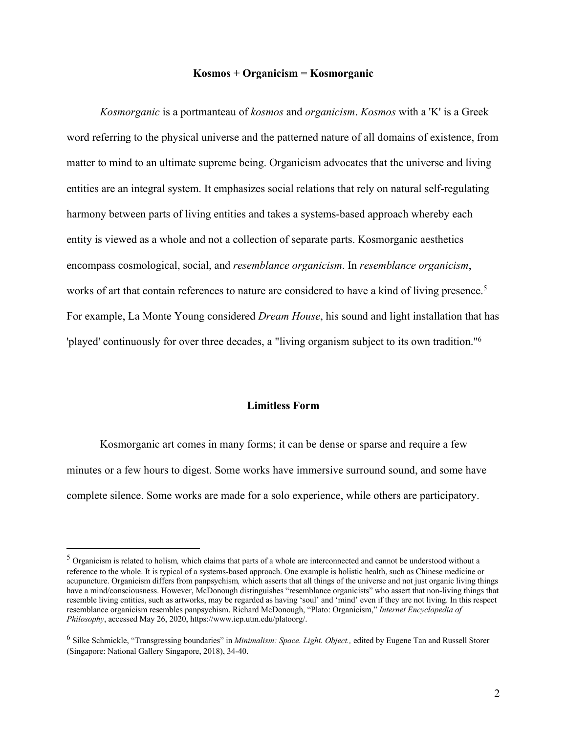## Kosmos + Organicism = Kosmorganic

*Kosmorganic* is a portmanteau of *kosmos* and *organicism*. *Kosmos* with a 'K' is a Greek word referring to the physical universe and the patterned nature of all domains of existence, from matter to mind to an ultimate supreme being. Organicism advocates that the universe and living entities are an integral system. It emphasizes social relations that rely on natural self-regulating harmony between parts of living entities and takes a systems-based approach whereby each entity is viewed as a whole and not a collection of separate parts. Kosmorganic aesthetics encompass cosmological, social, and *resemblance organicism*. In *resemblance organicism*, works of art that contain references to nature are considered to have a kind of living presence.[5] For example, La Monte Young considered *Dream House*, his sound and light installation that has 'played' continuously for over three decades, a "living organism subject to its own tradition."[6]

## Limitless Form

Kosmorganic art comes in many forms; it can be dense or sparse and require a few minutes or a few hours to digest. Some works have immersive surround sound, and some have complete silence. Some works are made for a solo experience, while others are participatory.

---

[5] Organicism is related to holism*,* which claims that parts of a whole are interconnected and cannot be understood without a reference to the whole. It is typical of a systems-based approach. One example is holistic health, such as Chinese medicine or acupuncture. Organicism differs from panpsychism*,* which asserts that all things of the universe and not just organic living things have a mind/consciousness. However, McDonough distinguishes "resemblance organicists" who assert that non-living things that resemble living entities, such as artworks, may be regarded as having 'soul' and 'mind' even if they are not living. In this respect resemblance organicism resembles panpsychism. Richard McDonough, "Plato: Organicism," *Internet Encyclopedia of Philosophy*, accessed May 26, 2020, https://www.iep.utm.edu/platoorg/.

[6] Silke Schmickle, "Transgressing boundaries" in *Minimalism: Space. Light. Object.,* edited by Eugene Tan and Russell Storer (Singapore: National Gallery Singapore, 2018), 34-40.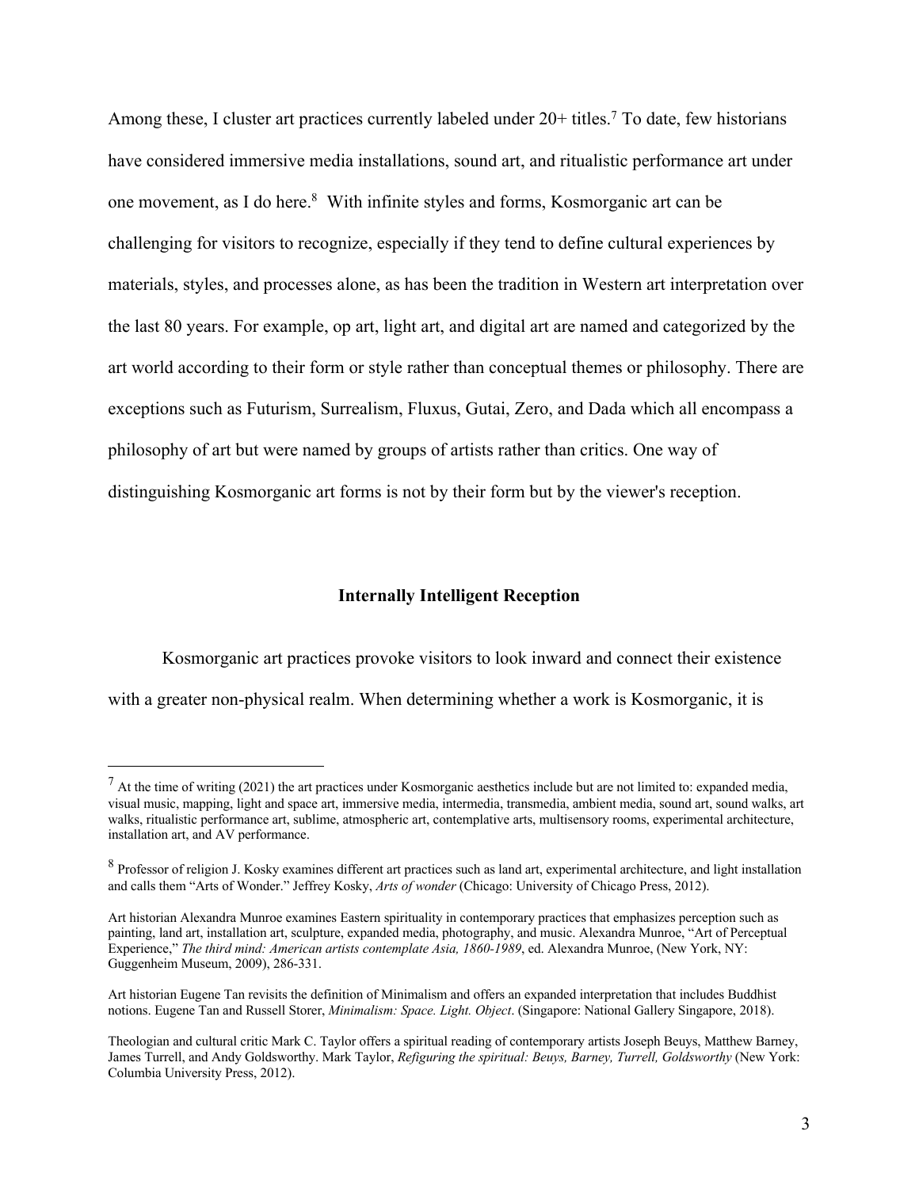Among these, I cluster art practices currently labeled under 20+ titles.[7] To date, few historians have considered immersive media installations, sound art, and ritualistic performance art under one movement, as I do here.[8] With infinite styles and forms, Kosmorganic art can be challenging for visitors to recognize, especially if they tend to define cultural experiences by materials, styles, and processes alone, as has been the tradition in Western art interpretation over the last 80 years. For example, op art, light art, and digital art are named and categorized by the art world according to their form or style rather than conceptual themes or philosophy. There are exceptions such as Futurism, Surrealism, Fluxus, Gutai, Zero, and Dada which all encompass a philosophy of art but were named by groups of artists rather than critics. One way of distinguishing Kosmorganic art forms is not by their form but by the viewer's reception.

## Internally Intelligent Reception

Kosmorganic art practices provoke visitors to look inward and connect their existence with a greater non-physical realm. When determining whether a work is Kosmorganic, it is

---

[7] At the time of writing (2021) the art practices under Kosmorganic aesthetics include but are not limited to: expanded media, visual music, mapping, light and space art, immersive media, intermedia, transmedia, ambient media, sound art, sound walks, art walks, ritualistic performance art, sublime, atmospheric art, contemplative arts, multisensory rooms, experimental architecture, installation art, and AV performance.

[8] Professor of religion J. Kosky examines different art practices such as land art, experimental architecture, and light installation and calls them "Arts of Wonder." Jeffrey Kosky, *Arts of wonder* (Chicago: University of Chicago Press, 2012).

Art historian Alexandra Munroe examines Eastern spirituality in contemporary practices that emphasizes perception such as painting, land art, installation art, sculpture, expanded media, photography, and music. Alexandra Munroe, "Art of Perceptual Experience," *The third mind: American artists contemplate Asia, 1860-1989*, ed. Alexandra Munroe, (New York, NY: Guggenheim Museum, 2009), 286-331.

Art historian Eugene Tan revisits the definition of Minimalism and offers an expanded interpretation that includes Buddhist notions. Eugene Tan and Russell Storer, *Minimalism: Space. Light. Object*. (Singapore: National Gallery Singapore, 2018).

Theologian and cultural critic Mark C. Taylor offers a spiritual reading of contemporary artists Joseph Beuys, Matthew Barney, James Turrell, and Andy Goldsworthy. Mark Taylor, *Refiguring the spiritual: Beuys, Barney, Turrell, Goldsworthy* (New York: Columbia University Press, 2012).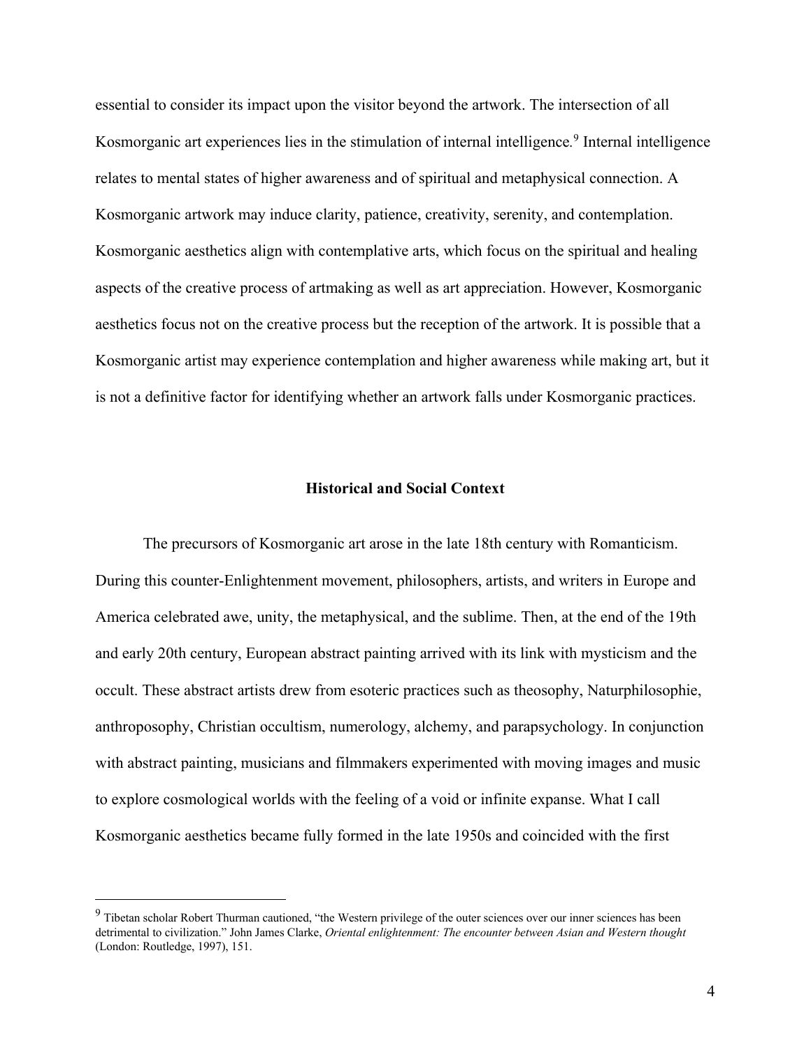essential to consider its impact upon the visitor beyond the artwork. The intersection of all Kosmorganic art experiences lies in the stimulation of internal intelligence.[9] Internal intelligence relates to mental states of higher awareness and of spiritual and metaphysical connection. A Kosmorganic artwork may induce clarity, patience, creativity, serenity, and contemplation. Kosmorganic aesthetics align with contemplative arts, which focus on the spiritual and healing aspects of the creative process of artmaking as well as art appreciation. However, Kosmorganic aesthetics focus not on the creative process but the reception of the artwork. It is possible that a Kosmorganic artist may experience contemplation and higher awareness while making art, but it is not a definitive factor for identifying whether an artwork falls under Kosmorganic practices.

## Historical and Social Context

The precursors of Kosmorganic art arose in the late 18th century with Romanticism. During this counter-Enlightenment movement, philosophers, artists, and writers in Europe and America celebrated awe, unity, the metaphysical, and the sublime. Then, at the end of the 19th and early 20th century, European abstract painting arrived with its link with mysticism and the occult. These abstract artists drew from esoteric practices such as theosophy, Naturphilosophie, anthroposophy, Christian occultism, numerology, alchemy, and parapsychology. In conjunction with abstract painting, musicians and filmmakers experimented with moving images and music to explore cosmological worlds with the feeling of a void or infinite expanse. What I call Kosmorganic aesthetics became fully formed in the late 1950s and coincided with the first

---

[9] Tibetan scholar Robert Thurman cautioned, "the Western privilege of the outer sciences over our inner sciences has been detrimental to civilization." John James Clarke, *Oriental enlightenment: The encounter between Asian and Western thought* (London: Routledge, 1997), 151.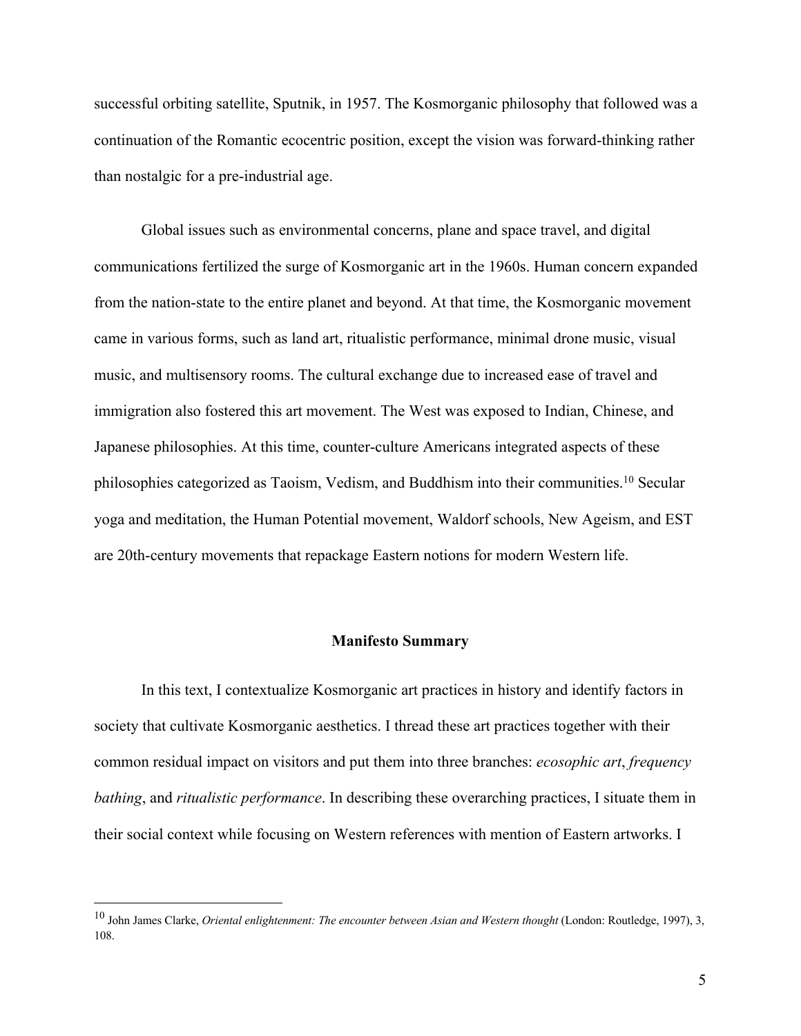successful orbiting satellite, Sputnik, in 1957. The Kosmorganic philosophy that followed was a continuation of the Romantic ecocentric position, except the vision was forward-thinking rather than nostalgic for a pre-industrial age.

Global issues such as environmental concerns, plane and space travel, and digital communications fertilized the surge of Kosmorganic art in the 1960s. Human concern expanded from the nation-state to the entire planet and beyond. At that time, the Kosmorganic movement came in various forms, such as land art, ritualistic performance, minimal drone music, visual music, and multisensory rooms. The cultural exchange due to increased ease of travel and immigration also fostered this art movement. The West was exposed to Indian, Chinese, and Japanese philosophies. At this time, counter-culture Americans integrated aspects of these philosophies categorized as Taoism, Vedism, and Buddhism into their communities.[10] Secular yoga and meditation, the Human Potential movement, Waldorf schools, New Ageism, and EST are 20th-century movements that repackage Eastern notions for modern Western life.

## Manifesto Summary

In this text, I contextualize Kosmorganic art practices in history and identify factors in society that cultivate Kosmorganic aesthetics. I thread these art practices together with their common residual impact on visitors and put them into three branches: *ecosophic art*, *frequency bathing*, and *ritualistic performance*. In describing these overarching practices, I situate them in their social context while focusing on Western references with mention of Eastern artworks. I

[10] John James Clarke, *Oriental enlightenment: The encounter between Asian and Western thought* (London: Routledge, 1997), 3, 108.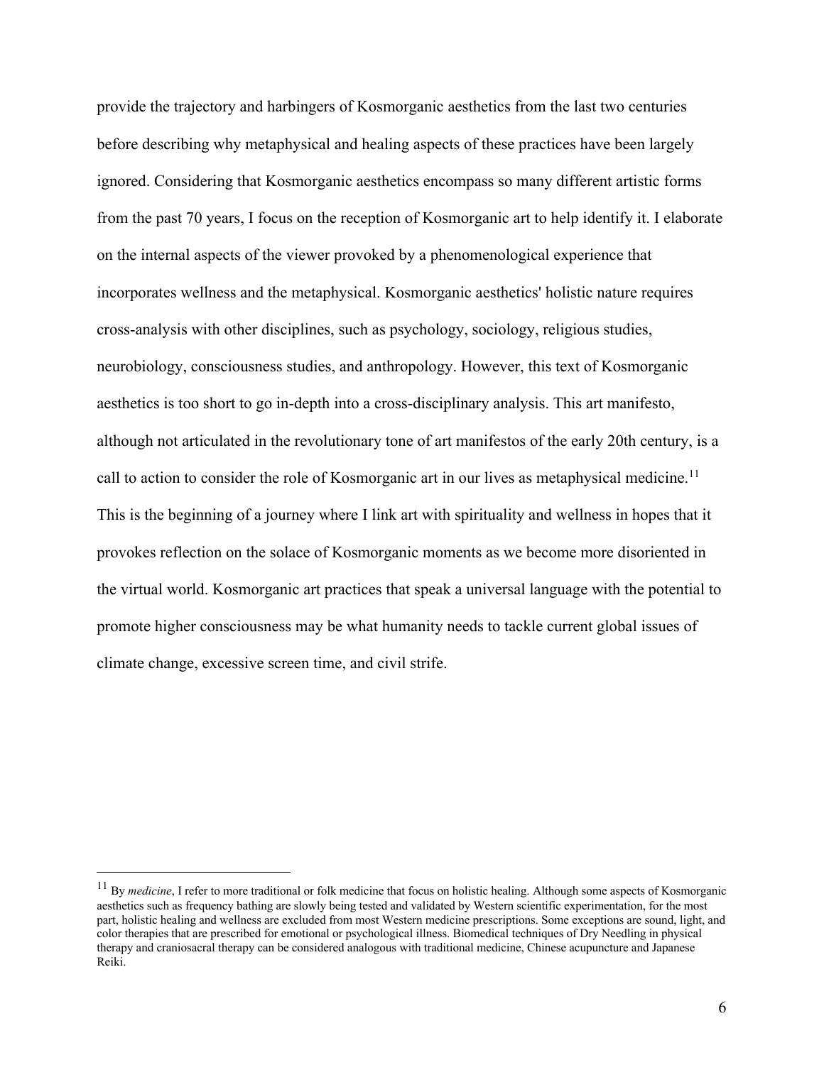provide the trajectory and harbingers of Kosmorganic aesthetics from the last two centuries before describing why metaphysical and healing aspects of these practices have been largely ignored. Considering that Kosmorganic aesthetics encompass so many different artistic forms from the past 70 years, I focus on the reception of Kosmorganic art to help identify it. I elaborate on the internal aspects of the viewer provoked by a phenomenological experience that incorporates wellness and the metaphysical. Kosmorganic aesthetics' holistic nature requires cross-analysis with other disciplines, such as psychology, sociology, religious studies, neurobiology, consciousness studies, and anthropology. However, this text of Kosmorganic aesthetics is too short to go in-depth into a cross-disciplinary analysis. This art manifesto, although not articulated in the revolutionary tone of art manifestos of the early 20th century, is a call to action to consider the role of Kosmorganic art in our lives as metaphysical medicine.[11] This is the beginning of a journey where I link art with spirituality and wellness in hopes that it provokes reflection on the solace of Kosmorganic moments as we become more disoriented in the virtual world. Kosmorganic art practices that speak a universal language with the potential to promote higher consciousness may be what humanity needs to tackle current global issues of climate change, excessive screen time, and civil strife.

---

[11] By *medicine*, I refer to more traditional or folk medicine that focus on holistic healing. Although some aspects of Kosmorganic aesthetics such as frequency bathing are slowly being tested and validated by Western scientific experimentation, for the most part, holistic healing and wellness are excluded from most Western medicine prescriptions. Some exceptions are sound, light, and color therapies that are prescribed for emotional or psychological illness. Biomedical techniques of Dry Needling in physical therapy and craniosacral therapy can be considered analogous with traditional medicine, Chinese acupuncture and Japanese Reiki.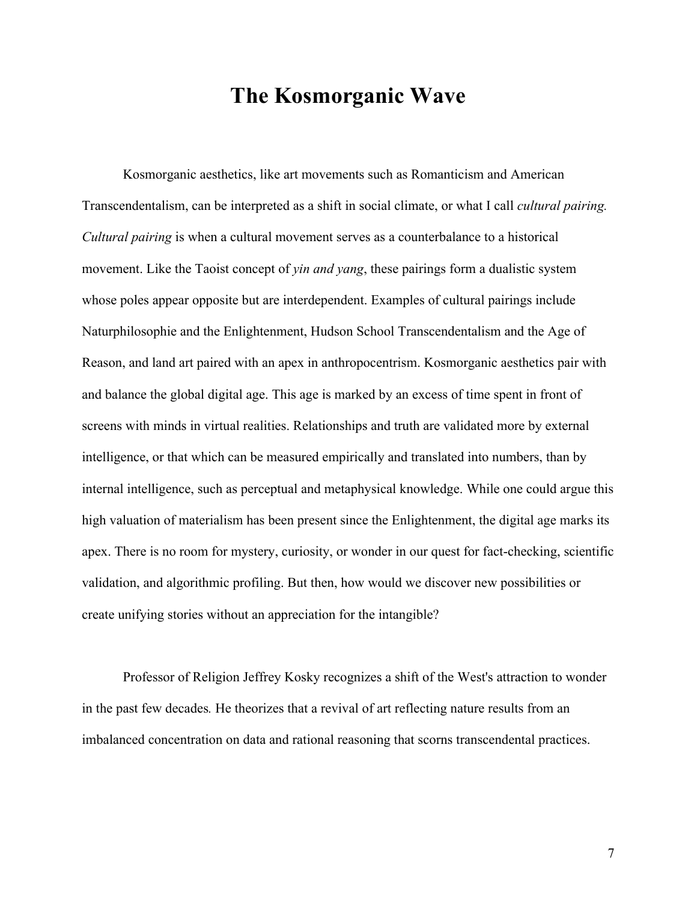# The Kosmorganic Wave

Kosmorganic aesthetics, like art movements such as Romanticism and American Transcendentalism, can be interpreted as a shift in social climate, or what I call *cultural pairing. Cultural pairing* is when a cultural movement serves as a counterbalance to a historical movement. Like the Taoist concept of *yin and yang*, these pairings form a dualistic system whose poles appear opposite but are interdependent. Examples of cultural pairings include Naturphilosophie and the Enlightenment, Hudson School Transcendentalism and the Age of Reason, and land art paired with an apex in anthropocentrism. Kosmorganic aesthetics pair with and balance the global digital age. This age is marked by an excess of time spent in front of screens with minds in virtual realities. Relationships and truth are validated more by external intelligence, or that which can be measured empirically and translated into numbers, than by internal intelligence, such as perceptual and metaphysical knowledge. While one could argue this high valuation of materialism has been present since the Enlightenment, the digital age marks its apex. There is no room for mystery, curiosity, or wonder in our quest for fact-checking, scientific validation, and algorithmic profiling. But then, how would we discover new possibilities or create unifying stories without an appreciation for the intangible?

Professor of Religion Jeffrey Kosky recognizes a shift of the West's attraction to wonder in the past few decades. He theorizes that a revival of art reflecting nature results from an imbalanced concentration on data and rational reasoning that scorns transcendental practices.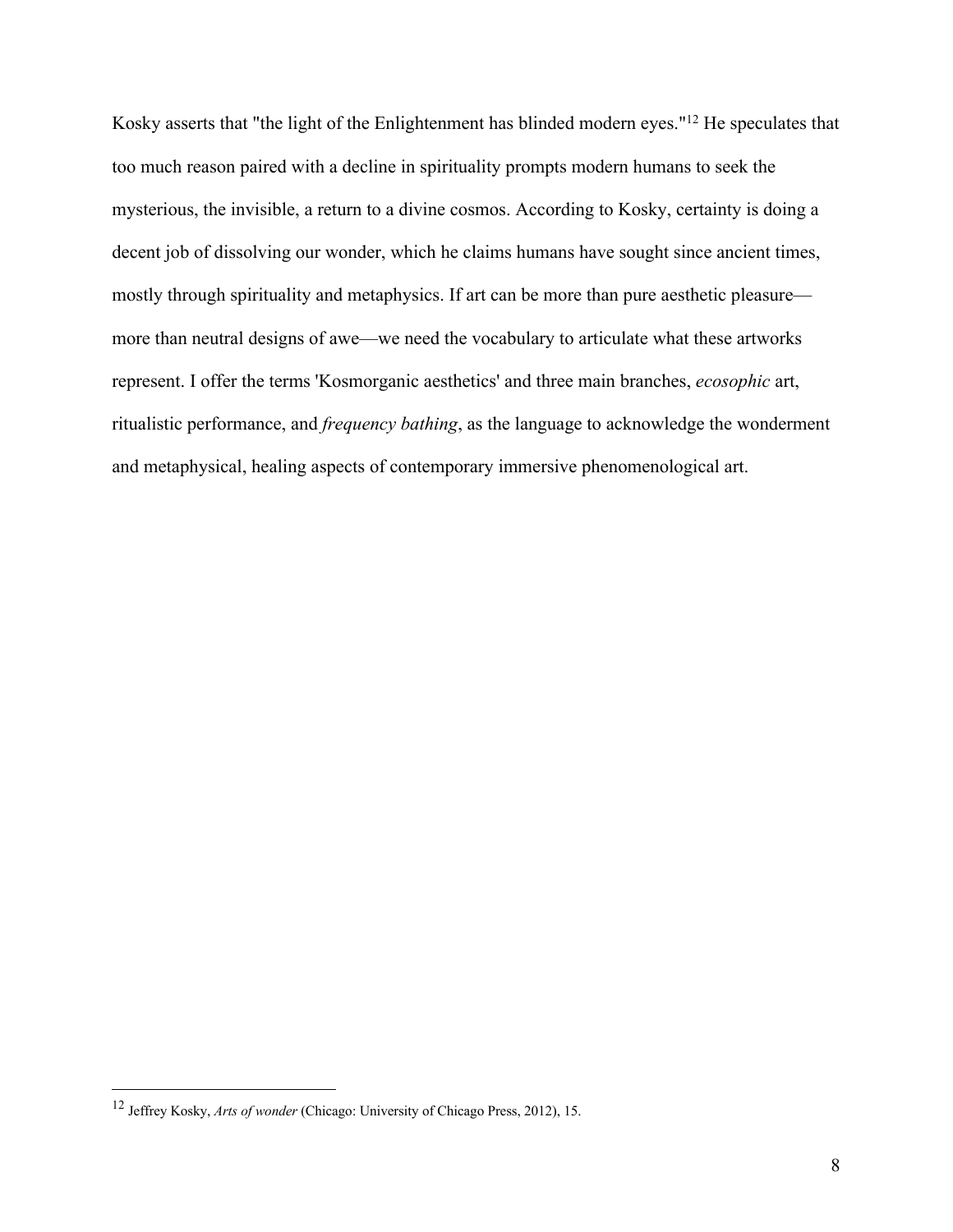Kosky asserts that "the light of the Enlightenment has blinded modern eyes."[12] He speculates that too much reason paired with a decline in spirituality prompts modern humans to seek the mysterious, the invisible, a return to a divine cosmos. According to Kosky, certainty is doing a decent job of dissolving our wonder, which he claims humans have sought since ancient times, mostly through spirituality and metaphysics. If art can be more than pure aesthetic pleasure—more than neutral designs of awe—we need the vocabulary to articulate what these artworks represent. I offer the terms 'Kosmorganic aesthetics' and three main branches, *ecosophic* art, ritualistic performance, and *frequency bathing*, as the language to acknowledge the wonderment and metaphysical, healing aspects of contemporary immersive phenomenological art.

---

[12] Jeffrey Kosky, *Arts of wonder* (Chicago: University of Chicago Press, 2012), 15.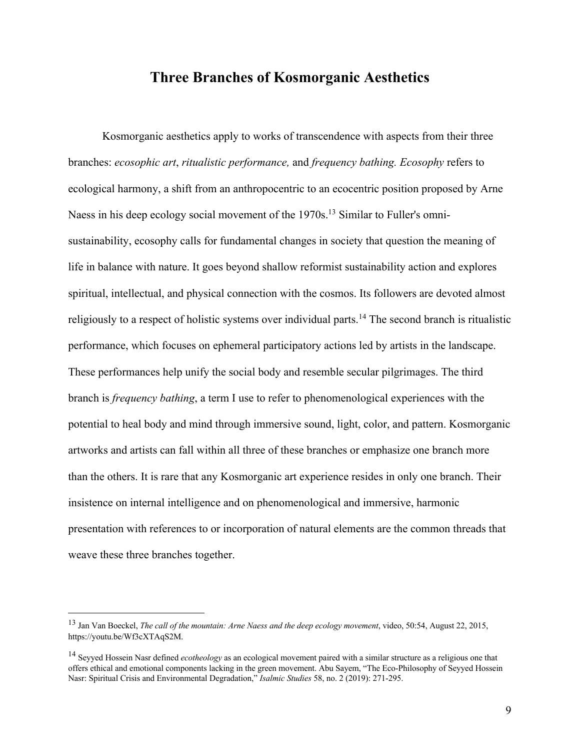## Three Branches of Kosmorganic Aesthetics

Kosmorganic aesthetics apply to works of transcendence with aspects from their three branches: *ecosophic art*, *ritualistic performance,* and *frequency bathing. Ecosophy* refers to ecological harmony, a shift from an anthropocentric to an ecocentric position proposed by Arne Naess in his deep ecology social movement of the 1970s.[13] Similar to Fuller's omni-sustainability, ecosophy calls for fundamental changes in society that question the meaning of life in balance with nature. It goes beyond shallow reformist sustainability action and explores spiritual, intellectual, and physical connection with the cosmos. Its followers are devoted almost religiously to a respect of holistic systems over individual parts.[14] The second branch is ritualistic performance, which focuses on ephemeral participatory actions led by artists in the landscape. These performances help unify the social body and resemble secular pilgrimages. The third branch is *frequency bathing*, a term I use to refer to phenomenological experiences with the potential to heal body and mind through immersive sound, light, color, and pattern. Kosmorganic artworks and artists can fall within all three of these branches or emphasize one branch more than the others. It is rare that any Kosmorganic art experience resides in only one branch. Their insistence on internal intelligence and on phenomenological and immersive, harmonic presentation with references to or incorporation of natural elements are the common threads that weave these three branches together.

---

[13] Jan Van Boeckel, *The call of the mountain: Arne Naess and the deep ecology movement*, video, 50:54, August 22, 2015, https://youtu.be/Wf3cXTAqS2M.

[14] Seyyed Hossein Nasr defined *ecotheology* as an ecological movement paired with a similar structure as a religious one that offers ethical and emotional components lacking in the green movement. Abu Sayem, "The Eco-Philosophy of Seyyed Hossein Nasr: Spiritual Crisis and Environmental Degradation," *Isalmic Studies* 58, no. 2 (2019): 271-295.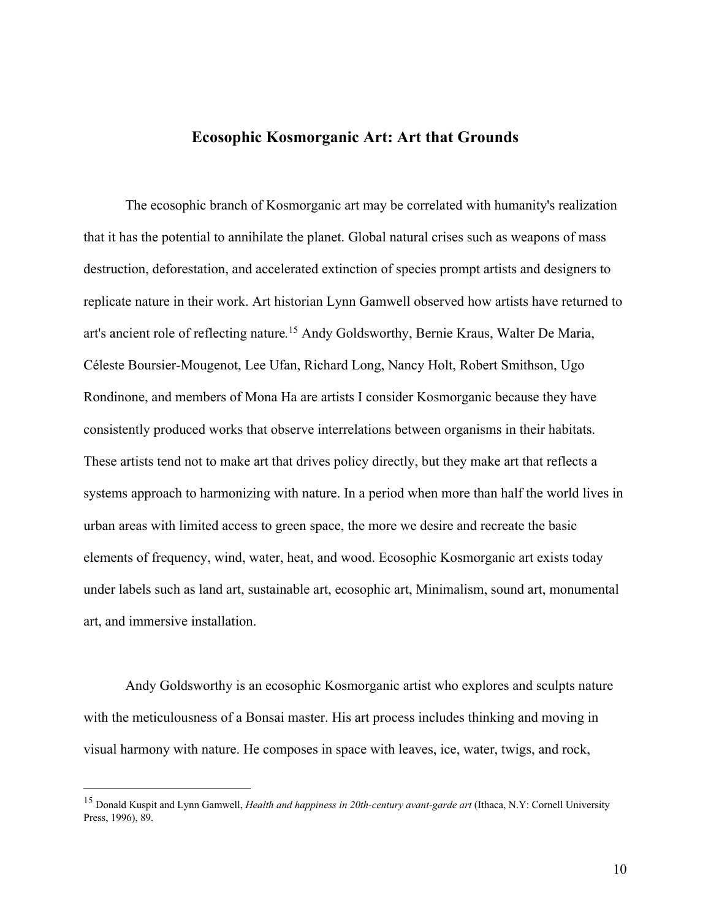## Ecosophic Kosmorganic Art: Art that Grounds

The ecosophic branch of Kosmorganic art may be correlated with humanity's realization that it has the potential to annihilate the planet. Global natural crises such as weapons of mass destruction, deforestation, and accelerated extinction of species prompt artists and designers to replicate nature in their work. Art historian Lynn Gamwell observed how artists have returned to art's ancient role of reflecting nature.[15] Andy Goldsworthy, Bernie Kraus, Walter De Maria, Céleste Boursier-Mougenot, Lee Ufan, Richard Long, Nancy Holt, Robert Smithson, Ugo Rondinone, and members of Mona Ha are artists I consider Kosmorganic because they have consistently produced works that observe interrelations between organisms in their habitats. These artists tend not to make art that drives policy directly, but they make art that reflects a systems approach to harmonizing with nature. In a period when more than half the world lives in urban areas with limited access to green space, the more we desire and recreate the basic elements of frequency, wind, water, heat, and wood. Ecosophic Kosmorganic art exists today under labels such as land art, sustainable art, ecosophic art, Minimalism, sound art, monumental art, and immersive installation.

Andy Goldsworthy is an ecosophic Kosmorganic artist who explores and sculpts nature with the meticulousness of a Bonsai master. His art process includes thinking and moving in visual harmony with nature. He composes in space with leaves, ice, water, twigs, and rock,

---

[15] Donald Kuspit and Lynn Gamwell, *Health and happiness in 20th-century avant-garde art* (Ithaca, N.Y: Cornell University Press, 1996), 89.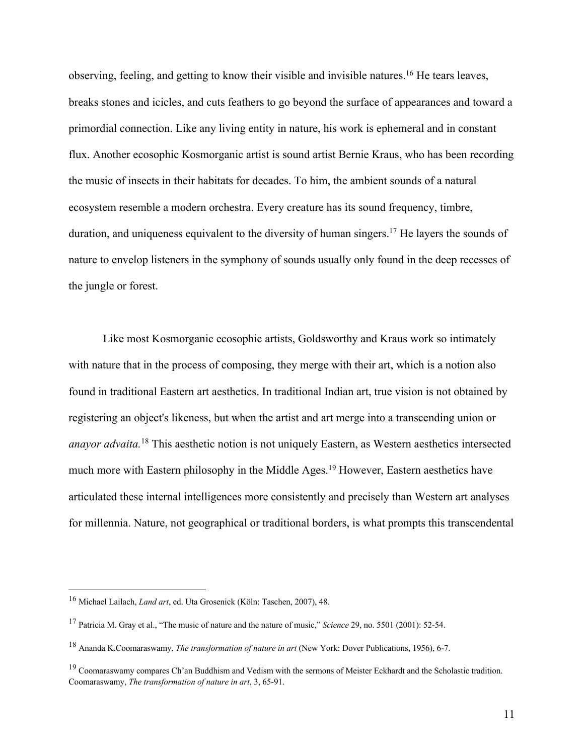observing, feeling, and getting to know their visible and invisible natures.[16] He tears leaves, breaks stones and icicles, and cuts feathers to go beyond the surface of appearances and toward a primordial connection. Like any living entity in nature, his work is ephemeral and in constant flux. Another ecosophic Kosmorganic artist is sound artist Bernie Kraus, who has been recording the music of insects in their habitats for decades. To him, the ambient sounds of a natural ecosystem resemble a modern orchestra. Every creature has its sound frequency, timbre, duration, and uniqueness equivalent to the diversity of human singers.[17] He layers the sounds of nature to envelop listeners in the symphony of sounds usually only found in the deep recesses of the jungle or forest.

Like most Kosmorganic ecosophic artists, Goldsworthy and Kraus work so intimately with nature that in the process of composing, they merge with their art, which is a notion also found in traditional Eastern art aesthetics. In traditional Indian art, true vision is not obtained by registering an object's likeness, but when the artist and art merge into a transcending union or *anayor advaita.*[18] This aesthetic notion is not uniquely Eastern, as Western aesthetics intersected much more with Eastern philosophy in the Middle Ages.[19] However, Eastern aesthetics have articulated these internal intelligences more consistently and precisely than Western art analyses for millennia. Nature, not geographical or traditional borders, is what prompts this transcendental

---

[16] Michael Lailach, *Land art*, ed. Uta Grosenick (Köln: Taschen, 2007), 48.

[17] Patricia M. Gray et al., "The music of nature and the nature of music," *Science* 29, no. 5501 (2001): 52-54.

[18] Ananda K.Coomaraswamy, *The transformation of nature in art* (New York: Dover Publications, 1956), 6-7.

[19] Coomaraswamy compares Ch'an Buddhism and Vedism with the sermons of Meister Eckhardt and the Scholastic tradition. Coomaraswamy, *The transformation of nature in art*, 3, 65-91.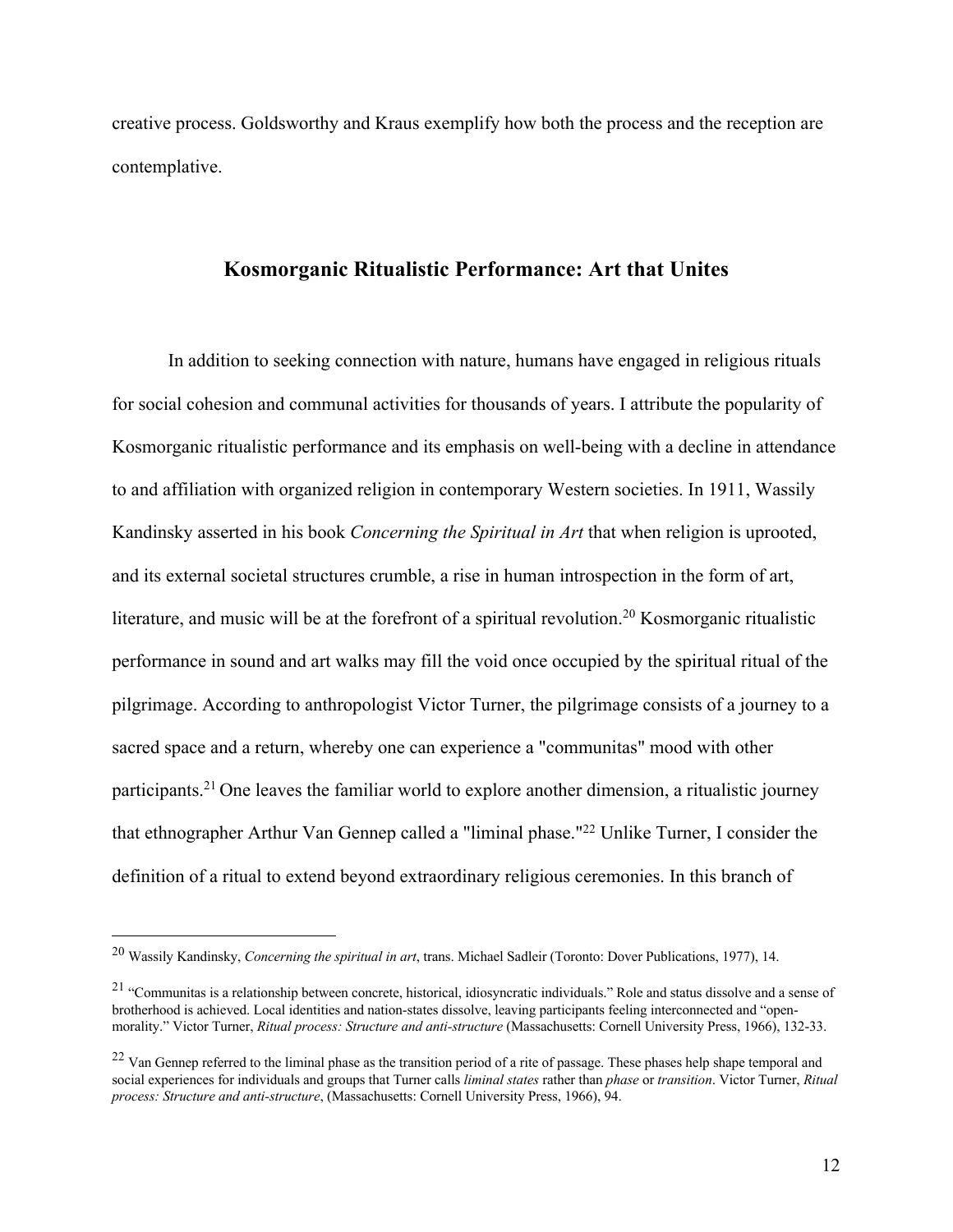creative process. Goldsworthy and Kraus exemplify how both the process and the reception are contemplative.

## Kosmorganic Ritualistic Performance: Art that Unites

In addition to seeking connection with nature, humans have engaged in religious rituals for social cohesion and communal activities for thousands of years. I attribute the popularity of Kosmorganic ritualistic performance and its emphasis on well-being with a decline in attendance to and affiliation with organized religion in contemporary Western societies. In 1911, Wassily Kandinsky asserted in his book *Concerning the Spiritual in Art* that when religion is uprooted, and its external societal structures crumble, a rise in human introspection in the form of art, literature, and music will be at the forefront of a spiritual revolution.[20] Kosmorganic ritualistic performance in sound and art walks may fill the void once occupied by the spiritual ritual of the pilgrimage. According to anthropologist Victor Turner, the pilgrimage consists of a journey to a sacred space and a return, whereby one can experience a "communitas" mood with other participants.[21] One leaves the familiar world to explore another dimension, a ritualistic journey that ethnographer Arthur Van Gennep called a "liminal phase."[22] Unlike Turner, I consider the definition of a ritual to extend beyond extraordinary religious ceremonies. In this branch of

---

[20] Wassily Kandinsky, *Concerning the spiritual in art*, trans. Michael Sadleir (Toronto: Dover Publications, 1977), 14.

[21] "Communitas is a relationship between concrete, historical, idiosyncratic individuals." Role and status dissolve and a sense of brotherhood is achieved. Local identities and nation-states dissolve, leaving participants feeling interconnected and "open-morality." Victor Turner, *Ritual process: Structure and anti-structure* (Massachusetts: Cornell University Press, 1966), 132-33.

[22] Van Gennep referred to the liminal phase as the transition period of a rite of passage. These phases help shape temporal and social experiences for individuals and groups that Turner calls *liminal states* rather than *phase* or *transition*. Victor Turner, *Ritual process: Structure and anti-structure*, (Massachusetts: Cornell University Press, 1966), 94.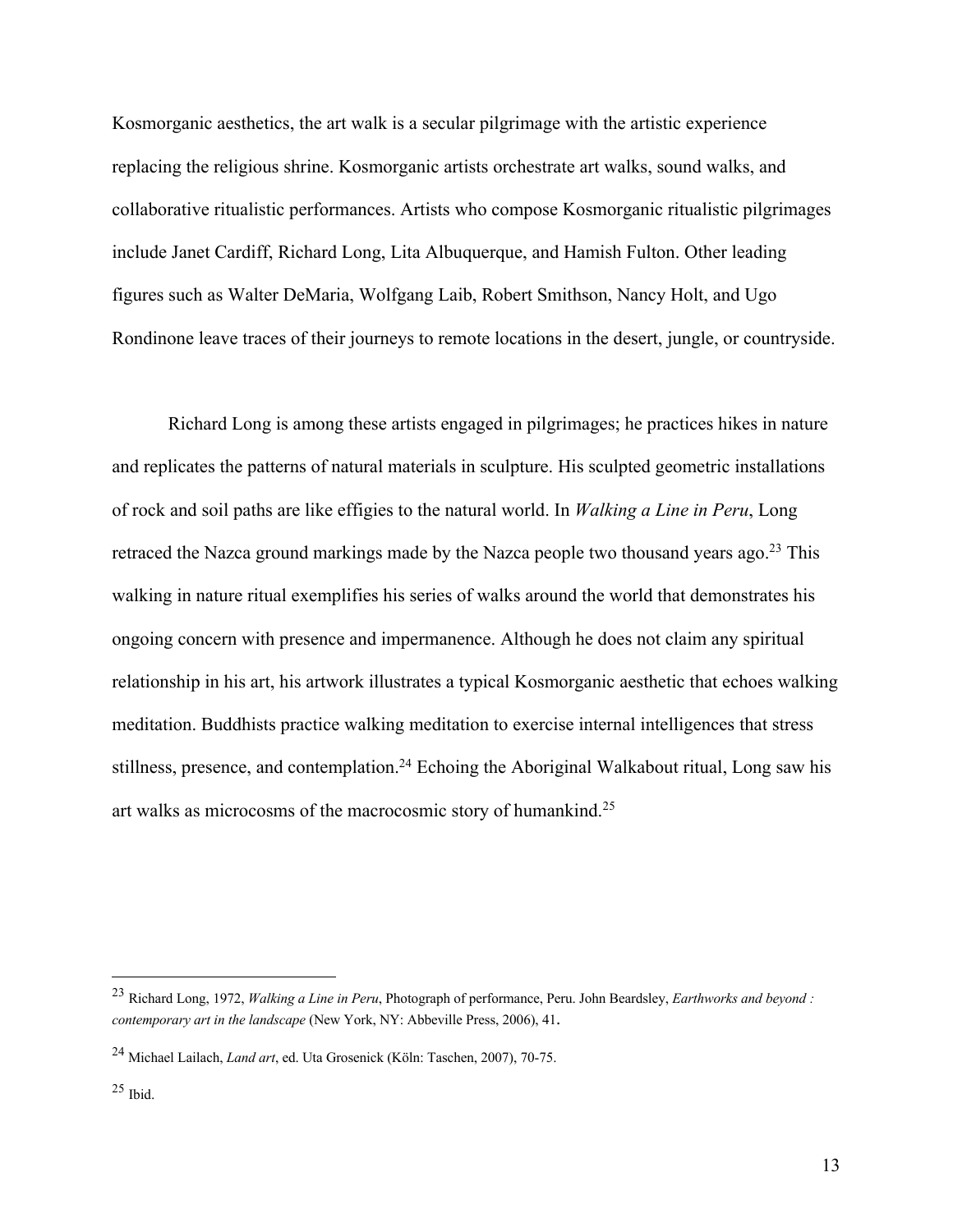Kosmorganic aesthetics, the art walk is a secular pilgrimage with the artistic experience replacing the religious shrine. Kosmorganic artists orchestrate art walks, sound walks, and collaborative ritualistic performances. Artists who compose Kosmorganic ritualistic pilgrimages include Janet Cardiff, Richard Long, Lita Albuquerque, and Hamish Fulton. Other leading figures such as Walter DeMaria, Wolfgang Laib, Robert Smithson, Nancy Holt, and Ugo Rondinone leave traces of their journeys to remote locations in the desert, jungle, or countryside.

Richard Long is among these artists engaged in pilgrimages; he practices hikes in nature and replicates the patterns of natural materials in sculpture. His sculpted geometric installations of rock and soil paths are like effigies to the natural world. In *Walking a Line in Peru*, Long retraced the Nazca ground markings made by the Nazca people two thousand years ago.[23] This walking in nature ritual exemplifies his series of walks around the world that demonstrates his ongoing concern with presence and impermanence. Although he does not claim any spiritual relationship in his art, his artwork illustrates a typical Kosmorganic aesthetic that echoes walking meditation. Buddhists practice walking meditation to exercise internal intelligences that stress stillness, presence, and contemplation.[24] Echoing the Aboriginal Walkabout ritual, Long saw his art walks as microcosms of the macrocosmic story of humankind.[25]

---

[23] Richard Long, 1972, *Walking a Line in Peru*, Photograph of performance, Peru. John Beardsley, *Earthworks and beyond : contemporary art in the landscape* (New York, NY: Abbeville Press, 2006), 41.

[24] Michael Lailach, *Land art*, ed. Uta Grosenick (Köln: Taschen, 2007), 70-75.

[25] Ibid.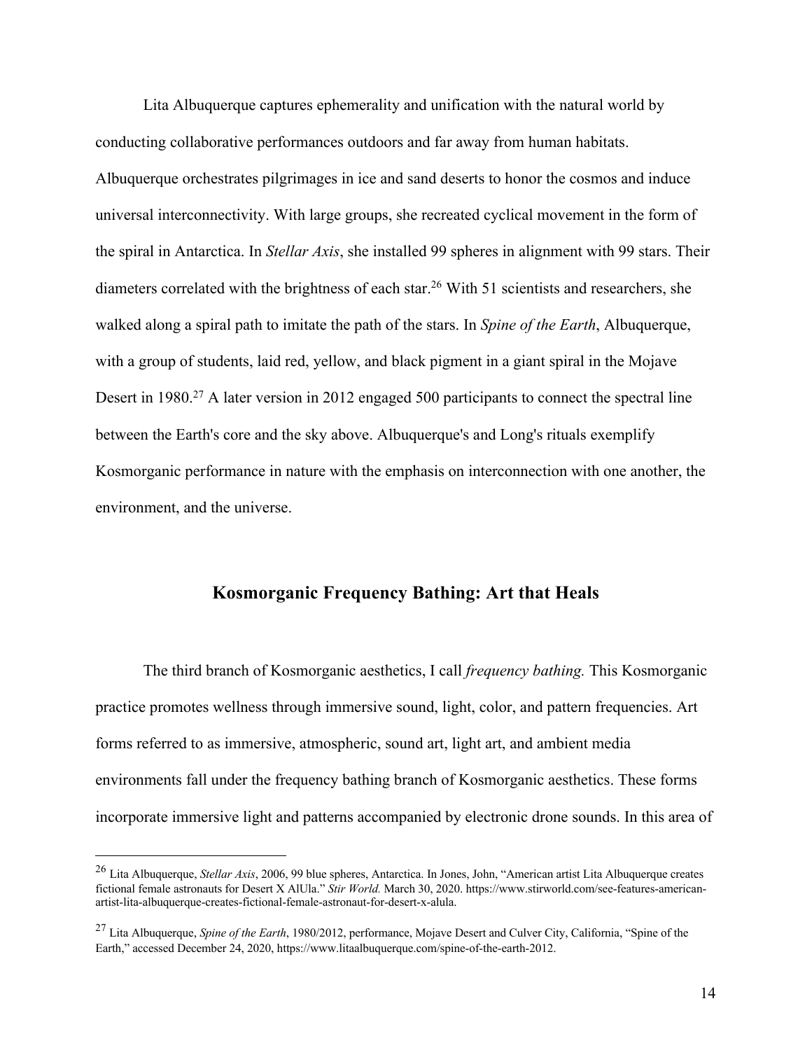Lita Albuquerque captures ephemerality and unification with the natural world by conducting collaborative performances outdoors and far away from human habitats. Albuquerque orchestrates pilgrimages in ice and sand deserts to honor the cosmos and induce universal interconnectivity. With large groups, she recreated cyclical movement in the form of the spiral in Antarctica. In *Stellar Axis*, she installed 99 spheres in alignment with 99 stars. Their diameters correlated with the brightness of each star.[26] With 51 scientists and researchers, she walked along a spiral path to imitate the path of the stars. In *Spine of the Earth*, Albuquerque, with a group of students, laid red, yellow, and black pigment in a giant spiral in the Mojave Desert in 1980.[27] A later version in 2012 engaged 500 participants to connect the spectral line between the Earth's core and the sky above. Albuquerque's and Long's rituals exemplify Kosmorganic performance in nature with the emphasis on interconnection with one another, the environment, and the universe.

## Kosmorganic Frequency Bathing: Art that Heals

The third branch of Kosmorganic aesthetics, I call *frequency bathing.* This Kosmorganic practice promotes wellness through immersive sound, light, color, and pattern frequencies. Art forms referred to as immersive, atmospheric, sound art, light art, and ambient media environments fall under the frequency bathing branch of Kosmorganic aesthetics. These forms incorporate immersive light and patterns accompanied by electronic drone sounds. In this area of

---

[26] Lita Albuquerque, *Stellar Axis*, 2006, 99 blue spheres, Antarctica. In Jones, John, "American artist Lita Albuquerque creates fictional female astronauts for Desert X AlUla." *Stir World.* March 30, 2020. https://www.stirworld.com/see-features-american-artist-lita-albuquerque-creates-fictional-female-astronaut-for-desert-x-alula.

[27] Lita Albuquerque, *Spine of the Earth*, 1980/2012, performance, Mojave Desert and Culver City, California, "Spine of the Earth," accessed December 24, 2020, https://www.litaalbuquerque.com/spine-of-the-earth-2012.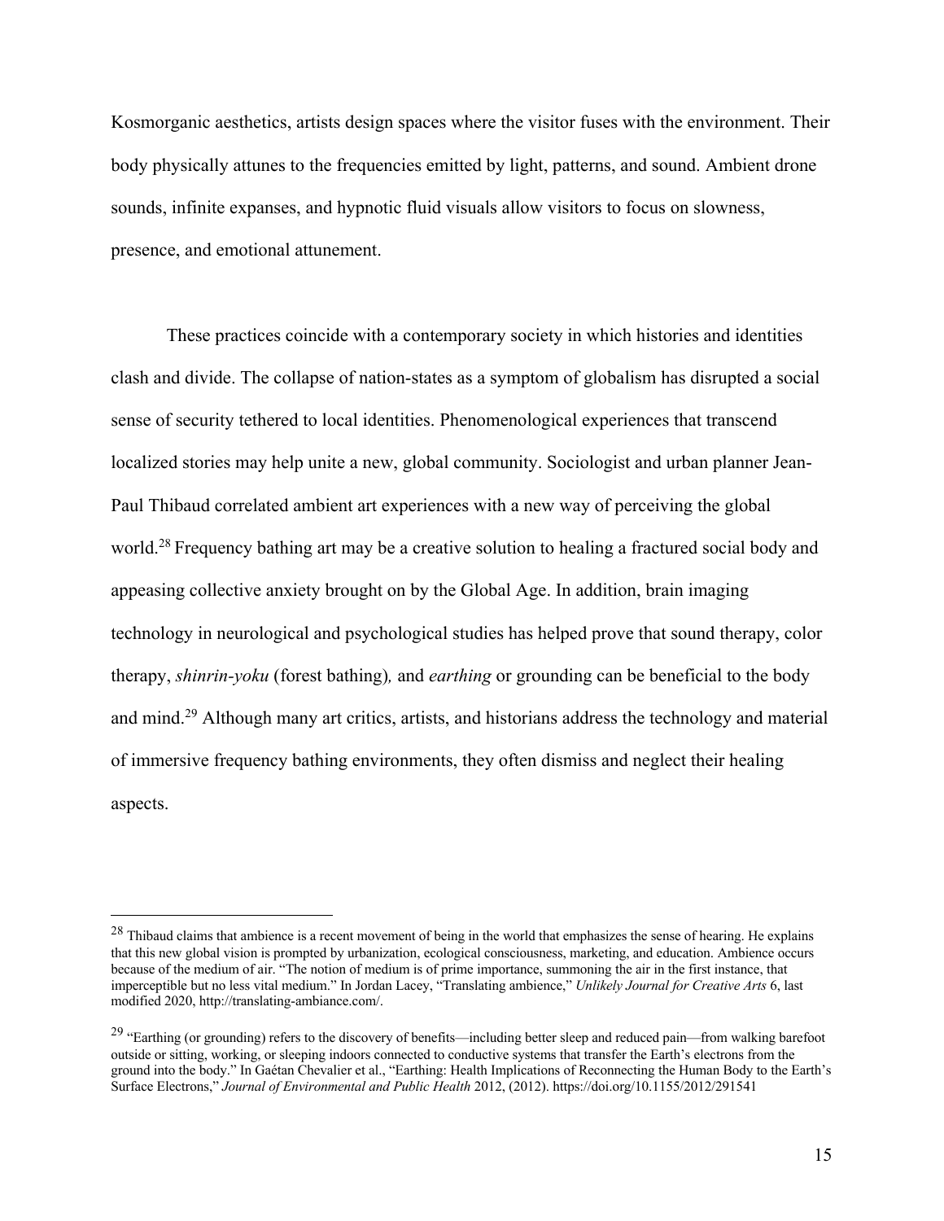Kosmorganic aesthetics, artists design spaces where the visitor fuses with the environment. Their body physically attunes to the frequencies emitted by light, patterns, and sound. Ambient drone sounds, infinite expanses, and hypnotic fluid visuals allow visitors to focus on slowness, presence, and emotional attunement.

These practices coincide with a contemporary society in which histories and identities clash and divide. The collapse of nation-states as a symptom of globalism has disrupted a social sense of security tethered to local identities. Phenomenological experiences that transcend localized stories may help unite a new, global community. Sociologist and urban planner Jean-Paul Thibaud correlated ambient art experiences with a new way of perceiving the global world.[28] Frequency bathing art may be a creative solution to healing a fractured social body and appeasing collective anxiety brought on by the Global Age. In addition, brain imaging technology in neurological and psychological studies has helped prove that sound therapy, color therapy, *shinrin-yoku* (forest bathing), and *earthing* or grounding can be beneficial to the body and mind.[29] Although many art critics, artists, and historians address the technology and material of immersive frequency bathing environments, they often dismiss and neglect their healing aspects.

---

[28] Thibaud claims that ambience is a recent movement of being in the world that emphasizes the sense of hearing. He explains that this new global vision is prompted by urbanization, ecological consciousness, marketing, and education. Ambience occurs because of the medium of air. "The notion of medium is of prime importance, summoning the air in the first instance, that imperceptible but no less vital medium." In Jordan Lacey, "Translating ambience," *Unlikely Journal for Creative Arts* 6, last modified 2020, http://translating-ambiance.com/.

[29] "Earthing (or grounding) refers to the discovery of benefits—including better sleep and reduced pain—from walking barefoot outside or sitting, working, or sleeping indoors connected to conductive systems that transfer the Earth's electrons from the ground into the body." In Gaétan Chevalier et al., "Earthing: Health Implications of Reconnecting the Human Body to the Earth's Surface Electrons," *Journal of Environmental and Public Health* 2012, (2012). https://doi.org/10.1155/2012/291541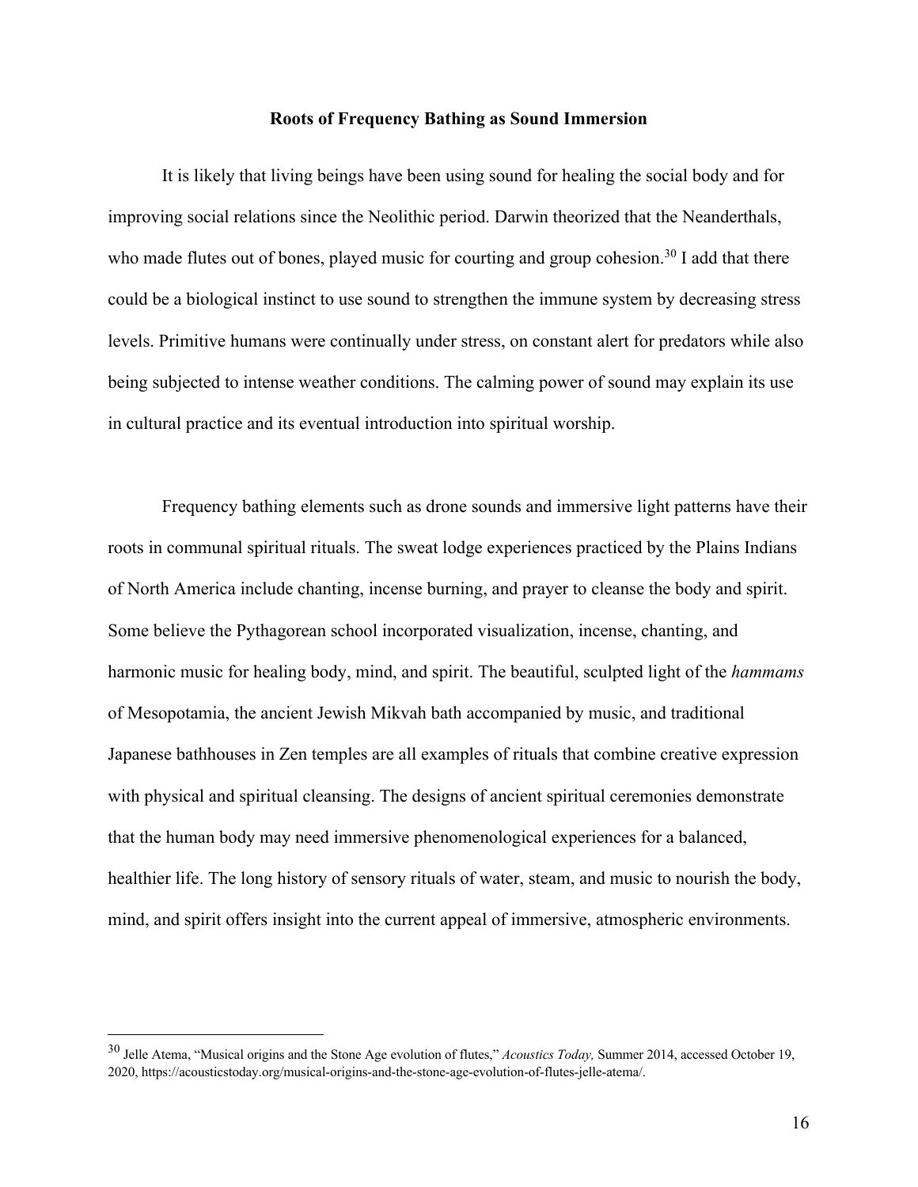## Roots of Frequency Bathing as Sound Immersion

It is likely that living beings have been using sound for healing the social body and for improving social relations since the Neolithic period. Darwin theorized that the Neanderthals, who made flutes out of bones, played music for courting and group cohesion.[30] I add that there could be a biological instinct to use sound to strengthen the immune system by decreasing stress levels. Primitive humans were continually under stress, on constant alert for predators while also being subjected to intense weather conditions. The calming power of sound may explain its use in cultural practice and its eventual introduction into spiritual worship.

Frequency bathing elements such as drone sounds and immersive light patterns have their roots in communal spiritual rituals. The sweat lodge experiences practiced by the Plains Indians of North America include chanting, incense burning, and prayer to cleanse the body and spirit. Some believe the Pythagorean school incorporated visualization, incense, chanting, and harmonic music for healing body, mind, and spirit. The beautiful, sculpted light of the *hammams* of Mesopotamia, the ancient Jewish Mikvah bath accompanied by music, and traditional Japanese bathhouses in Zen temples are all examples of rituals that combine creative expression with physical and spiritual cleansing. The designs of ancient spiritual ceremonies demonstrate that the human body may need immersive phenomenological experiences for a balanced, healthier life. The long history of sensory rituals of water, steam, and music to nourish the body, mind, and spirit offers insight into the current appeal of immersive, atmospheric environments.

---

[30] Jelle Atema, "Musical origins and the Stone Age evolution of flutes," *Acoustics Today,* Summer 2014, accessed October 19, 2020, https://acousticstoday.org/musical-origins-and-the-stone-age-evolution-of-flutes-jelle-atema/.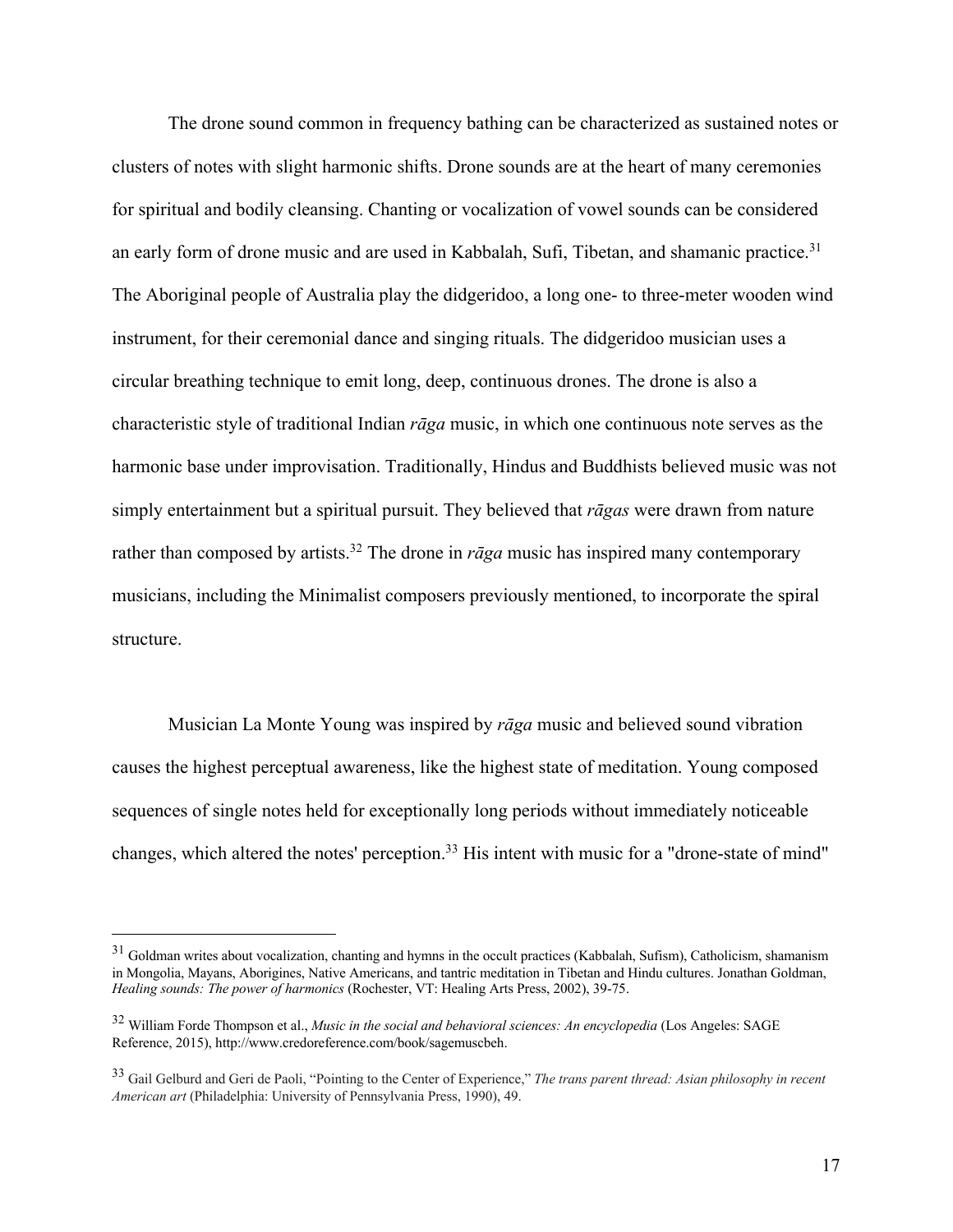The drone sound common in frequency bathing can be characterized as sustained notes or clusters of notes with slight harmonic shifts. Drone sounds are at the heart of many ceremonies for spiritual and bodily cleansing. Chanting or vocalization of vowel sounds can be considered an early form of drone music and are used in Kabbalah, Sufi, Tibetan, and shamanic practice.[31] The Aboriginal people of Australia play the didgeridoo, a long one- to three-meter wooden wind instrument, for their ceremonial dance and singing rituals. The didgeridoo musician uses a circular breathing technique to emit long, deep, continuous drones. The drone is also a characteristic style of traditional Indian *rāga* music, in which one continuous note serves as the harmonic base under improvisation. Traditionally, Hindus and Buddhists believed music was not simply entertainment but a spiritual pursuit. They believed that *rāgas* were drawn from nature rather than composed by artists.[32] The drone in *rāga* music has inspired many contemporary musicians, including the Minimalist composers previously mentioned, to incorporate the spiral structure.

Musician La Monte Young was inspired by *rāga* music and believed sound vibration causes the highest perceptual awareness, like the highest state of meditation. Young composed sequences of single notes held for exceptionally long periods without immediately noticeable changes, which altered the notes' perception.[33] His intent with music for a "drone-state of mind"

---

[31] Goldman writes about vocalization, chanting and hymns in the occult practices (Kabbalah, Sufism), Catholicism, shamanism in Mongolia, Mayans, Aborigines, Native Americans, and tantric meditation in Tibetan and Hindu cultures. Jonathan Goldman, *Healing sounds: The power of harmonics* (Rochester, VT: Healing Arts Press, 2002), 39-75.

[32] William Forde Thompson et al., *Music in the social and behavioral sciences: An encyclopedia* (Los Angeles: SAGE Reference, 2015), http://www.credoreference.com/book/sagemuscbeh.

[33] Gail Gelburd and Geri de Paoli, "Pointing to the Center of Experience," *The trans parent thread: Asian philosophy in recent American art* (Philadelphia: University of Pennsylvania Press, 1990), 49.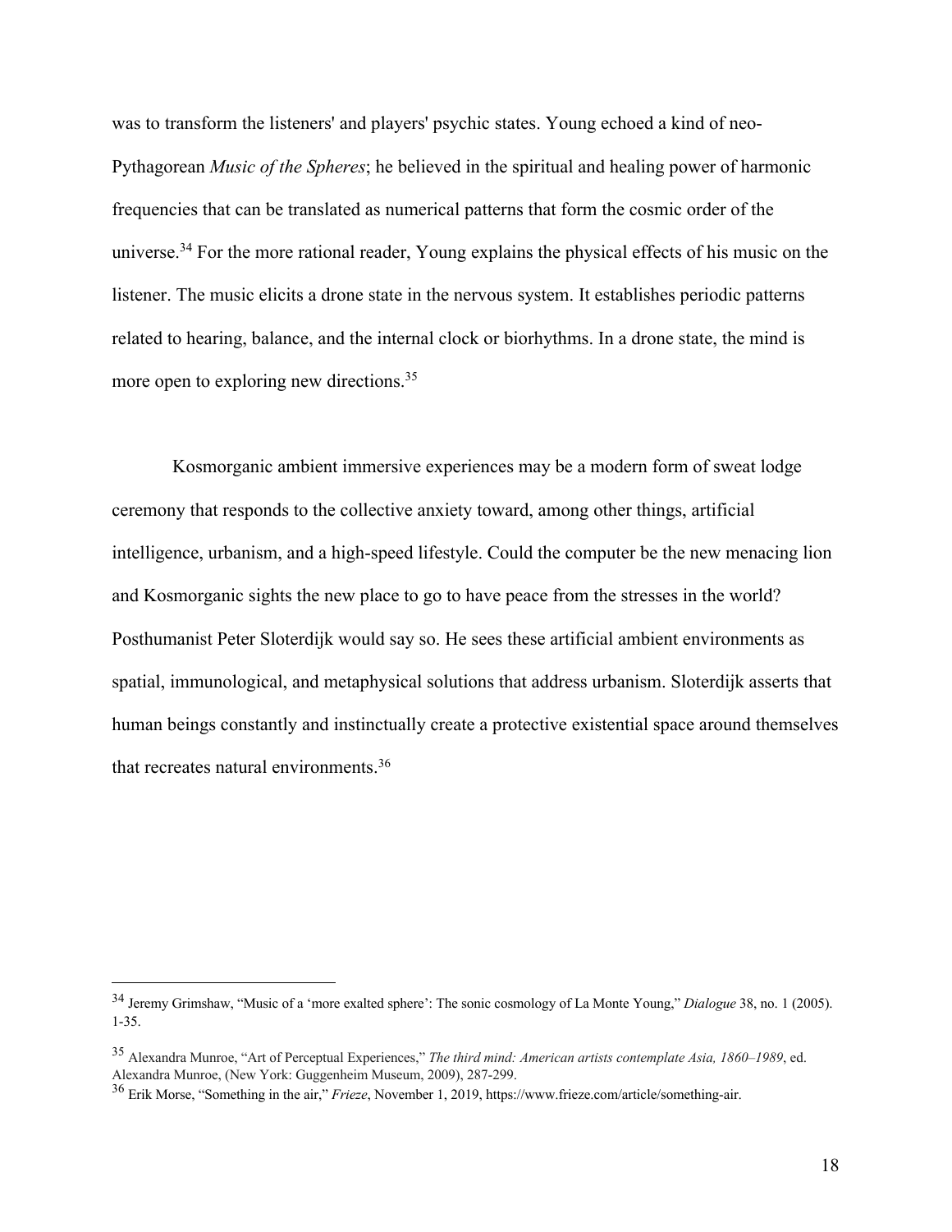was to transform the listeners' and players' psychic states. Young echoed a kind of neo-Pythagorean *Music of the Spheres*; he believed in the spiritual and healing power of harmonic frequencies that can be translated as numerical patterns that form the cosmic order of the universe.[34] For the more rational reader, Young explains the physical effects of his music on the listener. The music elicits a drone state in the nervous system. It establishes periodic patterns related to hearing, balance, and the internal clock or biorhythms. In a drone state, the mind is more open to exploring new directions.[35]

Kosmorganic ambient immersive experiences may be a modern form of sweat lodge ceremony that responds to the collective anxiety toward, among other things, artificial intelligence, urbanism, and a high-speed lifestyle. Could the computer be the new menacing lion and Kosmorganic sights the new place to go to have peace from the stresses in the world? Posthumanist Peter Sloterdijk would say so. He sees these artificial ambient environments as spatial, immunological, and metaphysical solutions that address urbanism. Sloterdijk asserts that human beings constantly and instinctually create a protective existential space around themselves that recreates natural environments.[36]

---

[34] Jeremy Grimshaw, "Music of a 'more exalted sphere': The sonic cosmology of La Monte Young," *Dialogue* 38, no. 1 (2005). 1-35.

[35] Alexandra Munroe, "Art of Perceptual Experiences," *The third mind: American artists contemplate Asia, 1860–1989*, ed. Alexandra Munroe, (New York: Guggenheim Museum, 2009), 287-299.

[36] Erik Morse, "Something in the air," *Frieze*, November 1, 2019, https://www.frieze.com/article/something-air.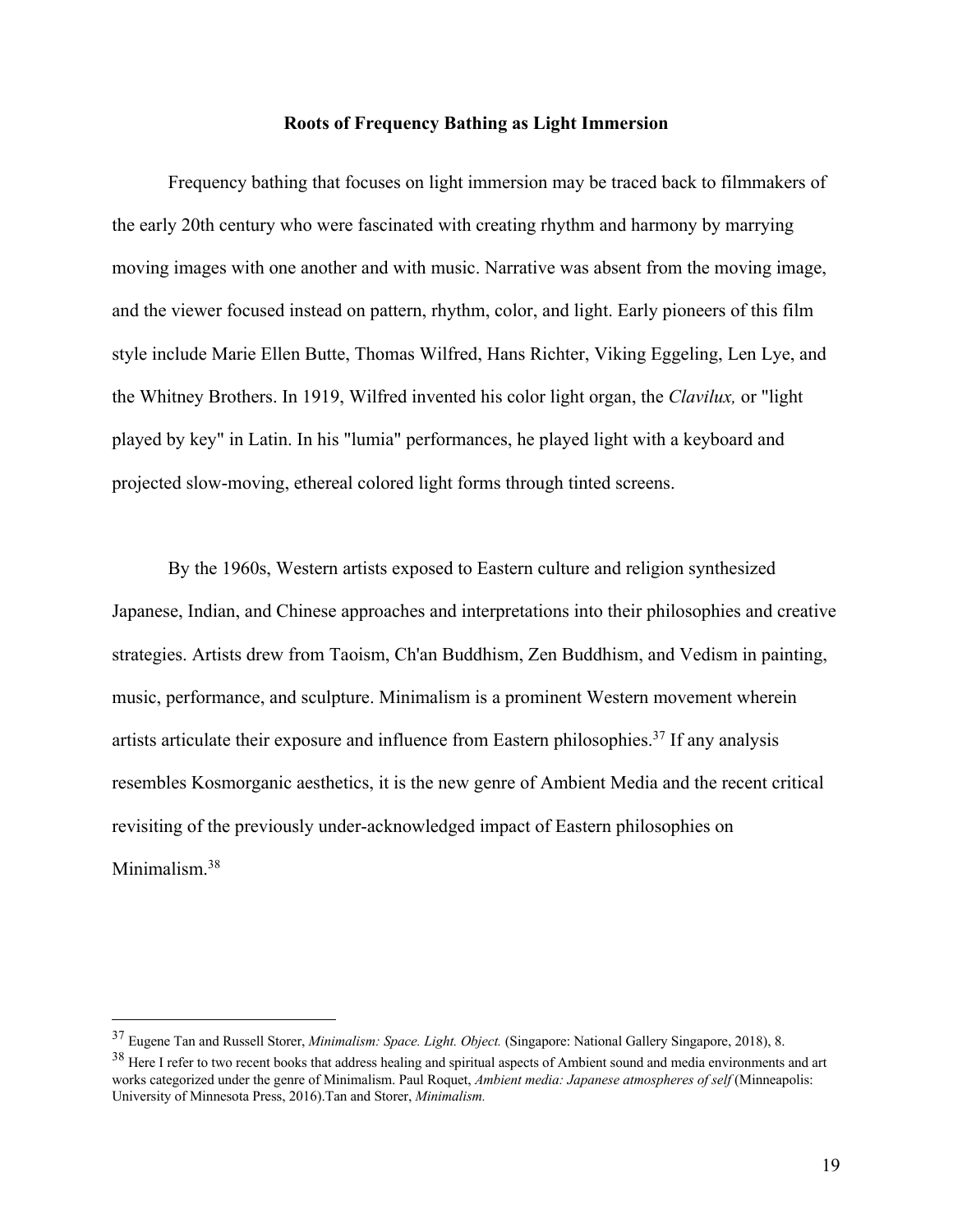## Roots of Frequency Bathing as Light Immersion

Frequency bathing that focuses on light immersion may be traced back to filmmakers of the early 20th century who were fascinated with creating rhythm and harmony by marrying moving images with one another and with music. Narrative was absent from the moving image, and the viewer focused instead on pattern, rhythm, color, and light. Early pioneers of this film style include Marie Ellen Butte, Thomas Wilfred, Hans Richter, Viking Eggeling, Len Lye, and the Whitney Brothers. In 1919, Wilfred invented his color light organ, the *Clavilux,* or "light played by key" in Latin. In his "lumia" performances, he played light with a keyboard and projected slow-moving, ethereal colored light forms through tinted screens.

By the 1960s, Western artists exposed to Eastern culture and religion synthesized Japanese, Indian, and Chinese approaches and interpretations into their philosophies and creative strategies. Artists drew from Taoism, Ch'an Buddhism, Zen Buddhism, and Vedism in painting, music, performance, and sculpture. Minimalism is a prominent Western movement wherein artists articulate their exposure and influence from Eastern philosophies.[37] If any analysis resembles Kosmorganic aesthetics, it is the new genre of Ambient Media and the recent critical revisiting of the previously under-acknowledged impact of Eastern philosophies on Minimalism.[38]

---

[37] Eugene Tan and Russell Storer, *Minimalism: Space. Light. Object.* (Singapore: National Gallery Singapore, 2018), 8.

[38] Here I refer to two recent books that address healing and spiritual aspects of Ambient sound and media environments and art works categorized under the genre of Minimalism. Paul Roquet, *Ambient media: Japanese atmospheres of self* (Minneapolis: University of Minnesota Press, 2016).Tan and Storer, *Minimalism.*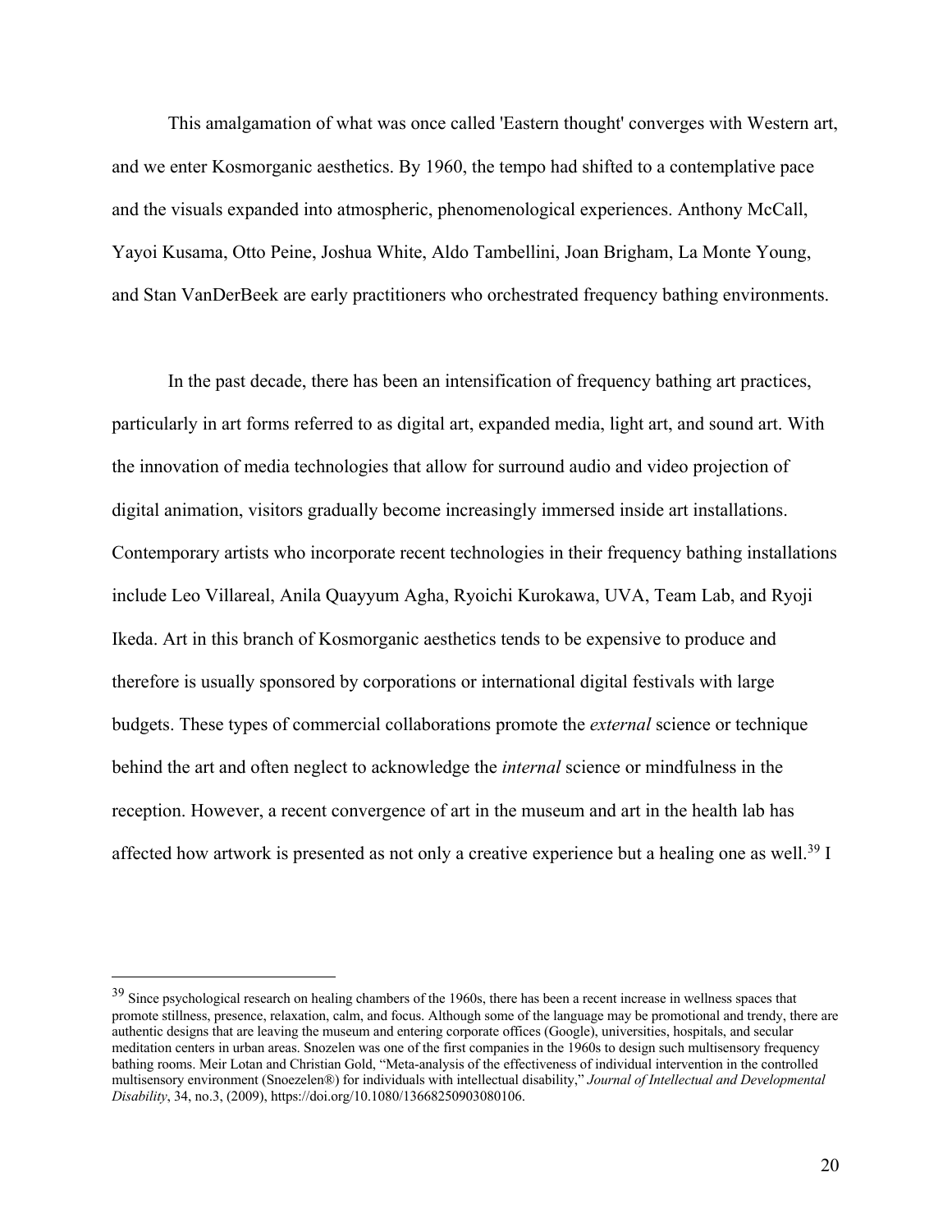This amalgamation of what was once called 'Eastern thought' converges with Western art, and we enter Kosmorganic aesthetics. By 1960, the tempo had shifted to a contemplative pace and the visuals expanded into atmospheric, phenomenological experiences. Anthony McCall, Yayoi Kusama, Otto Peine, Joshua White, Aldo Tambellini, Joan Brigham, La Monte Young, and Stan VanDerBeek are early practitioners who orchestrated frequency bathing environments.

In the past decade, there has been an intensification of frequency bathing art practices, particularly in art forms referred to as digital art, expanded media, light art, and sound art. With the innovation of media technologies that allow for surround audio and video projection of digital animation, visitors gradually become increasingly immersed inside art installations. Contemporary artists who incorporate recent technologies in their frequency bathing installations include Leo Villareal, Anila Quayyum Agha, Ryoichi Kurokawa, UVA, Team Lab, and Ryoji Ikeda. Art in this branch of Kosmorganic aesthetics tends to be expensive to produce and therefore is usually sponsored by corporations or international digital festivals with large budgets. These types of commercial collaborations promote the *external* science or technique behind the art and often neglect to acknowledge the *internal* science or mindfulness in the reception. However, a recent convergence of art in the museum and art in the health lab has affected how artwork is presented as not only a creative experience but a healing one as well.[39] I

---

[39] Since psychological research on healing chambers of the 1960s, there has been a recent increase in wellness spaces that promote stillness, presence, relaxation, calm, and focus. Although some of the language may be promotional and trendy, there are authentic designs that are leaving the museum and entering corporate offices (Google), universities, hospitals, and secular meditation centers in urban areas. Snozelen was one of the first companies in the 1960s to design such multisensory frequency bathing rooms. Meir Lotan and Christian Gold, "Meta-analysis of the effectiveness of individual intervention in the controlled multisensory environment (Snoezelen®) for individuals with intellectual disability," *Journal of Intellectual and Developmental Disability*, 34, no.3, (2009), https://doi.org/10.1080/13668250903080106.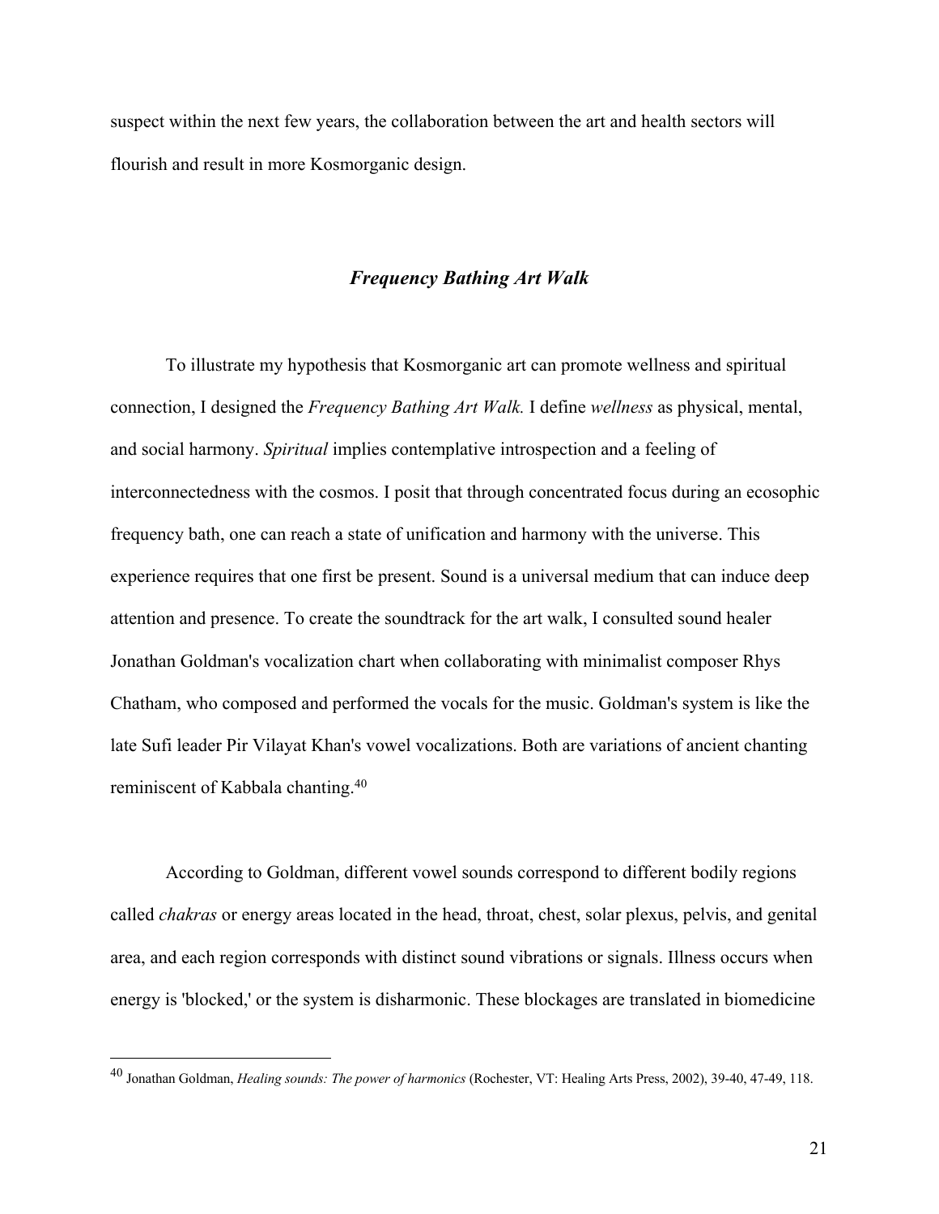suspect within the next few years, the collaboration between the art and health sectors will flourish and result in more Kosmorganic design.

## *Frequency Bathing Art Walk*

To illustrate my hypothesis that Kosmorganic art can promote wellness and spiritual connection, I designed the *Frequency Bathing Art Walk.* I define *wellness* as physical, mental, and social harmony. *Spiritual* implies contemplative introspection and a feeling of interconnectedness with the cosmos. I posit that through concentrated focus during an ecosophic frequency bath, one can reach a state of unification and harmony with the universe. This experience requires that one first be present. Sound is a universal medium that can induce deep attention and presence. To create the soundtrack for the art walk, I consulted sound healer Jonathan Goldman's vocalization chart when collaborating with minimalist composer Rhys Chatham, who composed and performed the vocals for the music. Goldman's system is like the late Sufi leader Pir Vilayat Khan's vowel vocalizations. Both are variations of ancient chanting reminiscent of Kabbala chanting.[40]

According to Goldman, different vowel sounds correspond to different bodily regions called *chakras* or energy areas located in the head, throat, chest, solar plexus, pelvis, and genital area, and each region corresponds with distinct sound vibrations or signals. Illness occurs when energy is 'blocked,' or the system is disharmonic. These blockages are translated in biomedicine

---

[40] Jonathan Goldman, *Healing sounds: The power of harmonics* (Rochester, VT: Healing Arts Press, 2002), 39-40, 47-49, 118.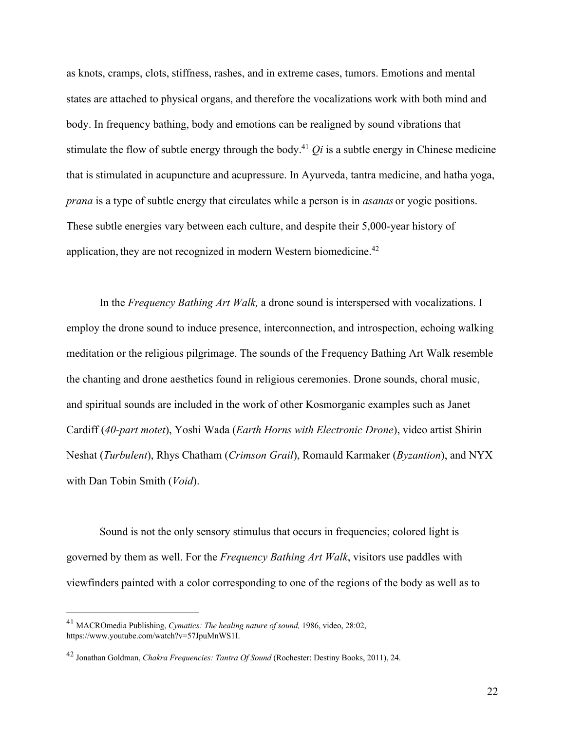as knots, cramps, clots, stiffness, rashes, and in extreme cases, tumors. Emotions and mental states are attached to physical organs, and therefore the vocalizations work with both mind and body. In frequency bathing, body and emotions can be realigned by sound vibrations that stimulate the flow of subtle energy through the body.[41] *Qi* is a subtle energy in Chinese medicine that is stimulated in acupuncture and acupressure. In Ayurveda, tantra medicine, and hatha yoga, *prana* is a type of subtle energy that circulates while a person is in *asanas* or yogic positions. These subtle energies vary between each culture, and despite their 5,000-year history of application, they are not recognized in modern Western biomedicine.[42]

In the *Frequency Bathing Art Walk,* a drone sound is interspersed with vocalizations. I employ the drone sound to induce presence, interconnection, and introspection, echoing walking meditation or the religious pilgrimage. The sounds of the Frequency Bathing Art Walk resemble the chanting and drone aesthetics found in religious ceremonies. Drone sounds, choral music, and spiritual sounds are included in the work of other Kosmorganic examples such as Janet Cardiff (*40-part motet*), Yoshi Wada (*Earth Horns with Electronic Drone*), video artist Shirin Neshat (*Turbulent*), Rhys Chatham (*Crimson Grail*), Romauld Karmaker (*Byzantion*), and NYX with Dan Tobin Smith (*Void*).

Sound is not the only sensory stimulus that occurs in frequencies; colored light is governed by them as well. For the *Frequency Bathing Art Walk*, visitors use paddles with viewfinders painted with a color corresponding to one of the regions of the body as well as to

---

[41] MACROmedia Publishing, *Cymatics: The healing nature of sound,* 1986, video, 28:02, https://www.youtube.com/watch?v=57JpuMnWS1I.

[42] Jonathan Goldman, *Chakra Frequencies: Tantra Of Sound* (Rochester: Destiny Books, 2011), 24.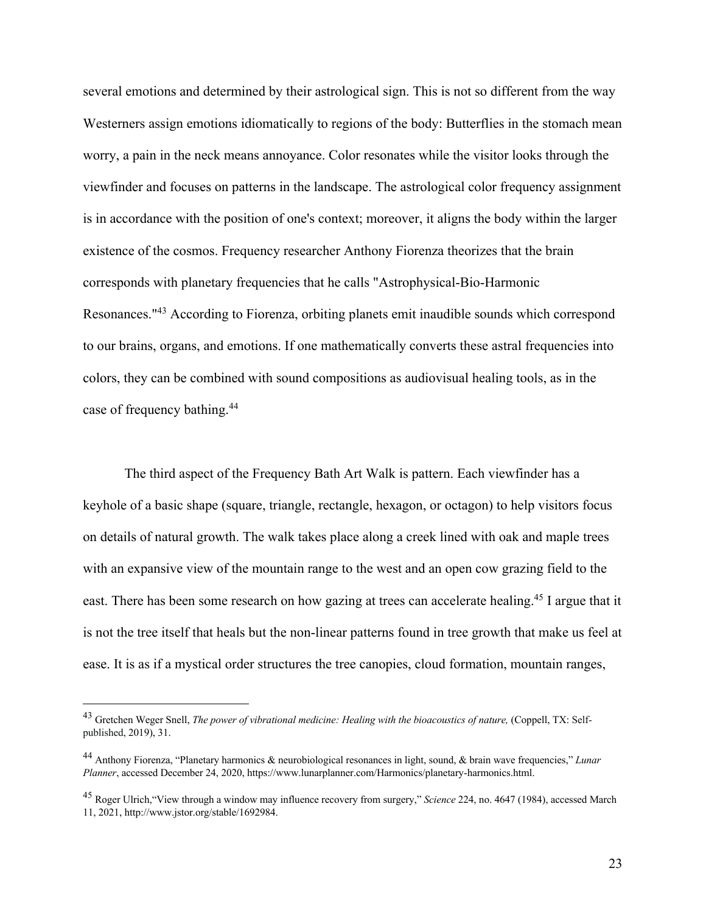several emotions and determined by their astrological sign. This is not so different from the way Westerners assign emotions idiomatically to regions of the body: Butterflies in the stomach mean worry, a pain in the neck means annoyance. Color resonates while the visitor looks through the viewfinder and focuses on patterns in the landscape. The astrological color frequency assignment is in accordance with the position of one's context; moreover, it aligns the body within the larger existence of the cosmos. Frequency researcher Anthony Fiorenza theorizes that the brain corresponds with planetary frequencies that he calls "Astrophysical-Bio-Harmonic Resonances."[43] According to Fiorenza, orbiting planets emit inaudible sounds which correspond to our brains, organs, and emotions. If one mathematically converts these astral frequencies into colors, they can be combined with sound compositions as audiovisual healing tools, as in the case of frequency bathing.[44]

The third aspect of the Frequency Bath Art Walk is pattern. Each viewfinder has a keyhole of a basic shape (square, triangle, rectangle, hexagon, or octagon) to help visitors focus on details of natural growth. The walk takes place along a creek lined with oak and maple trees with an expansive view of the mountain range to the west and an open cow grazing field to the east. There has been some research on how gazing at trees can accelerate healing.[45] I argue that it is not the tree itself that heals but the non-linear patterns found in tree growth that make us feel at ease. It is as if a mystical order structures the tree canopies, cloud formation, mountain ranges,

---

[43] Gretchen Weger Snell, *The power of vibrational medicine: Healing with the bioacoustics of nature,* (Coppell, TX: Self-published, 2019), 31.

[44] Anthony Fiorenza, "Planetary harmonics & neurobiological resonances in light, sound, & brain wave frequencies," *Lunar Planner*, accessed December 24, 2020, https://www.lunarplanner.com/Harmonics/planetary-harmonics.html.

[45] Roger Ulrich,"View through a window may influence recovery from surgery," *Science* 224, no. 4647 (1984), accessed March 11, 2021, http://www.jstor.org/stable/1692984.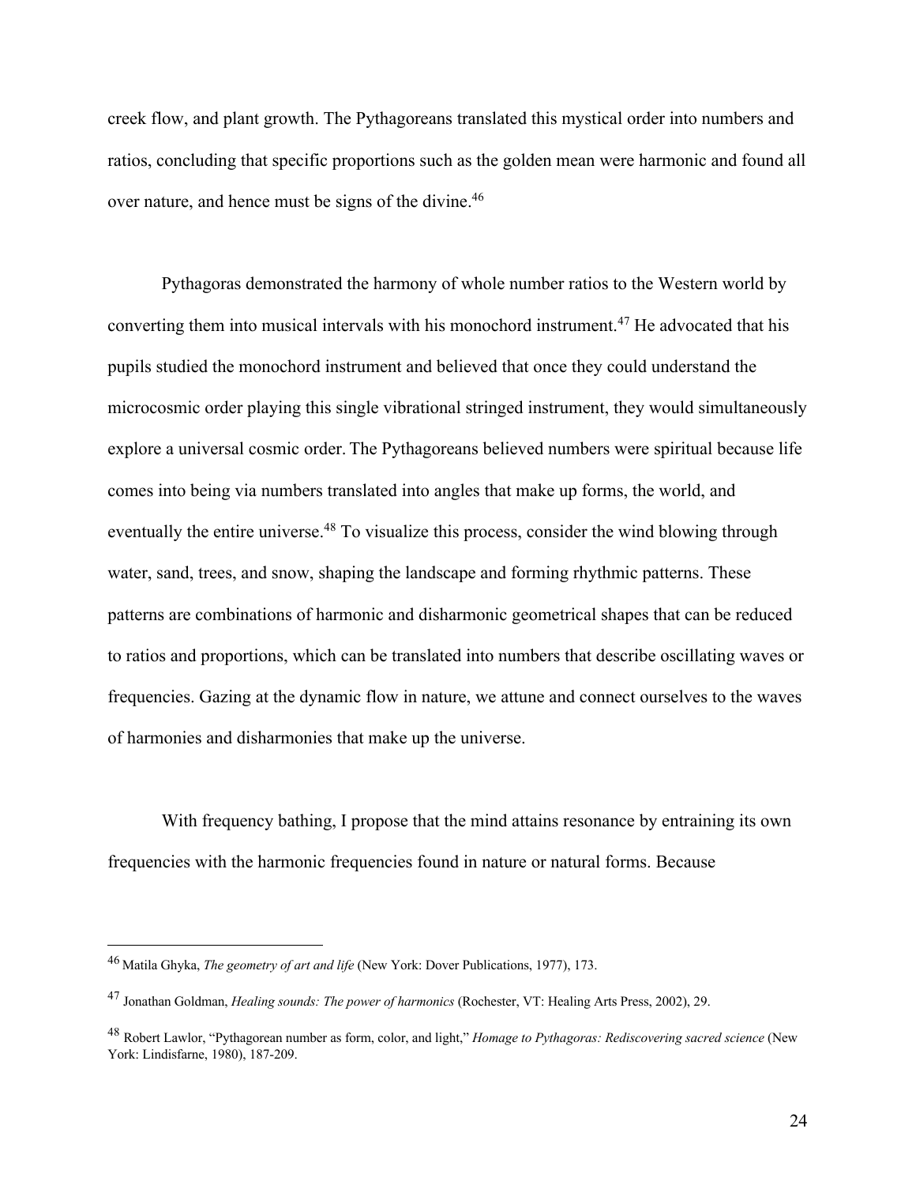creek flow, and plant growth. The Pythagoreans translated this mystical order into numbers and ratios, concluding that specific proportions such as the golden mean were harmonic and found all over nature, and hence must be signs of the divine.[46]

Pythagoras demonstrated the harmony of whole number ratios to the Western world by converting them into musical intervals with his monochord instrument.[47] He advocated that his pupils studied the monochord instrument and believed that once they could understand the microcosmic order playing this single vibrational stringed instrument, they would simultaneously explore a universal cosmic order. The Pythagoreans believed numbers were spiritual because life comes into being via numbers translated into angles that make up forms, the world, and eventually the entire universe.[48] To visualize this process, consider the wind blowing through water, sand, trees, and snow, shaping the landscape and forming rhythmic patterns. These patterns are combinations of harmonic and disharmonic geometrical shapes that can be reduced to ratios and proportions, which can be translated into numbers that describe oscillating waves or frequencies. Gazing at the dynamic flow in nature, we attune and connect ourselves to the waves of harmonies and disharmonies that make up the universe.

With frequency bathing, I propose that the mind attains resonance by entraining its own frequencies with the harmonic frequencies found in nature or natural forms. Because

---

[46] Matila Ghyka, *The geometry of art and life* (New York: Dover Publications, 1977), 173.

[47] Jonathan Goldman, *Healing sounds: The power of harmonics* (Rochester, VT: Healing Arts Press, 2002), 29.

[48] Robert Lawlor, "Pythagorean number as form, color, and light," *Homage to Pythagoras: Rediscovering sacred science* (New York: Lindisfarne, 1980), 187-209.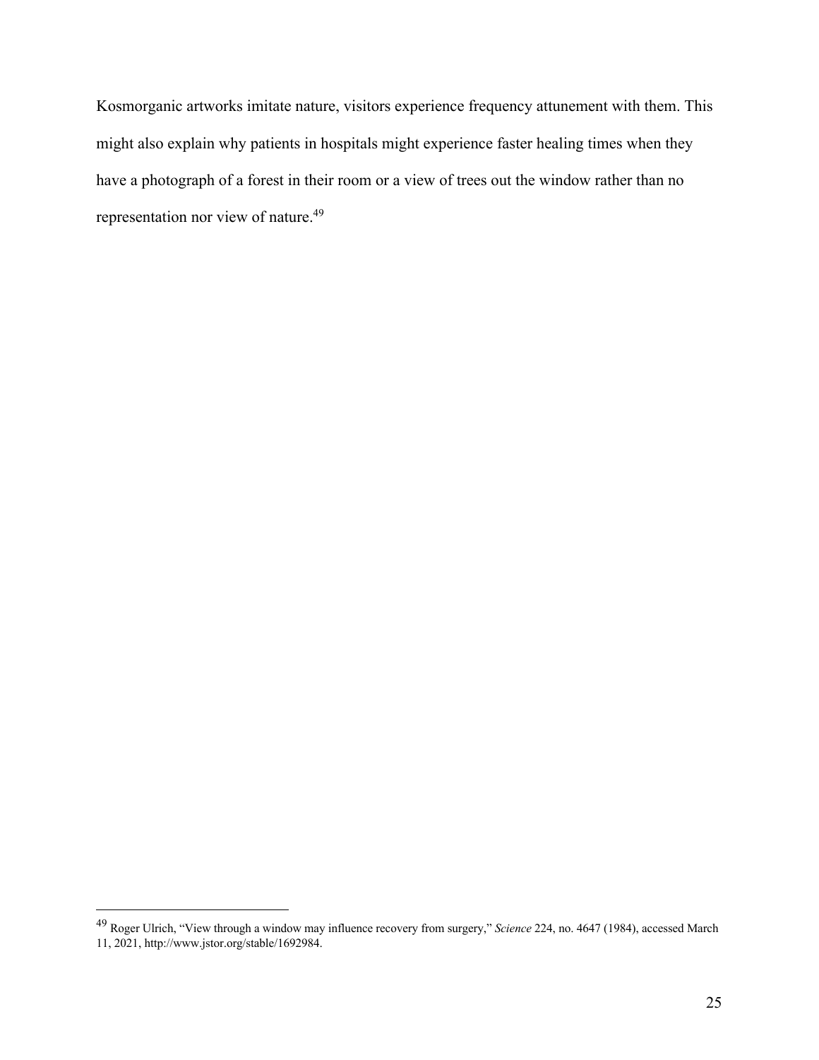Kosmorganic artworks imitate nature, visitors experience frequency attunement with them. This might also explain why patients in hospitals might experience faster healing times when they have a photograph of a forest in their room or a view of trees out the window rather than no representation nor view of nature.[49]

---

[49] Roger Ulrich, "View through a window may influence recovery from surgery," *Science* 224, no. 4647 (1984), accessed March 11, 2021, http://www.jstor.org/stable/1692984.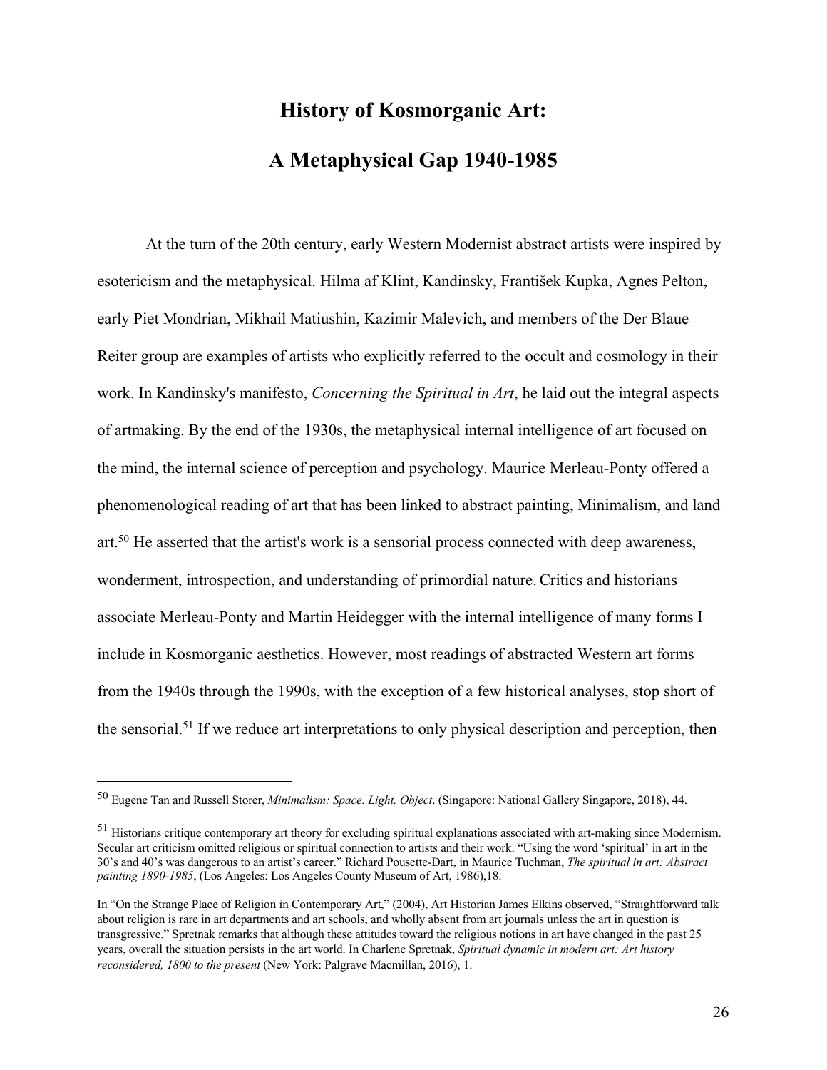# History of Kosmorganic Art:

# A Metaphysical Gap 1940-1985

At the turn of the 20th century, early Western Modernist abstract artists were inspired by esotericism and the metaphysical. Hilma af Klint, Kandinsky, František Kupka, Agnes Pelton, early Piet Mondrian, Mikhail Matiushin, Kazimir Malevich, and members of the Der Blaue Reiter group are examples of artists who explicitly referred to the occult and cosmology in their work. In Kandinsky's manifesto, *Concerning the Spiritual in Art*, he laid out the integral aspects of artmaking. By the end of the 1930s, the metaphysical internal intelligence of art focused on the mind, the internal science of perception and psychology. Maurice Merleau-Ponty offered a phenomenological reading of art that has been linked to abstract painting, Minimalism, and land art.[50] He asserted that the artist's work is a sensorial process connected with deep awareness, wonderment, introspection, and understanding of primordial nature. Critics and historians associate Merleau-Ponty and Martin Heidegger with the internal intelligence of many forms I include in Kosmorganic aesthetics. However, most readings of abstracted Western art forms from the 1940s through the 1990s, with the exception of a few historical analyses, stop short of the sensorial.[51] If we reduce art interpretations to only physical description and perception, then

---

[50] Eugene Tan and Russell Storer, *Minimalism: Space. Light. Object*. (Singapore: National Gallery Singapore, 2018), 44.

[51] Historians critique contemporary art theory for excluding spiritual explanations associated with art-making since Modernism. Secular art criticism omitted religious or spiritual connection to artists and their work. "Using the word 'spiritual' in art in the 30's and 40's was dangerous to an artist's career." Richard Pousette-Dart, in Maurice Tuchman, *The spiritual in art: Abstract painting 1890-1985*, (Los Angeles: Los Angeles County Museum of Art, 1986),18.

In "On the Strange Place of Religion in Contemporary Art," (2004), Art Historian James Elkins observed, "Straightforward talk about religion is rare in art departments and art schools, and wholly absent from art journals unless the art in question is transgressive." Spretnak remarks that although these attitudes toward the religious notions in art have changed in the past 25 years, overall the situation persists in the art world. In Charlene Spretnak, *Spiritual dynamic in modern art: Art history reconsidered, 1800 to the present* (New York: Palgrave Macmillan, 2016), 1.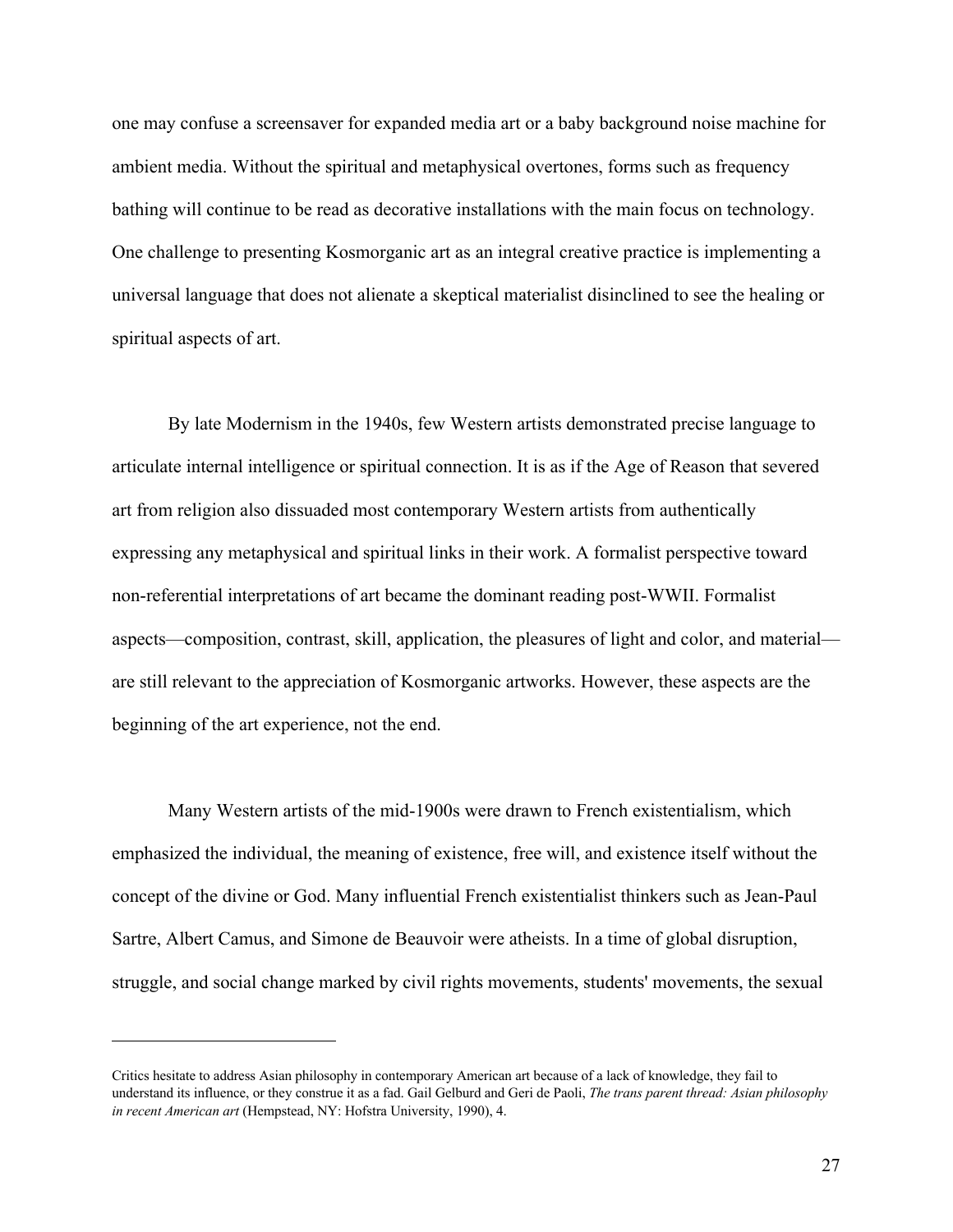one may confuse a screensaver for expanded media art or a baby background noise machine for ambient media. Without the spiritual and metaphysical overtones, forms such as frequency bathing will continue to be read as decorative installations with the main focus on technology. One challenge to presenting Kosmorganic art as an integral creative practice is implementing a universal language that does not alienate a skeptical materialist disinclined to see the healing or spiritual aspects of art.

By late Modernism in the 1940s, few Western artists demonstrated precise language to articulate internal intelligence or spiritual connection. It is as if the Age of Reason that severed art from religion also dissuaded most contemporary Western artists from authentically expressing any metaphysical and spiritual links in their work. A formalist perspective toward non-referential interpretations of art became the dominant reading post-WWII. Formalist aspects—composition, contrast, skill, application, the pleasures of light and color, and material—are still relevant to the appreciation of Kosmorganic artworks. However, these aspects are the beginning of the art experience, not the end.

Many Western artists of the mid-1900s were drawn to French existentialism, which emphasized the individual, the meaning of existence, free will, and existence itself without the concept of the divine or God. Many influential French existentialist thinkers such as Jean-Paul Sartre, Albert Camus, and Simone de Beauvoir were atheists. In a time of global disruption, struggle, and social change marked by civil rights movements, students' movements, the sexual

---

Critics hesitate to address Asian philosophy in contemporary American art because of a lack of knowledge, they fail to understand its influence, or they construe it as a fad. Gail Gelburd and Geri de Paoli, *The trans parent thread: Asian philosophy in recent American art* (Hempstead, NY: Hofstra University, 1990), 4.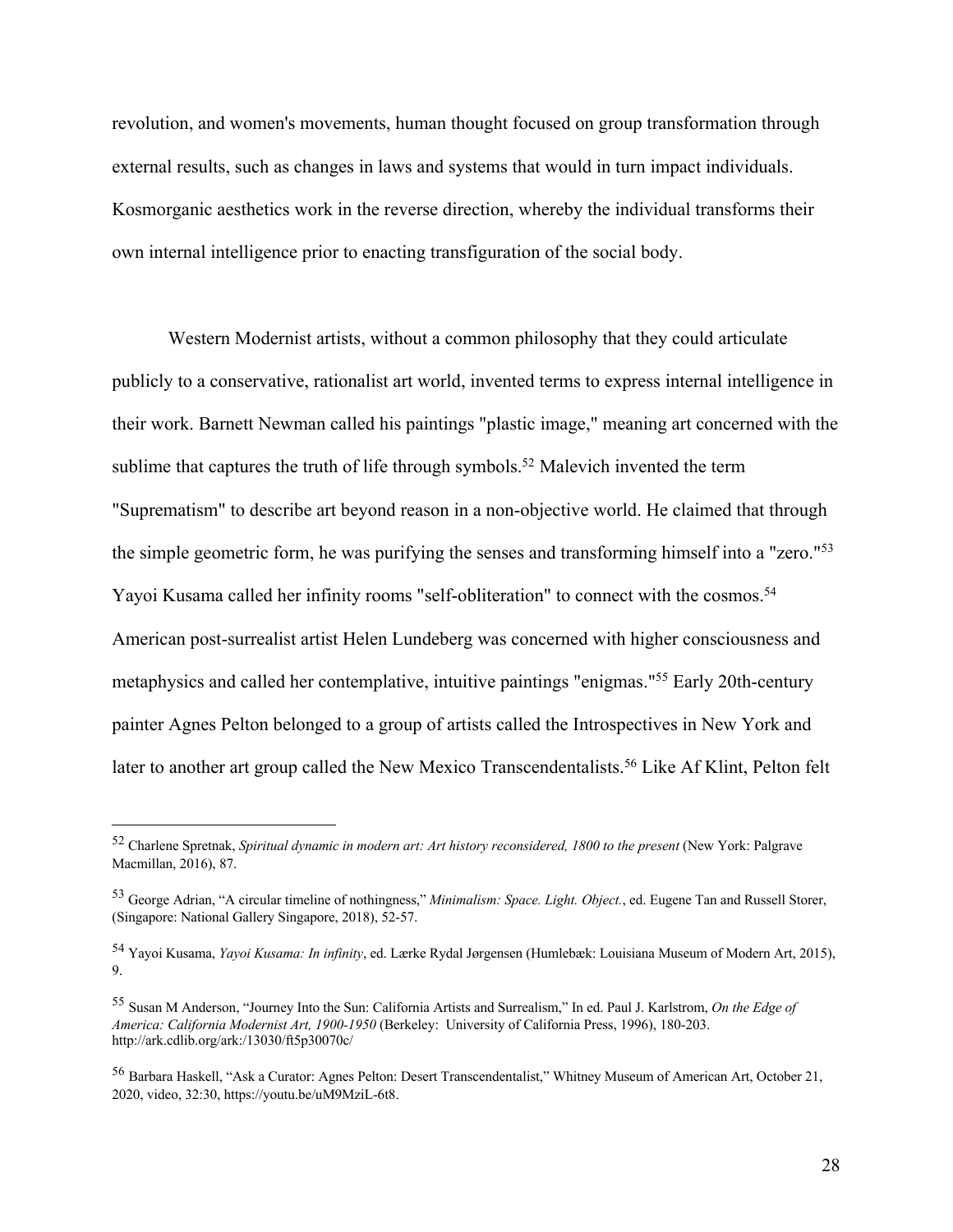revolution, and women's movements, human thought focused on group transformation through external results, such as changes in laws and systems that would in turn impact individuals. Kosmorganic aesthetics work in the reverse direction, whereby the individual transforms their own internal intelligence prior to enacting transfiguration of the social body.

Western Modernist artists, without a common philosophy that they could articulate publicly to a conservative, rationalist art world, invented terms to express internal intelligence in their work. Barnett Newman called his paintings "plastic image," meaning art concerned with the sublime that captures the truth of life through symbols.[52] Malevich invented the term "Suprematism" to describe art beyond reason in a non-objective world. He claimed that through the simple geometric form, he was purifying the senses and transforming himself into a "zero."[53] Yayoi Kusama called her infinity rooms "self-obliteration" to connect with the cosmos.[54] American post-surrealist artist Helen Lundeberg was concerned with higher consciousness and metaphysics and called her contemplative, intuitive paintings "enigmas."[55] Early 20th-century painter Agnes Pelton belonged to a group of artists called the Introspectives in New York and later to another art group called the New Mexico Transcendentalists.[56] Like Af Klint, Pelton felt

---

[52] Charlene Spretnak, *Spiritual dynamic in modern art: Art history reconsidered, 1800 to the present* (New York: Palgrave Macmillan, 2016), 87.

[53] George Adrian, "A circular timeline of nothingness," *Minimalism: Space. Light. Object.*, ed. Eugene Tan and Russell Storer, (Singapore: National Gallery Singapore, 2018), 52-57.

[54] Yayoi Kusama, *Yayoi Kusama: In infinity*, ed. Lærke Rydal Jørgensen (Humlebæk: Louisiana Museum of Modern Art, 2015), 9.

[55] Susan M Anderson, "Journey Into the Sun: California Artists and Surrealism," In ed. Paul J. Karlstrom, *On the Edge of America: California Modernist Art, 1900-1950* (Berkeley: University of California Press, 1996), 180-203. http://ark.cdlib.org/ark:/13030/ft5p30070c/

[56] Barbara Haskell, "Ask a Curator: Agnes Pelton: Desert Transcendentalist," Whitney Museum of American Art, October 21, 2020, video, 32:30, https://youtu.be/uM9MziL-6t8.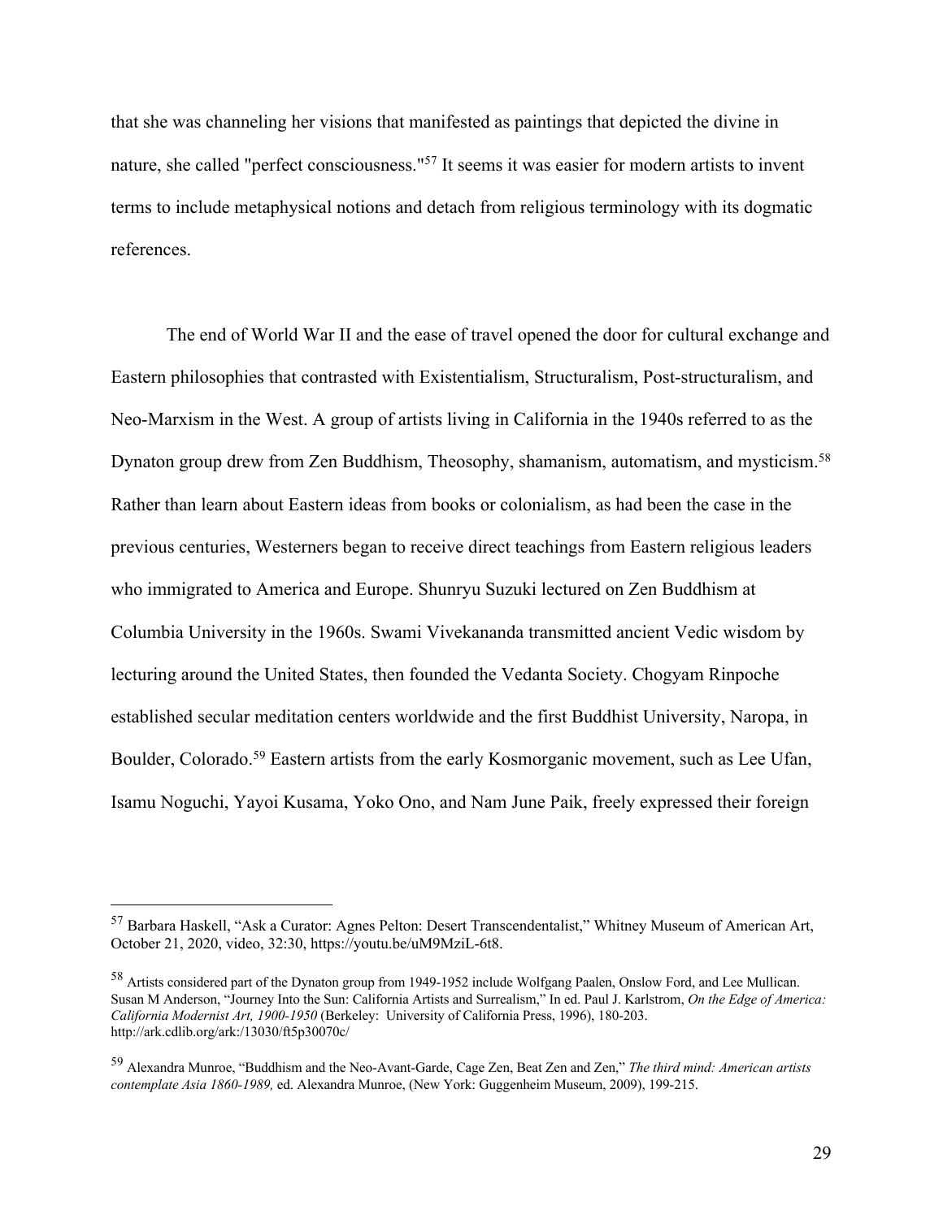that she was channeling her visions that manifested as paintings that depicted the divine in nature, she called "perfect consciousness."[57] It seems it was easier for modern artists to invent terms to include metaphysical notions and detach from religious terminology with its dogmatic references.

The end of World War II and the ease of travel opened the door for cultural exchange and Eastern philosophies that contrasted with Existentialism, Structuralism, Post-structuralism, and Neo-Marxism in the West. A group of artists living in California in the 1940s referred to as the Dynaton group drew from Zen Buddhism, Theosophy, shamanism, automatism, and mysticism.[58] Rather than learn about Eastern ideas from books or colonialism, as had been the case in the previous centuries, Westerners began to receive direct teachings from Eastern religious leaders who immigrated to America and Europe. Shunryu Suzuki lectured on Zen Buddhism at Columbia University in the 1960s. Swami Vivekananda transmitted ancient Vedic wisdom by lecturing around the United States, then founded the Vedanta Society. Chogyam Rinpoche established secular meditation centers worldwide and the first Buddhist University, Naropa, in Boulder, Colorado.[59] Eastern artists from the early Kosmorganic movement, such as Lee Ufan, Isamu Noguchi, Yayoi Kusama, Yoko Ono, and Nam June Paik, freely expressed their foreign

---

[57] Barbara Haskell, "Ask a Curator: Agnes Pelton: Desert Transcendentalist," Whitney Museum of American Art, October 21, 2020, video, 32:30, https://youtu.be/uM9MziL-6t8.

[58] Artists considered part of the Dynaton group from 1949-1952 include Wolfgang Paalen, Onslow Ford, and Lee Mullican. Susan M Anderson, "Journey Into the Sun: California Artists and Surrealism," In ed. Paul J. Karlstrom, *On the Edge of America: California Modernist Art, 1900-1950* (Berkeley: University of California Press, 1996), 180-203. http://ark.cdlib.org/ark:/13030/ft5p30070c/

[59] Alexandra Munroe, "Buddhism and the Neo-Avant-Garde, Cage Zen, Beat Zen and Zen," *The third mind: American artists contemplate Asia 1860-1989,* ed. Alexandra Munroe, (New York: Guggenheim Museum, 2009), 199-215.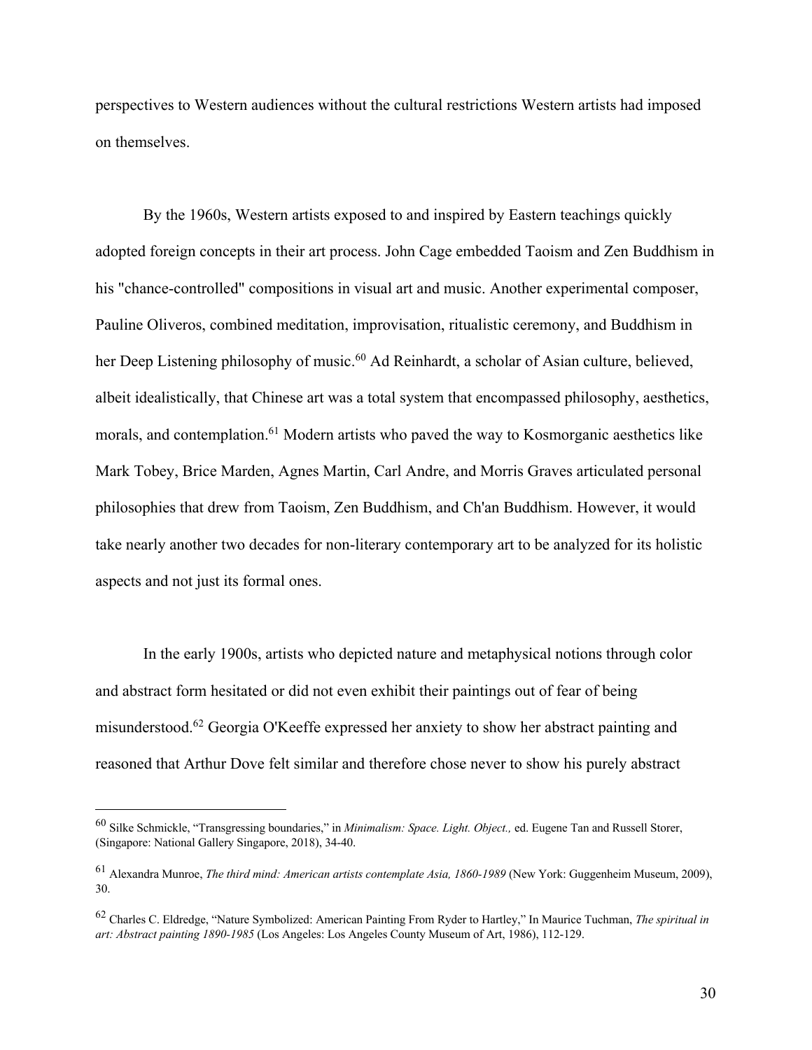perspectives to Western audiences without the cultural restrictions Western artists had imposed on themselves.

By the 1960s, Western artists exposed to and inspired by Eastern teachings quickly adopted foreign concepts in their art process. John Cage embedded Taoism and Zen Buddhism in his "chance-controlled" compositions in visual art and music. Another experimental composer, Pauline Oliveros, combined meditation, improvisation, ritualistic ceremony, and Buddhism in her Deep Listening philosophy of music.[60] Ad Reinhardt, a scholar of Asian culture, believed, albeit idealistically, that Chinese art was a total system that encompassed philosophy, aesthetics, morals, and contemplation.[61] Modern artists who paved the way to Kosmorganic aesthetics like Mark Tobey, Brice Marden, Agnes Martin, Carl Andre, and Morris Graves articulated personal philosophies that drew from Taoism, Zen Buddhism, and Ch'an Buddhism. However, it would take nearly another two decades for non-literary contemporary art to be analyzed for its holistic aspects and not just its formal ones.

In the early 1900s, artists who depicted nature and metaphysical notions through color and abstract form hesitated or did not even exhibit their paintings out of fear of being misunderstood.[62] Georgia O'Keeffe expressed her anxiety to show her abstract painting and reasoned that Arthur Dove felt similar and therefore chose never to show his purely abstract

---

[60] Silke Schmickle, "Transgressing boundaries," in *Minimalism: Space. Light. Object.,* ed. Eugene Tan and Russell Storer, (Singapore: National Gallery Singapore, 2018), 34-40.

[61] Alexandra Munroe, *The third mind: American artists contemplate Asia, 1860-1989* (New York: Guggenheim Museum, 2009), 30.

[62] Charles C. Eldredge, "Nature Symbolized: American Painting From Ryder to Hartley," In Maurice Tuchman, *The spiritual in art: Abstract painting 1890-1985* (Los Angeles: Los Angeles County Museum of Art, 1986), 112-129.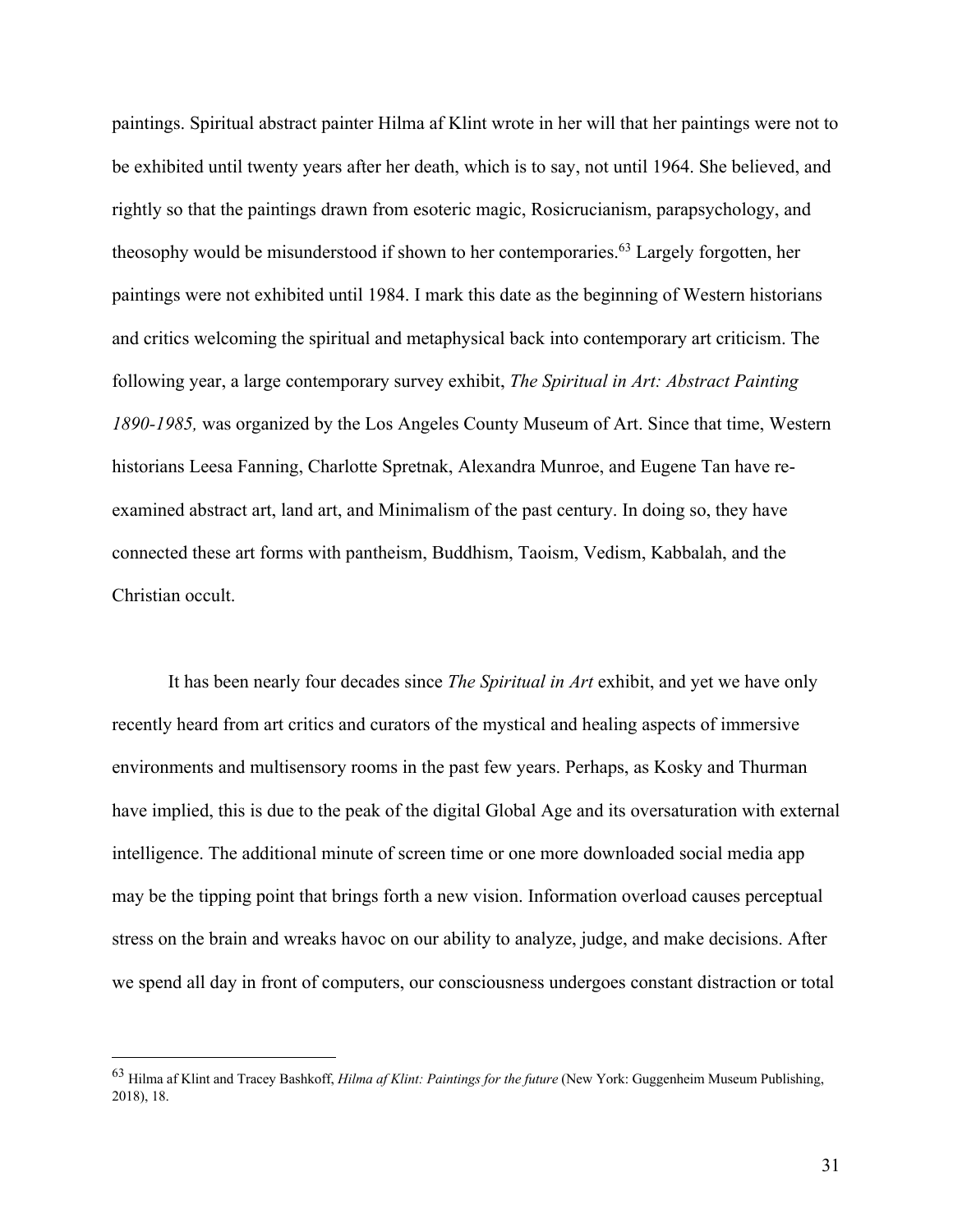paintings. Spiritual abstract painter Hilma af Klint wrote in her will that her paintings were not to be exhibited until twenty years after her death, which is to say, not until 1964. She believed, and rightly so that the paintings drawn from esoteric magic, Rosicrucianism, parapsychology, and theosophy would be misunderstood if shown to her contemporaries.[63] Largely forgotten, her paintings were not exhibited until 1984. I mark this date as the beginning of Western historians and critics welcoming the spiritual and metaphysical back into contemporary art criticism. The following year, a large contemporary survey exhibit, *The Spiritual in Art: Abstract Painting 1890-1985,* was organized by the Los Angeles County Museum of Art. Since that time, Western historians Leesa Fanning, Charlotte Spretnak, Alexandra Munroe, and Eugene Tan have re-examined abstract art, land art, and Minimalism of the past century. In doing so, they have connected these art forms with pantheism, Buddhism, Taoism, Vedism, Kabbalah, and the Christian occult.

It has been nearly four decades since *The Spiritual in Art* exhibit, and yet we have only recently heard from art critics and curators of the mystical and healing aspects of immersive environments and multisensory rooms in the past few years. Perhaps, as Kosky and Thurman have implied, this is due to the peak of the digital Global Age and its oversaturation with external intelligence. The additional minute of screen time or one more downloaded social media app may be the tipping point that brings forth a new vision. Information overload causes perceptual stress on the brain and wreaks havoc on our ability to analyze, judge, and make decisions. After we spend all day in front of computers, our consciousness undergoes constant distraction or total

---

[63] Hilma af Klint and Tracey Bashkoff, *Hilma af Klint: Paintings for the future* (New York: Guggenheim Museum Publishing, 2018), 18.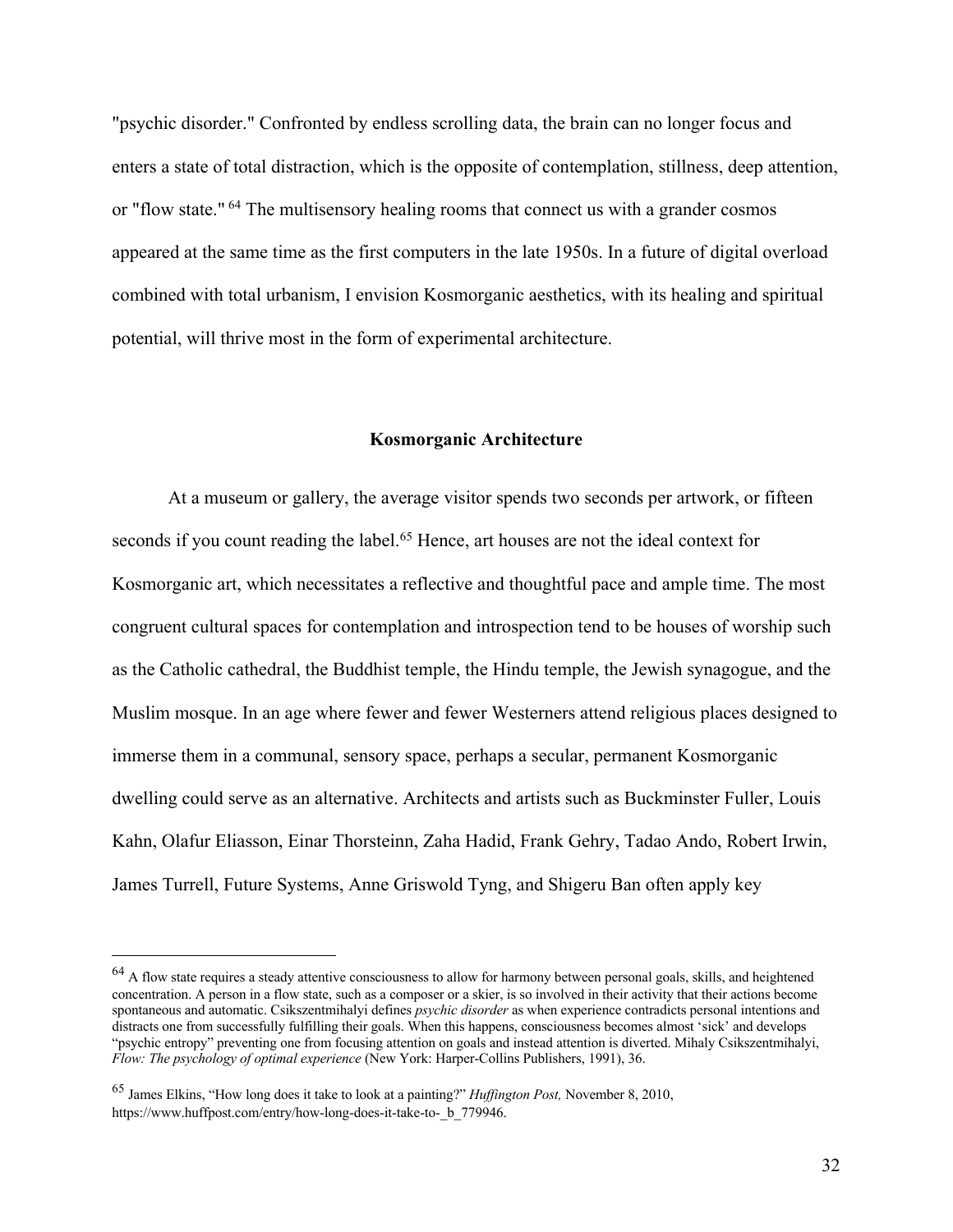"psychic disorder." Confronted by endless scrolling data, the brain can no longer focus and enters a state of total distraction, which is the opposite of contemplation, stillness, deep attention, or "flow state." [64] The multisensory healing rooms that connect us with a grander cosmos appeared at the same time as the first computers in the late 1950s. In a future of digital overload combined with total urbanism, I envision Kosmorganic aesthetics, with its healing and spiritual potential, will thrive most in the form of experimental architecture.

### Kosmorganic Architecture

At a museum or gallery, the average visitor spends two seconds per artwork, or fifteen seconds if you count reading the label.[65] Hence, art houses are not the ideal context for Kosmorganic art, which necessitates a reflective and thoughtful pace and ample time. The most congruent cultural spaces for contemplation and introspection tend to be houses of worship such as the Catholic cathedral, the Buddhist temple, the Hindu temple, the Jewish synagogue, and the Muslim mosque. In an age where fewer and fewer Westerners attend religious places designed to immerse them in a communal, sensory space, perhaps a secular, permanent Kosmorganic dwelling could serve as an alternative. Architects and artists such as Buckminster Fuller, Louis Kahn, Olafur Eliasson, Einar Thorsteinn, Zaha Hadid, Frank Gehry, Tadao Ando, Robert Irwin, James Turrell, Future Systems, Anne Griswold Tyng, and Shigeru Ban often apply key

---

[64] A flow state requires a steady attentive consciousness to allow for harmony between personal goals, skills, and heightened concentration. A person in a flow state, such as a composer or a skier, is so involved in their activity that their actions become spontaneous and automatic. Csikszentmihalyi defines *psychic disorder* as when experience contradicts personal intentions and distracts one from successfully fulfilling their goals. When this happens, consciousness becomes almost 'sick' and develops "psychic entropy" preventing one from focusing attention on goals and instead attention is diverted. Mihaly Csikszentmihalyi, *Flow: The psychology of optimal experience* (New York: Harper-Collins Publishers, 1991), 36.

[65] James Elkins, "How long does it take to look at a painting?" *Huffington Post,* November 8, 2010, https://www.huffpost.com/entry/how-long-does-it-take-to-_b_779946.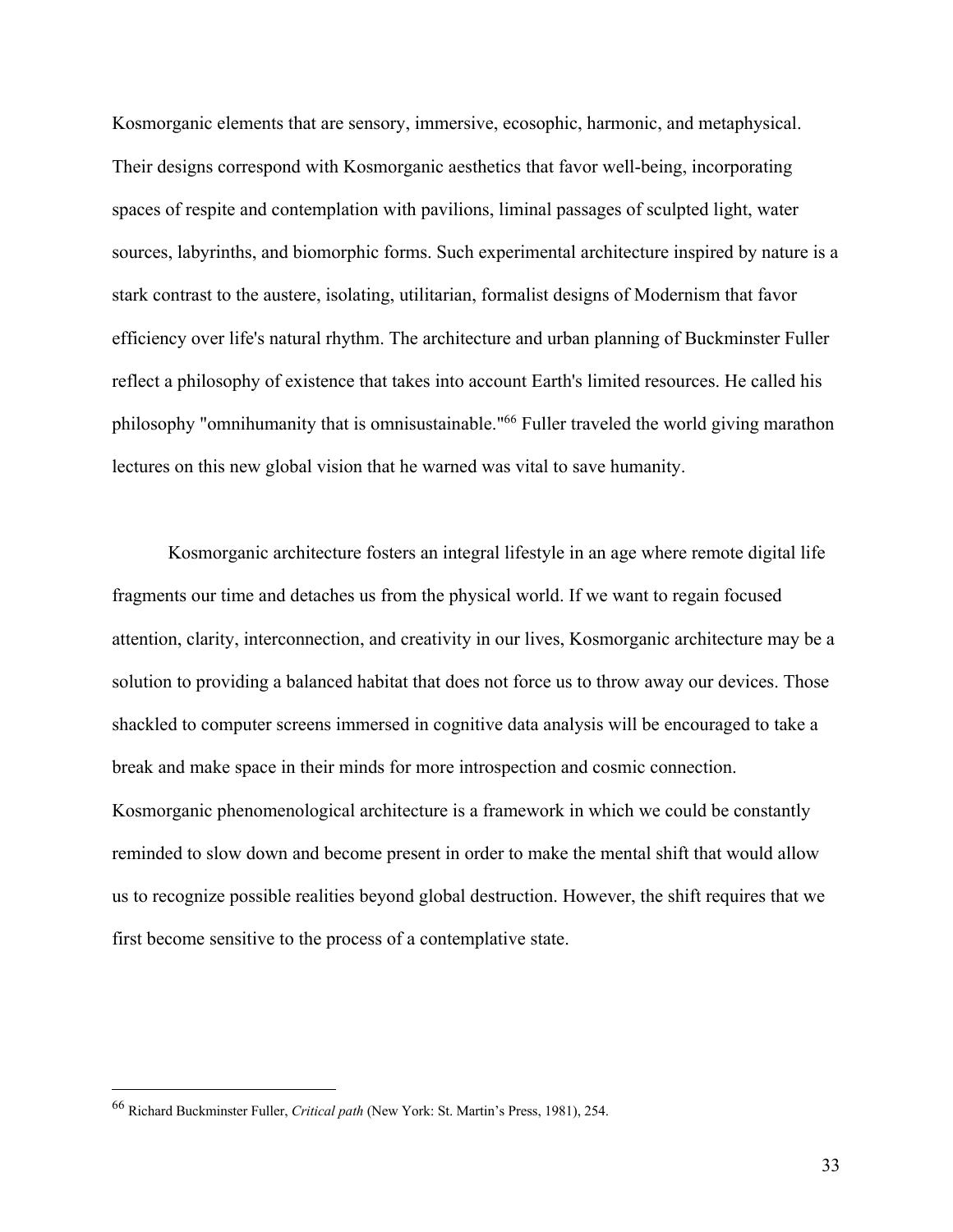Kosmorganic elements that are sensory, immersive, ecosophic, harmonic, and metaphysical. Their designs correspond with Kosmorganic aesthetics that favor well-being, incorporating spaces of respite and contemplation with pavilions, liminal passages of sculpted light, water sources, labyrinths, and biomorphic forms. Such experimental architecture inspired by nature is a stark contrast to the austere, isolating, utilitarian, formalist designs of Modernism that favor efficiency over life's natural rhythm. The architecture and urban planning of Buckminster Fuller reflect a philosophy of existence that takes into account Earth's limited resources. He called his philosophy "omnihumanity that is omnisustainable."[66] Fuller traveled the world giving marathon lectures on this new global vision that he warned was vital to save humanity.

Kosmorganic architecture fosters an integral lifestyle in an age where remote digital life fragments our time and detaches us from the physical world. If we want to regain focused attention, clarity, interconnection, and creativity in our lives, Kosmorganic architecture may be a solution to providing a balanced habitat that does not force us to throw away our devices. Those shackled to computer screens immersed in cognitive data analysis will be encouraged to take a break and make space in their minds for more introspection and cosmic connection. Kosmorganic phenomenological architecture is a framework in which we could be constantly reminded to slow down and become present in order to make the mental shift that would allow us to recognize possible realities beyond global destruction. However, the shift requires that we first become sensitive to the process of a contemplative state.

---

[66] Richard Buckminster Fuller, *Critical path* (New York: St. Martin's Press, 1981), 254.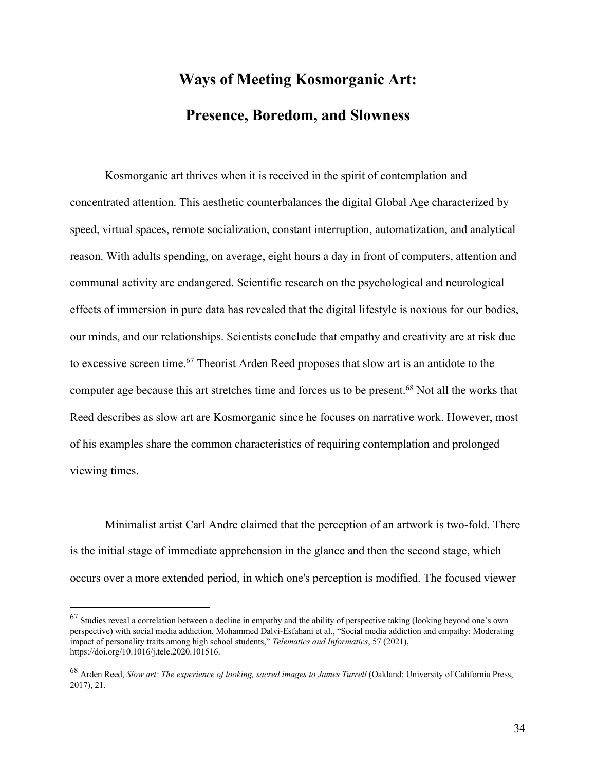## Ways of Meeting Kosmorganic Art:

## Presence, Boredom, and Slowness

Kosmorganic art thrives when it is received in the spirit of contemplation and concentrated attention. This aesthetic counterbalances the digital Global Age characterized by speed, virtual spaces, remote socialization, constant interruption, automatization, and analytical reason. With adults spending, on average, eight hours a day in front of computers, attention and communal activity are endangered. Scientific research on the psychological and neurological effects of immersion in pure data has revealed that the digital lifestyle is noxious for our bodies, our minds, and our relationships. Scientists conclude that empathy and creativity are at risk due to excessive screen time.[67] Theorist Arden Reed proposes that slow art is an antidote to the computer age because this art stretches time and forces us to be present.[68] Not all the works that Reed describes as slow art are Kosmorganic since he focuses on narrative work. However, most of his examples share the common characteristics of requiring contemplation and prolonged viewing times.

Minimalist artist Carl Andre claimed that the perception of an artwork is two-fold. There is the initial stage of immediate apprehension in the glance and then the second stage, which occurs over a more extended period, in which one's perception is modified. The focused viewer

---

[67] Studies reveal a correlation between a decline in empathy and the ability of perspective taking (looking beyond one's own perspective) with social media addiction. Mohammed Dalvi-Esfahani et al., "Social media addiction and empathy: Moderating impact of personality traits among high school students," *Telematics and Informatics*, 57 (2021), https://doi.org/10.1016/j.tele.2020.101516.

[68] Arden Reed, *Slow art: The experience of looking, sacred images to James Turrell* (Oakland: University of California Press, 2017), 21.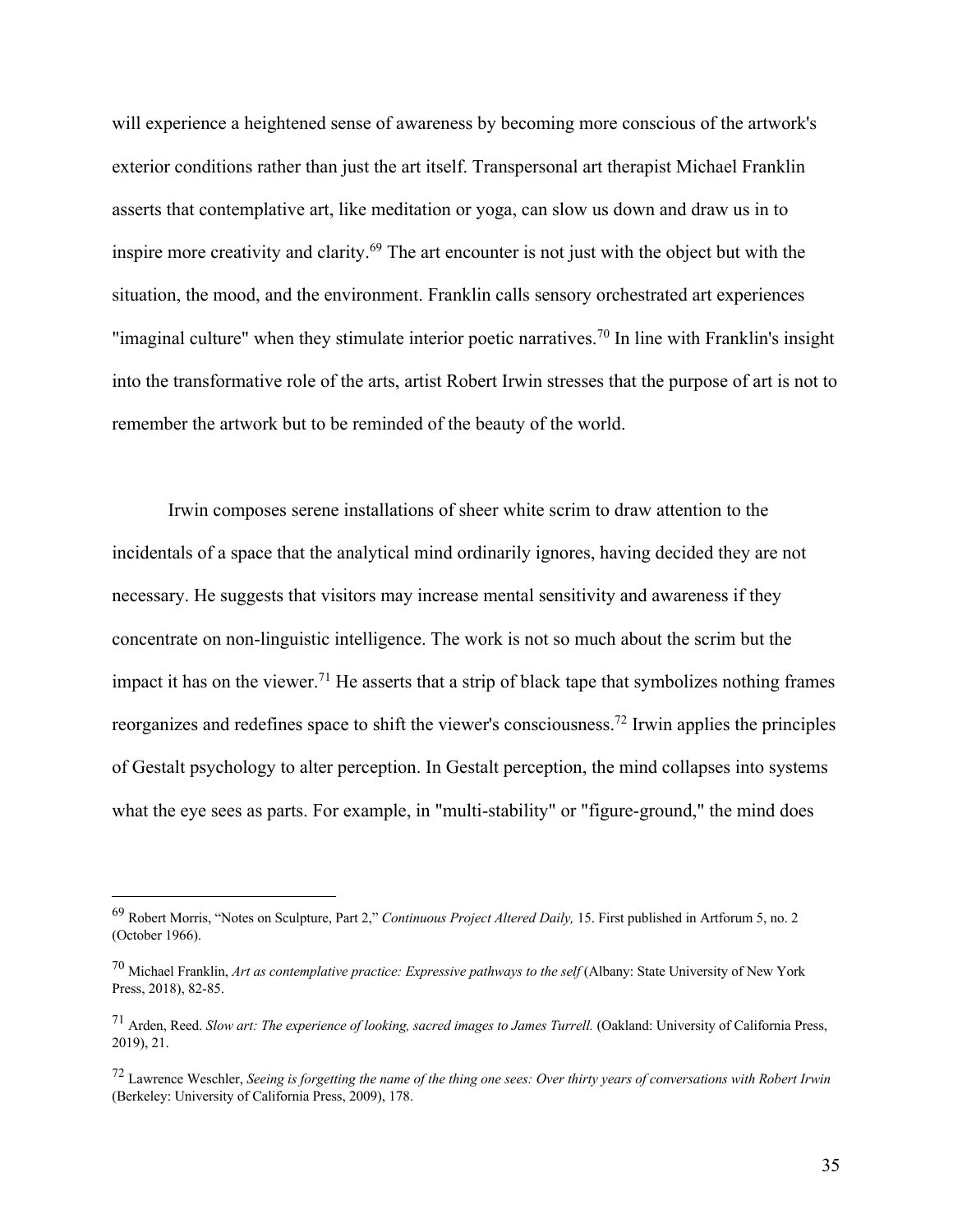will experience a heightened sense of awareness by becoming more conscious of the artwork's exterior conditions rather than just the art itself. Transpersonal art therapist Michael Franklin asserts that contemplative art, like meditation or yoga, can slow us down and draw us in to inspire more creativity and clarity.[69] The art encounter is not just with the object but with the situation, the mood, and the environment. Franklin calls sensory orchestrated art experiences "imaginal culture" when they stimulate interior poetic narratives.[70] In line with Franklin's insight into the transformative role of the arts, artist Robert Irwin stresses that the purpose of art is not to remember the artwork but to be reminded of the beauty of the world.

Irwin composes serene installations of sheer white scrim to draw attention to the incidentals of a space that the analytical mind ordinarily ignores, having decided they are not necessary. He suggests that visitors may increase mental sensitivity and awareness if they concentrate on non-linguistic intelligence. The work is not so much about the scrim but the impact it has on the viewer.[71] He asserts that a strip of black tape that symbolizes nothing frames reorganizes and redefines space to shift the viewer's consciousness.[72] Irwin applies the principles of Gestalt psychology to alter perception. In Gestalt perception, the mind collapses into systems what the eye sees as parts. For example, in "multi-stability" or "figure-ground," the mind does

---

[69] Robert Morris, "Notes on Sculpture, Part 2," *Continuous Project Altered Daily,* 15. First published in Artforum 5, no. 2 (October 1966).

[70] Michael Franklin, *Art as contemplative practice: Expressive pathways to the self* (Albany: State University of New York Press, 2018), 82-85.

[71] Arden, Reed. *Slow art: The experience of looking, sacred images to James Turrell.* (Oakland: University of California Press, 2019), 21.

[72] Lawrence Weschler, *Seeing is forgetting the name of the thing one sees: Over thirty years of conversations with Robert Irwin* (Berkeley: University of California Press, 2009), 178.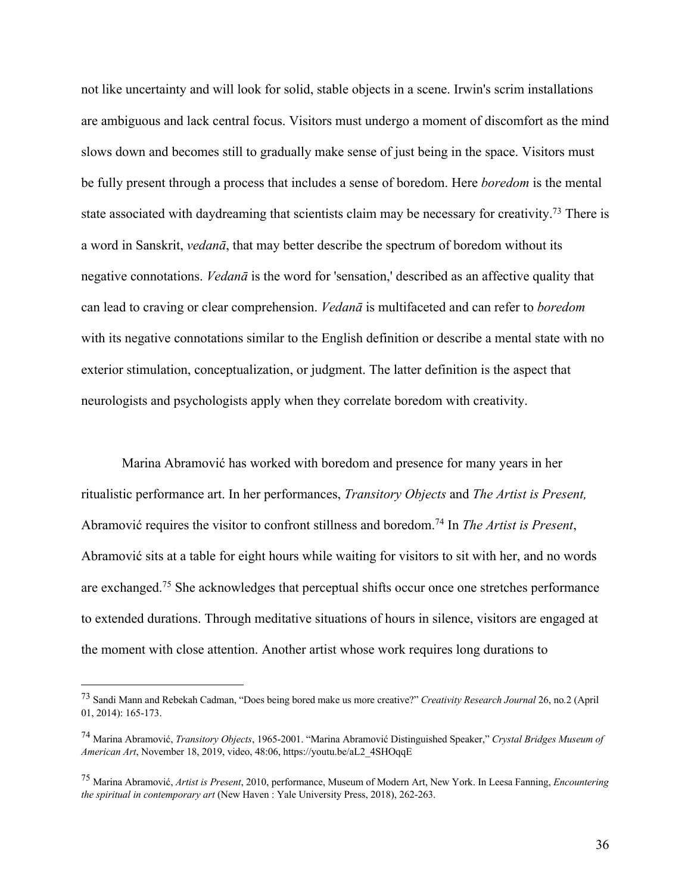not like uncertainty and will look for solid, stable objects in a scene. Irwin's scrim installations are ambiguous and lack central focus. Visitors must undergo a moment of discomfort as the mind slows down and becomes still to gradually make sense of just being in the space. Visitors must be fully present through a process that includes a sense of boredom. Here *boredom* is the mental state associated with daydreaming that scientists claim may be necessary for creativity.[73] There is a word in Sanskrit, *vedanā*, that may better describe the spectrum of boredom without its negative connotations. *Vedanā* is the word for 'sensation,' described as an affective quality that can lead to craving or clear comprehension. *Vedanā* is multifaceted and can refer to *boredom* with its negative connotations similar to the English definition or describe a mental state with no exterior stimulation, conceptualization, or judgment. The latter definition is the aspect that neurologists and psychologists apply when they correlate boredom with creativity.

Marina Abramović has worked with boredom and presence for many years in her ritualistic performance art. In her performances, *Transitory Objects* and *The Artist is Present,* Abramović requires the visitor to confront stillness and boredom.[74] In *The Artist is Present*, Abramović sits at a table for eight hours while waiting for visitors to sit with her, and no words are exchanged.[75] She acknowledges that perceptual shifts occur once one stretches performance to extended durations. Through meditative situations of hours in silence, visitors are engaged at the moment with close attention. Another artist whose work requires long durations to

---

[73] Sandi Mann and Rebekah Cadman, "Does being bored make us more creative?" *Creativity Research Journal* 26, no.2 (April 01, 2014): 165-173.

[74] Marina Abramović, *Transitory Objects*, 1965-2001. "Marina Abramović Distinguished Speaker," *Crystal Bridges Museum of American Art*, November 18, 2019, video, 48:06, https://youtu.be/aL2_4SHOqqE

[75] Marina Abramović, *Artist is Present*, 2010, performance, Museum of Modern Art, New York. In Leesa Fanning, *Encountering the spiritual in contemporary art* (New Haven : Yale University Press, 2018), 262-263.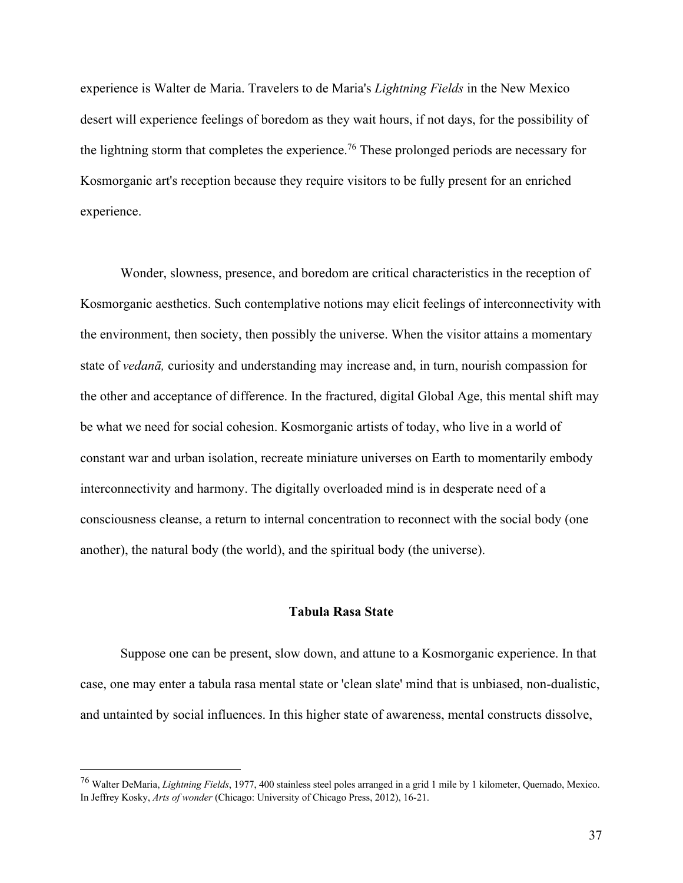experience is Walter de Maria. Travelers to de Maria's *Lightning Fields* in the New Mexico desert will experience feelings of boredom as they wait hours, if not days, for the possibility of the lightning storm that completes the experience.[76] These prolonged periods are necessary for Kosmorganic art's reception because they require visitors to be fully present for an enriched experience.

Wonder, slowness, presence, and boredom are critical characteristics in the reception of Kosmorganic aesthetics. Such contemplative notions may elicit feelings of interconnectivity with the environment, then society, then possibly the universe. When the visitor attains a momentary state of *vedanā,* curiosity and understanding may increase and, in turn, nourish compassion for the other and acceptance of difference. In the fractured, digital Global Age, this mental shift may be what we need for social cohesion. Kosmorganic artists of today, who live in a world of constant war and urban isolation, recreate miniature universes on Earth to momentarily embody interconnectivity and harmony. The digitally overloaded mind is in desperate need of a consciousness cleanse, a return to internal concentration to reconnect with the social body (one another), the natural body (the world), and the spiritual body (the universe).

### Tabula Rasa State

Suppose one can be present, slow down, and attune to a Kosmorganic experience. In that case, one may enter a tabula rasa mental state or 'clean slate' mind that is unbiased, non-dualistic, and untainted by social influences. In this higher state of awareness, mental constructs dissolve,

---

[76] Walter DeMaria, *Lightning Fields*, 1977, 400 stainless steel poles arranged in a grid 1 mile by 1 kilometer, Quemado, Mexico. In Jeffrey Kosky, *Arts of wonder* (Chicago: University of Chicago Press, 2012), 16-21.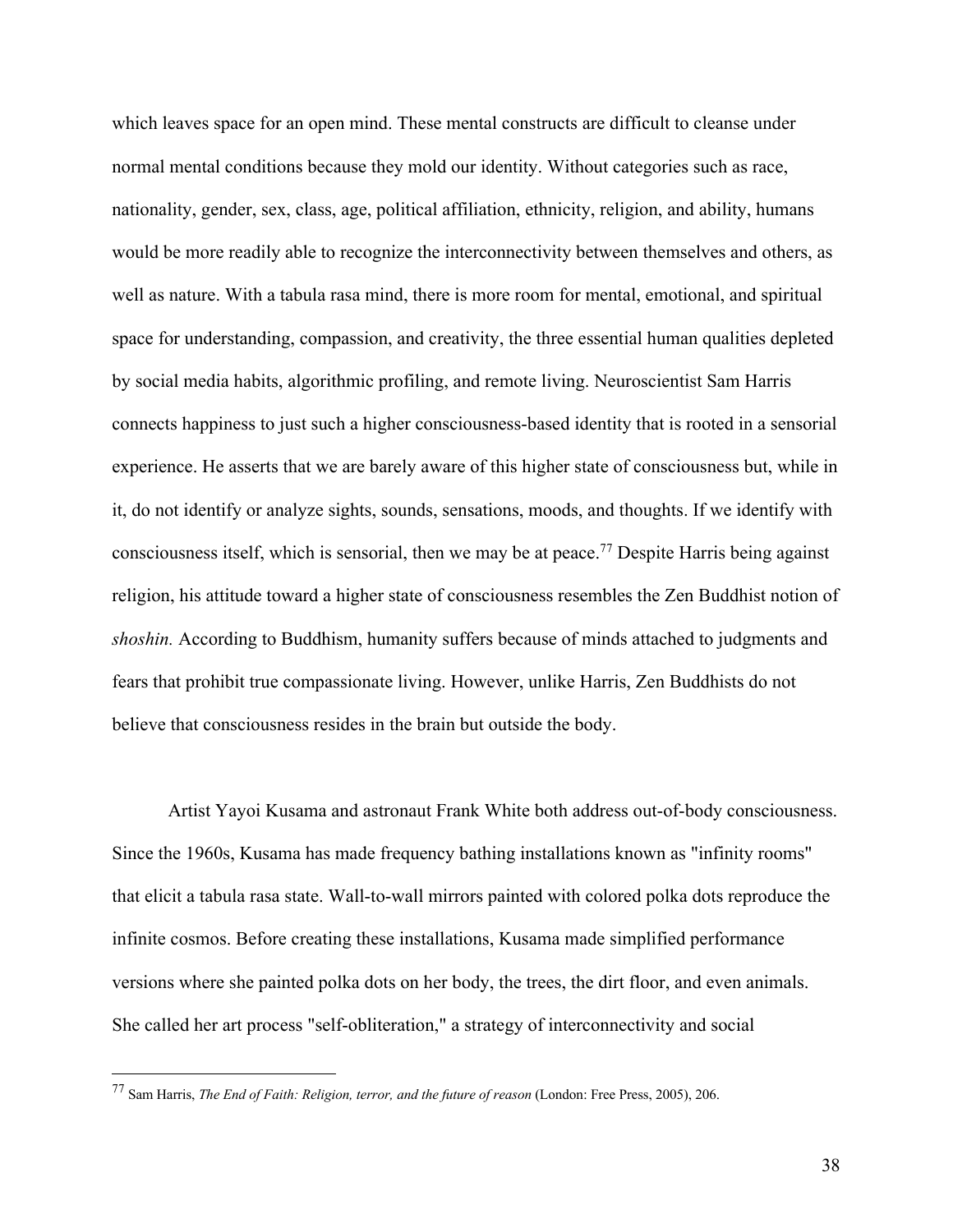which leaves space for an open mind. These mental constructs are difficult to cleanse under normal mental conditions because they mold our identity. Without categories such as race, nationality, gender, sex, class, age, political affiliation, ethnicity, religion, and ability, humans would be more readily able to recognize the interconnectivity between themselves and others, as well as nature. With a tabula rasa mind, there is more room for mental, emotional, and spiritual space for understanding, compassion, and creativity, the three essential human qualities depleted by social media habits, algorithmic profiling, and remote living. Neuroscientist Sam Harris connects happiness to just such a higher consciousness-based identity that is rooted in a sensorial experience. He asserts that we are barely aware of this higher state of consciousness but, while in it, do not identify or analyze sights, sounds, sensations, moods, and thoughts. If we identify with consciousness itself, which is sensorial, then we may be at peace.[77] Despite Harris being against religion, his attitude toward a higher state of consciousness resembles the Zen Buddhist notion of *shoshin.* According to Buddhism, humanity suffers because of minds attached to judgments and fears that prohibit true compassionate living. However, unlike Harris, Zen Buddhists do not believe that consciousness resides in the brain but outside the body.

Artist Yayoi Kusama and astronaut Frank White both address out-of-body consciousness. Since the 1960s, Kusama has made frequency bathing installations known as "infinity rooms" that elicit a tabula rasa state. Wall-to-wall mirrors painted with colored polka dots reproduce the infinite cosmos. Before creating these installations, Kusama made simplified performance versions where she painted polka dots on her body, the trees, the dirt floor, and even animals. She called her art process "self-obliteration," a strategy of interconnectivity and social

---

[77] Sam Harris, *The End of Faith: Religion, terror, and the future of reason* (London: Free Press, 2005), 206.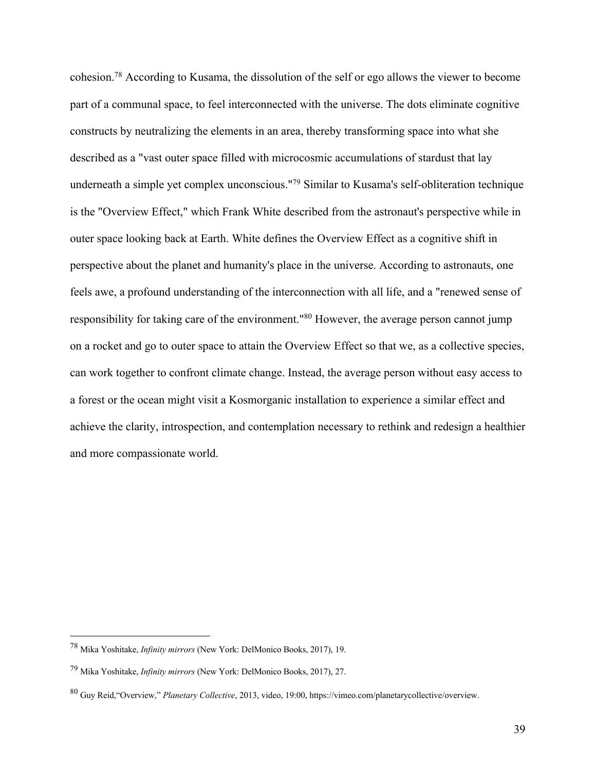cohesion.[78] According to Kusama, the dissolution of the self or ego allows the viewer to become part of a communal space, to feel interconnected with the universe. The dots eliminate cognitive constructs by neutralizing the elements in an area, thereby transforming space into what she described as a "vast outer space filled with microcosmic accumulations of stardust that lay underneath a simple yet complex unconscious."[79] Similar to Kusama's self-obliteration technique is the "Overview Effect," which Frank White described from the astronaut's perspective while in outer space looking back at Earth. White defines the Overview Effect as a cognitive shift in perspective about the planet and humanity's place in the universe. According to astronauts, one feels awe, a profound understanding of the interconnection with all life, and a "renewed sense of responsibility for taking care of the environment."[80] However, the average person cannot jump on a rocket and go to outer space to attain the Overview Effect so that we, as a collective species, can work together to confront climate change. Instead, the average person without easy access to a forest or the ocean might visit a Kosmorganic installation to experience a similar effect and achieve the clarity, introspection, and contemplation necessary to rethink and redesign a healthier and more compassionate world.

---

[78] Mika Yoshitake, *Infinity mirrors* (New York: DelMonico Books, 2017), 19.

[79] Mika Yoshitake, *Infinity mirrors* (New York: DelMonico Books, 2017), 27.

[80] Guy Reid,"Overview," *Planetary Collective*, 2013, video, 19:00, https://vimeo.com/planetarycollective/overview.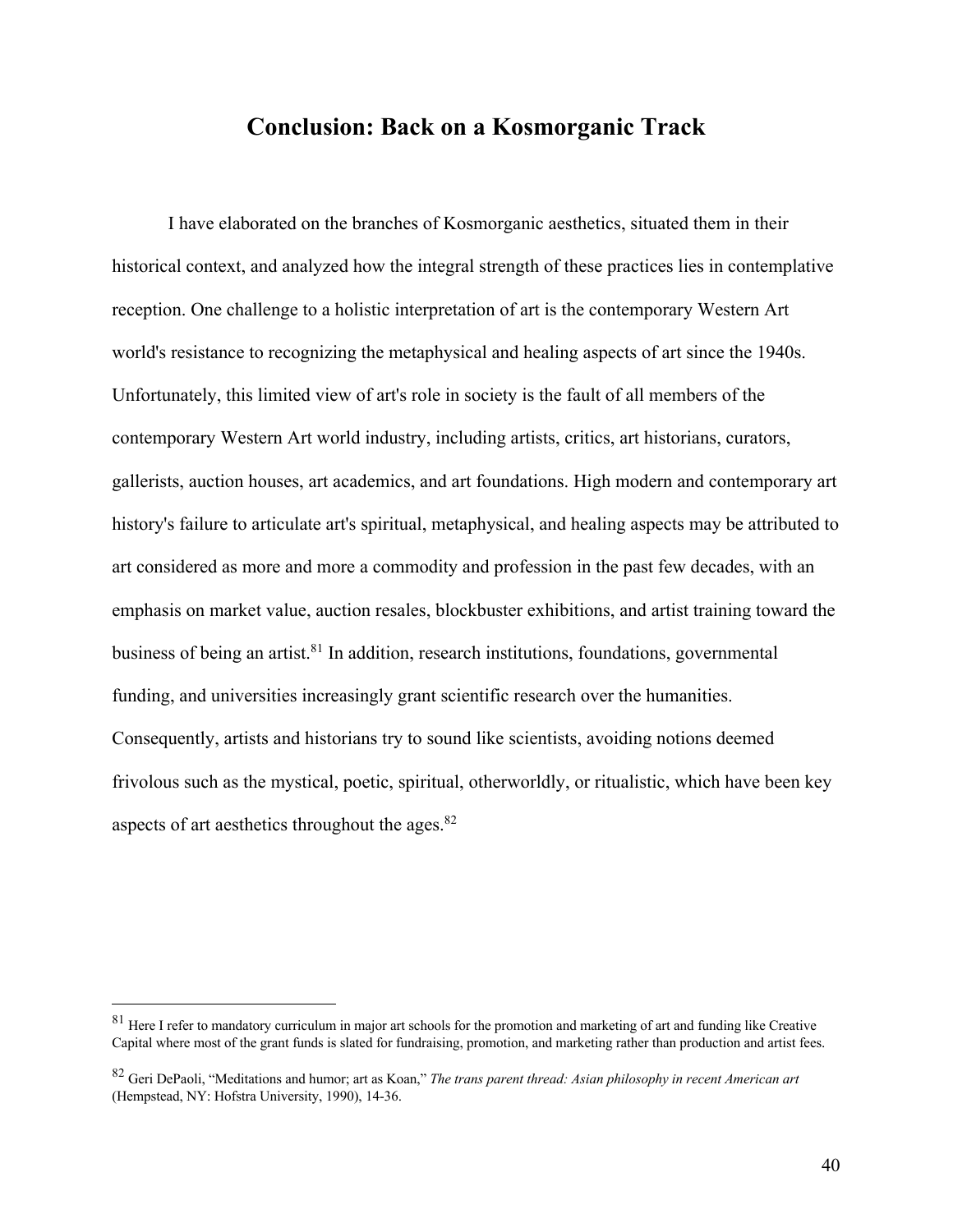## Conclusion: Back on a Kosmorganic Track

I have elaborated on the branches of Kosmorganic aesthetics, situated them in their historical context, and analyzed how the integral strength of these practices lies in contemplative reception. One challenge to a holistic interpretation of art is the contemporary Western Art world's resistance to recognizing the metaphysical and healing aspects of art since the 1940s. Unfortunately, this limited view of art's role in society is the fault of all members of the contemporary Western Art world industry, including artists, critics, art historians, curators, gallerists, auction houses, art academics, and art foundations. High modern and contemporary art history's failure to articulate art's spiritual, metaphysical, and healing aspects may be attributed to art considered as more and more a commodity and profession in the past few decades, with an emphasis on market value, auction resales, blockbuster exhibitions, and artist training toward the business of being an artist.[81] In addition, research institutions, foundations, governmental funding, and universities increasingly grant scientific research over the humanities. Consequently, artists and historians try to sound like scientists, avoiding notions deemed frivolous such as the mystical, poetic, spiritual, otherworldly, or ritualistic, which have been key aspects of art aesthetics throughout the ages.[82]

---

[81] Here I refer to mandatory curriculum in major art schools for the promotion and marketing of art and funding like Creative Capital where most of the grant funds is slated for fundraising, promotion, and marketing rather than production and artist fees.

[82] Geri DePaoli, "Meditations and humor; art as Koan," *The trans parent thread: Asian philosophy in recent American art* (Hempstead, NY: Hofstra University, 1990), 14-36.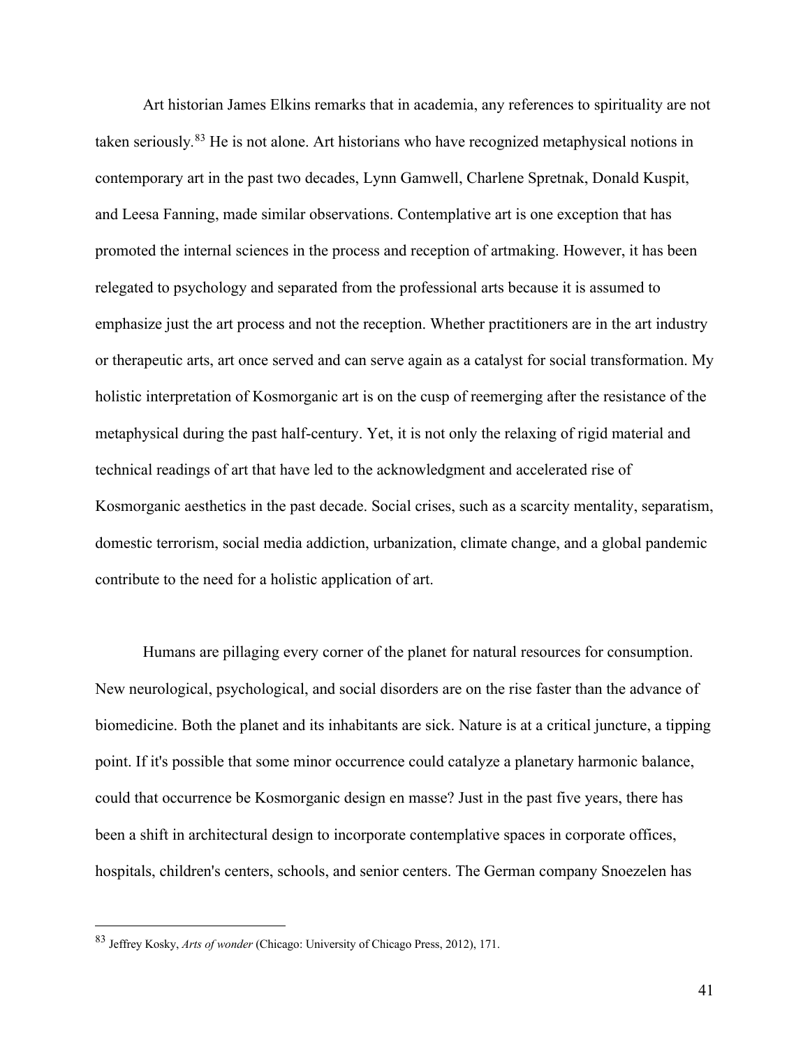Art historian James Elkins remarks that in academia, any references to spirituality are not taken seriously.[83] He is not alone. Art historians who have recognized metaphysical notions in contemporary art in the past two decades, Lynn Gamwell, Charlene Spretnak, Donald Kuspit, and Leesa Fanning, made similar observations. Contemplative art is one exception that has promoted the internal sciences in the process and reception of artmaking. However, it has been relegated to psychology and separated from the professional arts because it is assumed to emphasize just the art process and not the reception. Whether practitioners are in the art industry or therapeutic arts, art once served and can serve again as a catalyst for social transformation. My holistic interpretation of Kosmorganic art is on the cusp of reemerging after the resistance of the metaphysical during the past half-century. Yet, it is not only the relaxing of rigid material and technical readings of art that have led to the acknowledgment and accelerated rise of Kosmorganic aesthetics in the past decade. Social crises, such as a scarcity mentality, separatism, domestic terrorism, social media addiction, urbanization, climate change, and a global pandemic contribute to the need for a holistic application of art.

Humans are pillaging every corner of the planet for natural resources for consumption. New neurological, psychological, and social disorders are on the rise faster than the advance of biomedicine. Both the planet and its inhabitants are sick. Nature is at a critical juncture, a tipping point. If it's possible that some minor occurrence could catalyze a planetary harmonic balance, could that occurrence be Kosmorganic design en masse? Just in the past five years, there has been a shift in architectural design to incorporate contemplative spaces in corporate offices, hospitals, children's centers, schools, and senior centers. The German company Snoezelen has

---

[83] Jeffrey Kosky, *Arts of wonder* (Chicago: University of Chicago Press, 2012), 171.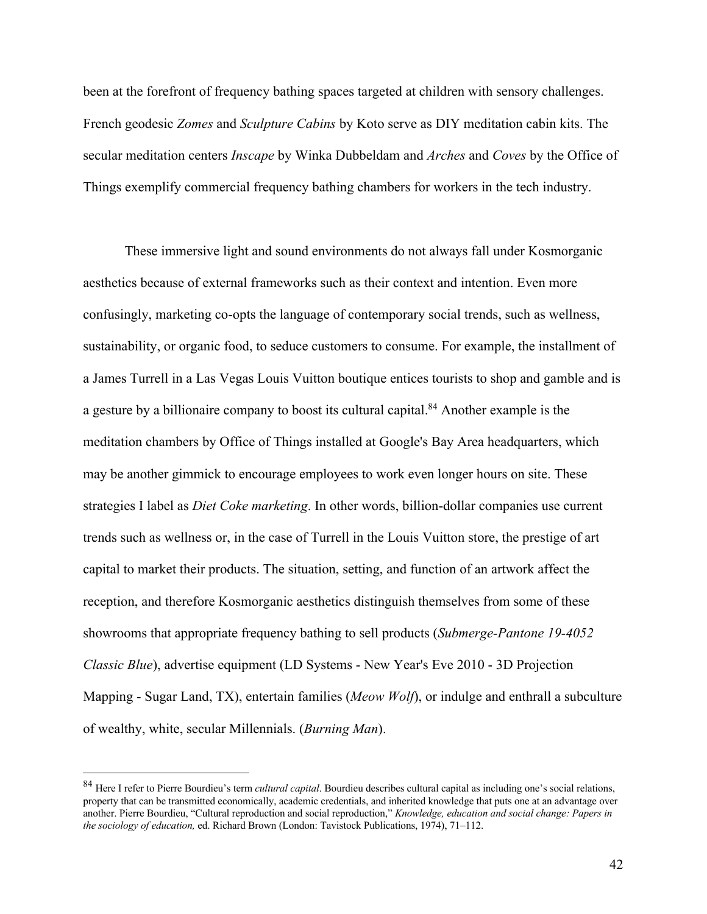been at the forefront of frequency bathing spaces targeted at children with sensory challenges. French geodesic *Zomes* and *Sculpture Cabins* by Koto serve as DIY meditation cabin kits. The secular meditation centers *Inscape* by Winka Dubbeldam and *Arches* and *Coves* by the Office of Things exemplify commercial frequency bathing chambers for workers in the tech industry.

These immersive light and sound environments do not always fall under Kosmorganic aesthetics because of external frameworks such as their context and intention. Even more confusingly, marketing co-opts the language of contemporary social trends, such as wellness, sustainability, or organic food, to seduce customers to consume. For example, the installment of a James Turrell in a Las Vegas Louis Vuitton boutique entices tourists to shop and gamble and is a gesture by a billionaire company to boost its cultural capital.[84] Another example is the meditation chambers by Office of Things installed at Google's Bay Area headquarters, which may be another gimmick to encourage employees to work even longer hours on site. These strategies I label as *Diet Coke marketing*. In other words, billion-dollar companies use current trends such as wellness or, in the case of Turrell in the Louis Vuitton store, the prestige of art capital to market their products. The situation, setting, and function of an artwork affect the reception, and therefore Kosmorganic aesthetics distinguish themselves from some of these showrooms that appropriate frequency bathing to sell products (*Submerge-Pantone 19-4052 Classic Blue*), advertise equipment (LD Systems - New Year's Eve 2010 - 3D Projection Mapping - Sugar Land, TX), entertain families (*Meow Wolf*), or indulge and enthrall a subculture of wealthy, white, secular Millennials. (*Burning Man*).

---

[84] Here I refer to Pierre Bourdieu's term *cultural capital*. Bourdieu describes cultural capital as including one's social relations, property that can be transmitted economically, academic credentials, and inherited knowledge that puts one at an advantage over another. Pierre Bourdieu, "Cultural reproduction and social reproduction," *Knowledge, education and social change: Papers in the sociology of education,* ed. Richard Brown (London: Tavistock Publications, 1974), 71–112.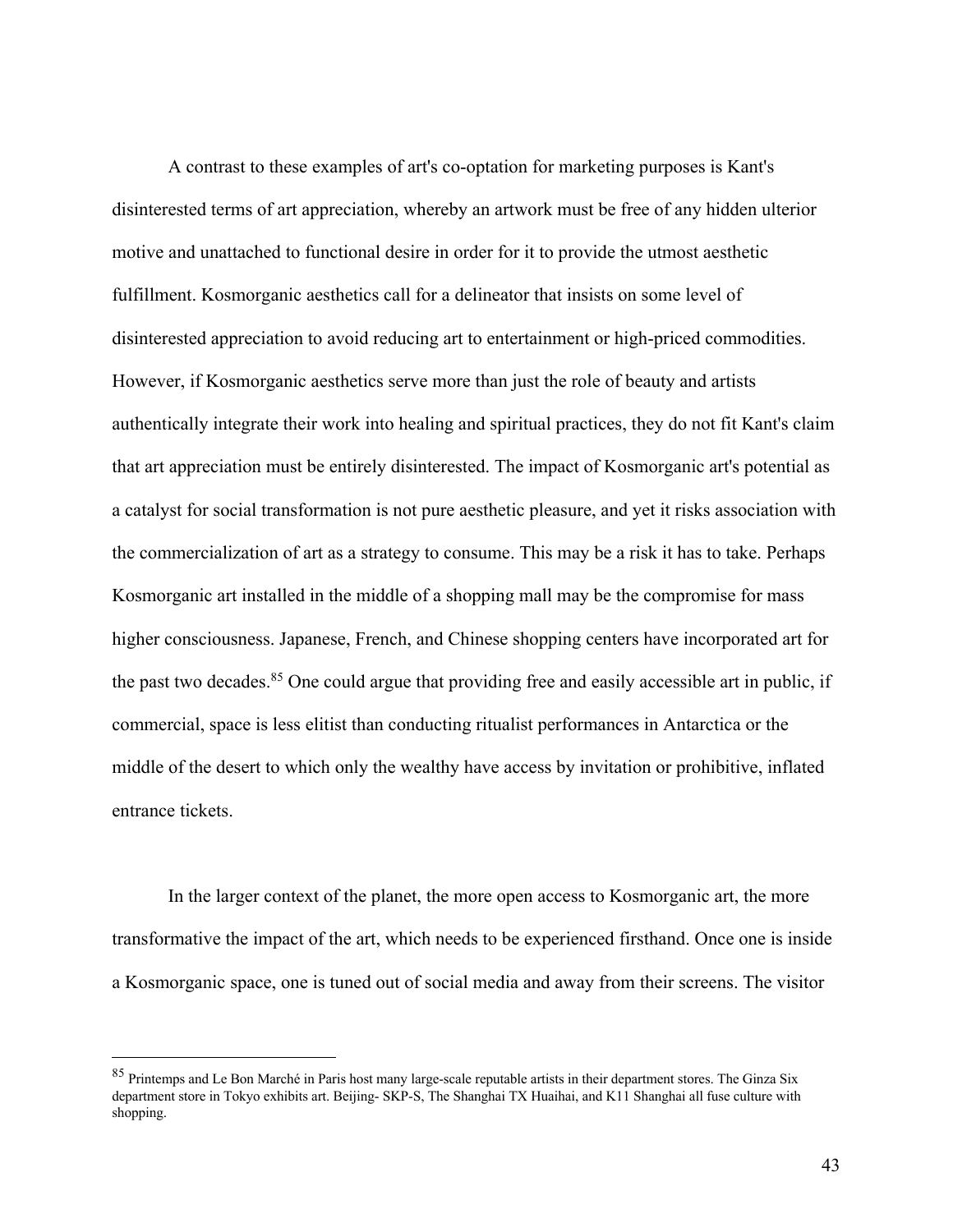A contrast to these examples of art's co-optation for marketing purposes is Kant's disinterested terms of art appreciation, whereby an artwork must be free of any hidden ulterior motive and unattached to functional desire in order for it to provide the utmost aesthetic fulfillment. Kosmorganic aesthetics call for a delineator that insists on some level of disinterested appreciation to avoid reducing art to entertainment or high-priced commodities. However, if Kosmorganic aesthetics serve more than just the role of beauty and artists authentically integrate their work into healing and spiritual practices, they do not fit Kant's claim that art appreciation must be entirely disinterested. The impact of Kosmorganic art's potential as a catalyst for social transformation is not pure aesthetic pleasure, and yet it risks association with the commercialization of art as a strategy to consume. This may be a risk it has to take. Perhaps Kosmorganic art installed in the middle of a shopping mall may be the compromise for mass higher consciousness. Japanese, French, and Chinese shopping centers have incorporated art for the past two decades.[85] One could argue that providing free and easily accessible art in public, if commercial, space is less elitist than conducting ritualist performances in Antarctica or the middle of the desert to which only the wealthy have access by invitation or prohibitive, inflated entrance tickets.

In the larger context of the planet, the more open access to Kosmorganic art, the more transformative the impact of the art, which needs to be experienced firsthand. Once one is inside a Kosmorganic space, one is tuned out of social media and away from their screens. The visitor

---

[85] Printemps and Le Bon Marché in Paris host many large-scale reputable artists in their department stores. The Ginza Six department store in Tokyo exhibits art. Beijing- SKP-S, The Shanghai TX Huaihai, and K11 Shanghai all fuse culture with shopping.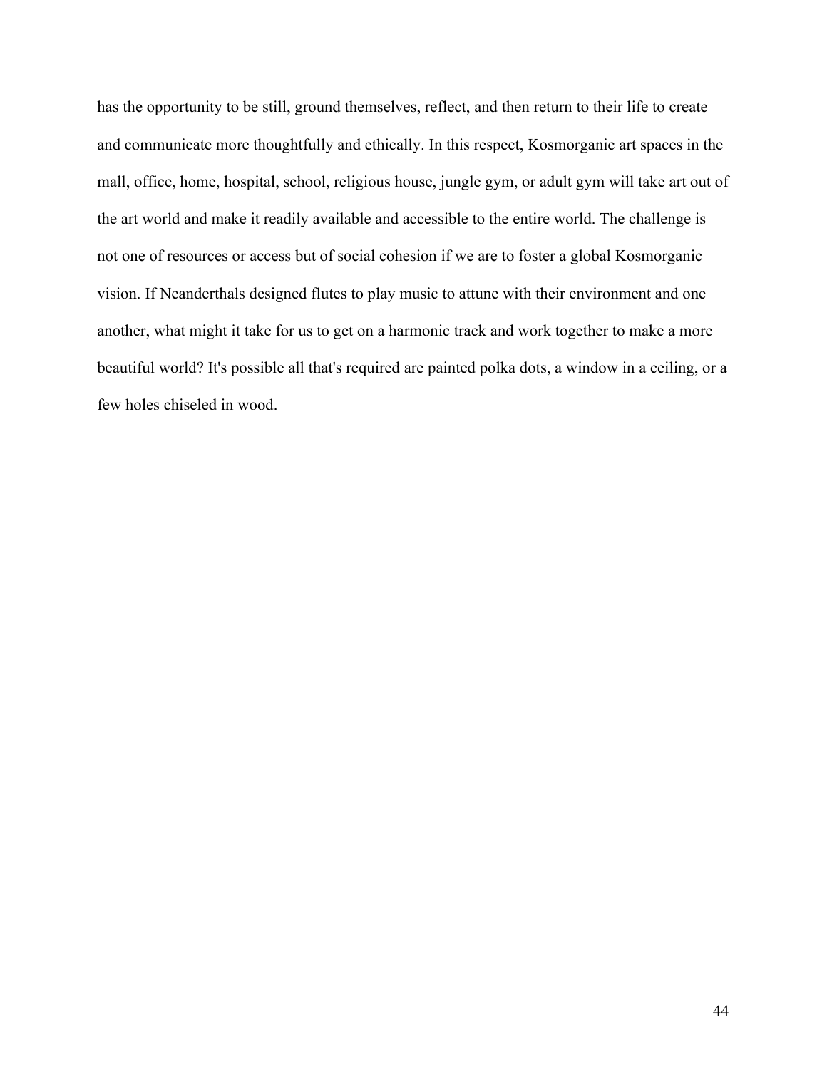has the opportunity to be still, ground themselves, reflect, and then return to their life to create and communicate more thoughtfully and ethically. In this respect, Kosmorganic art spaces in the mall, office, home, hospital, school, religious house, jungle gym, or adult gym will take art out of the art world and make it readily available and accessible to the entire world. The challenge is not one of resources or access but of social cohesion if we are to foster a global Kosmorganic vision. If Neanderthals designed flutes to play music to attune with their environment and one another, what might it take for us to get on a harmonic track and work together to make a more beautiful world? It's possible all that's required are painted polka dots, a window in a ceiling, or a few holes chiseled in wood.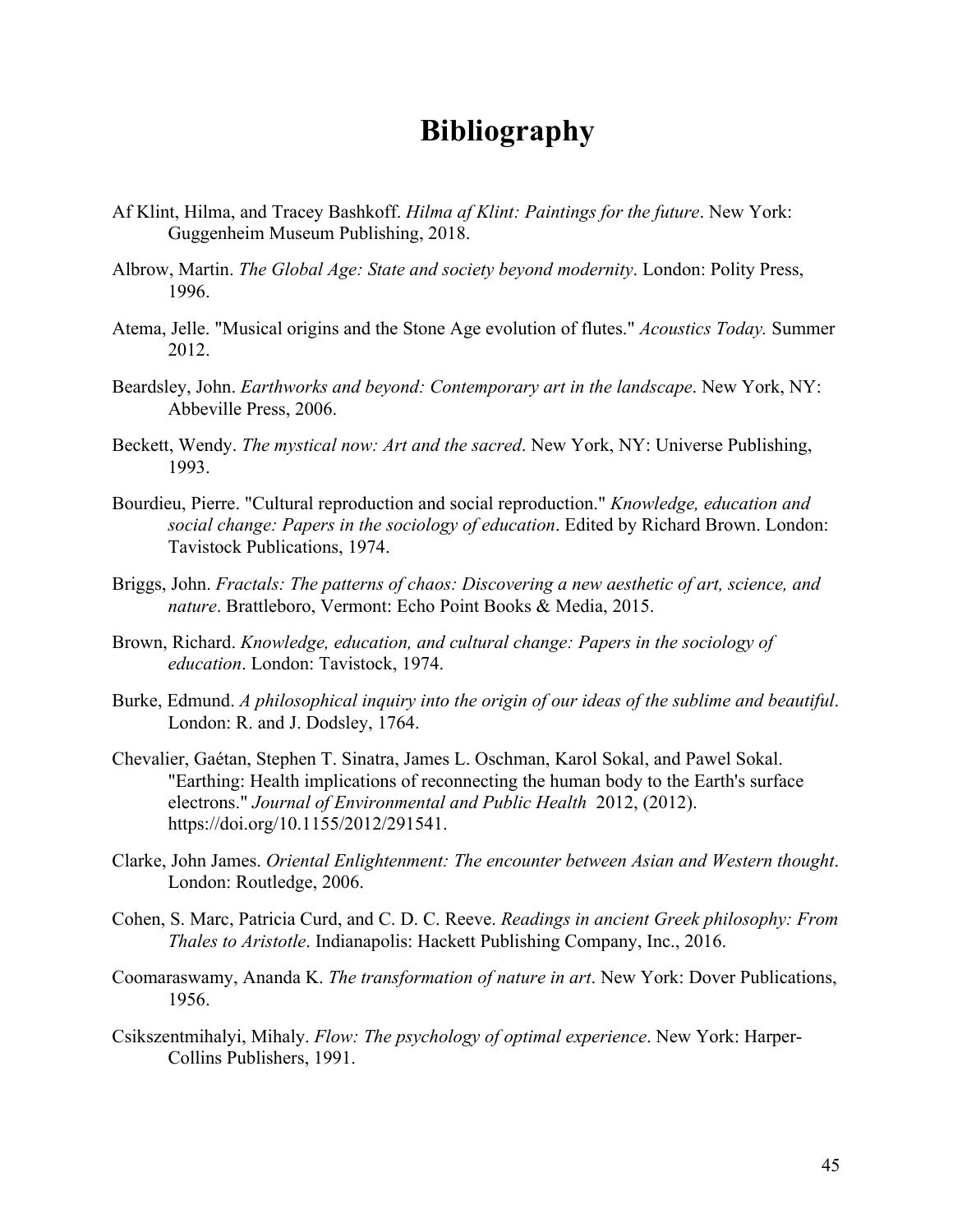# Bibliography

Af Klint, Hilma, and Tracey Bashkoff. *Hilma af Klint: Paintings for the future*. New York: Guggenheim Museum Publishing, 2018.

Albrow, Martin. *The Global Age: State and society beyond modernity*. London: Polity Press, 1996.

Atema, Jelle. "Musical origins and the Stone Age evolution of flutes." *Acoustics Today.* Summer 2012.

Beardsley, John. *Earthworks and beyond: Contemporary art in the landscape*. New York, NY: Abbeville Press, 2006.

Beckett, Wendy. *The mystical now: Art and the sacred*. New York, NY: Universe Publishing, 1993.

Bourdieu, Pierre. "Cultural reproduction and social reproduction." *Knowledge, education and social change: Papers in the sociology of education*. Edited by Richard Brown. London: Tavistock Publications, 1974.

Briggs, John. *Fractals: The patterns of chaos: Discovering a new aesthetic of art, science, and nature*. Brattleboro, Vermont: Echo Point Books & Media, 2015.

Brown, Richard. *Knowledge, education, and cultural change: Papers in the sociology of education*. London: Tavistock, 1974.

Burke, Edmund. *A philosophical inquiry into the origin of our ideas of the sublime and beautiful*. London: R. and J. Dodsley, 1764.

Chevalier, Gaétan, Stephen T. Sinatra, James L. Oschman, Karol Sokal, and Pawel Sokal. "Earthing: Health implications of reconnecting the human body to the Earth's surface electrons." *Journal of Environmental and Public Health* 2012, (2012). https://doi.org/10.1155/2012/291541.

Clarke, John James. *Oriental Enlightenment: The encounter between Asian and Western thought*. London: Routledge, 2006.

Cohen, S. Marc, Patricia Curd, and C. D. C. Reeve. *Readings in ancient Greek philosophy: From Thales to Aristotle*. Indianapolis: Hackett Publishing Company, Inc., 2016.

Coomaraswamy, Ananda K. *The transformation of nature in art*. New York: Dover Publications, 1956.

Csikszentmihalyi, Mihaly. *Flow: The psychology of optimal experience*. New York: Harper-Collins Publishers, 1991.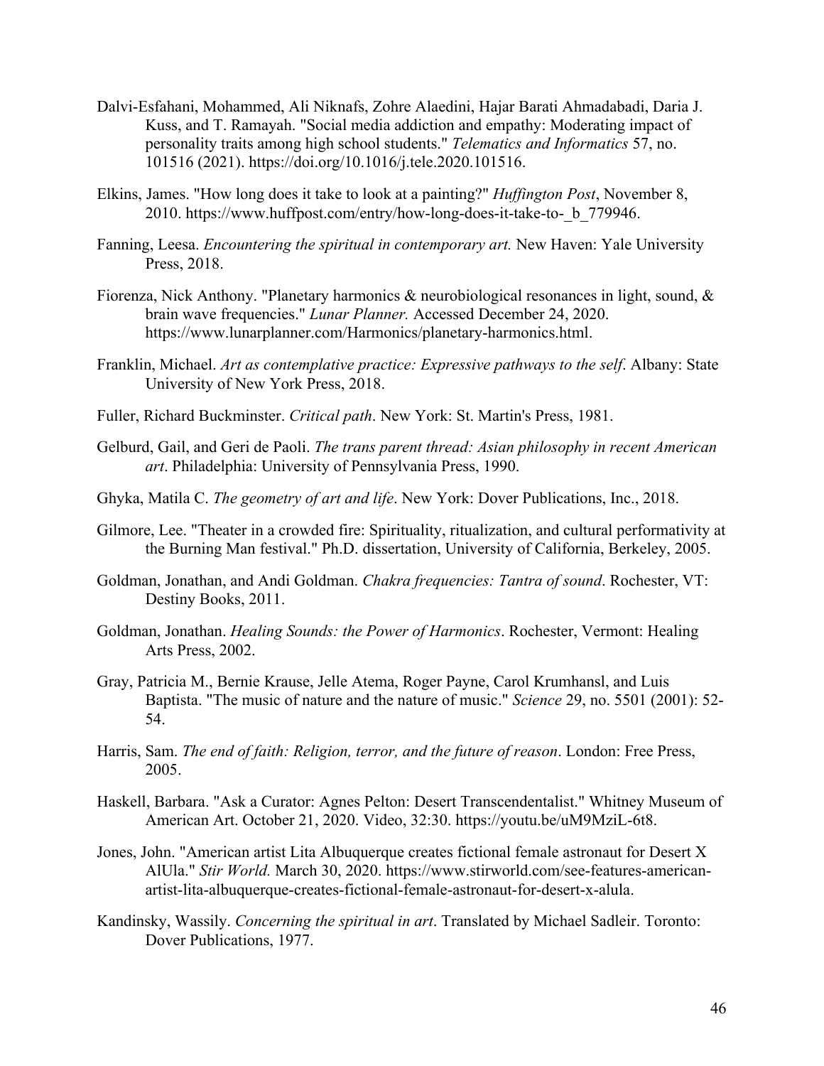Dalvi-Esfahani, Mohammed, Ali Niknafs, Zohre Alaedini, Hajar Barati Ahmadabadi, Daria J. Kuss, and T. Ramayah. "Social media addiction and empathy: Moderating impact of personality traits among high school students." *Telematics and Informatics* 57, no. 101516 (2021). https://doi.org/10.1016/j.tele.2020.101516.

Elkins, James. "How long does it take to look at a painting?" *Huffington Post*, November 8, 2010. https://www.huffpost.com/entry/how-long-does-it-take-to-_b_779946.

Fanning, Leesa. *Encountering the spiritual in contemporary art.* New Haven: Yale University Press, 2018.

Fiorenza, Nick Anthony. "Planetary harmonics & neurobiological resonances in light, sound, & brain wave frequencies." *Lunar Planner.* Accessed December 24, 2020. https://www.lunarplanner.com/Harmonics/planetary-harmonics.html.

Franklin, Michael. *Art as contemplative practice: Expressive pathways to the self*. Albany: State University of New York Press, 2018.

Fuller, Richard Buckminster. *Critical path*. New York: St. Martin's Press, 1981.

Gelburd, Gail, and Geri de Paoli. *The trans parent thread: Asian philosophy in recent American art*. Philadelphia: University of Pennsylvania Press, 1990.

Ghyka, Matila C. *The geometry of art and life*. New York: Dover Publications, Inc., 2018.

Gilmore, Lee. "Theater in a crowded fire: Spirituality, ritualization, and cultural performativity at the Burning Man festival." Ph.D. dissertation, University of California, Berkeley, 2005.

Goldman, Jonathan, and Andi Goldman. *Chakra frequencies: Tantra of sound*. Rochester, VT: Destiny Books, 2011.

Goldman, Jonathan. *Healing Sounds: the Power of Harmonics*. Rochester, Vermont: Healing Arts Press, 2002.

Gray, Patricia M., Bernie Krause, Jelle Atema, Roger Payne, Carol Krumhansl, and Luis Baptista. "The music of nature and the nature of music." *Science* 29, no. 5501 (2001): 52-54.

Harris, Sam. *The end of faith: Religion, terror, and the future of reason*. London: Free Press, 2005.

Haskell, Barbara. "Ask a Curator: Agnes Pelton: Desert Transcendentalist." Whitney Museum of American Art. October 21, 2020. Video, 32:30. https://youtu.be/uM9MziL-6t8.

Jones, John. "American artist Lita Albuquerque creates fictional female astronaut for Desert X AlUla." *Stir World.* March 30, 2020. https://www.stirworld.com/see-features-american-artist-lita-albuquerque-creates-fictional-female-astronaut-for-desert-x-alula.

Kandinsky, Wassily. *Concerning the spiritual in art*. Translated by Michael Sadleir. Toronto: Dover Publications, 1977.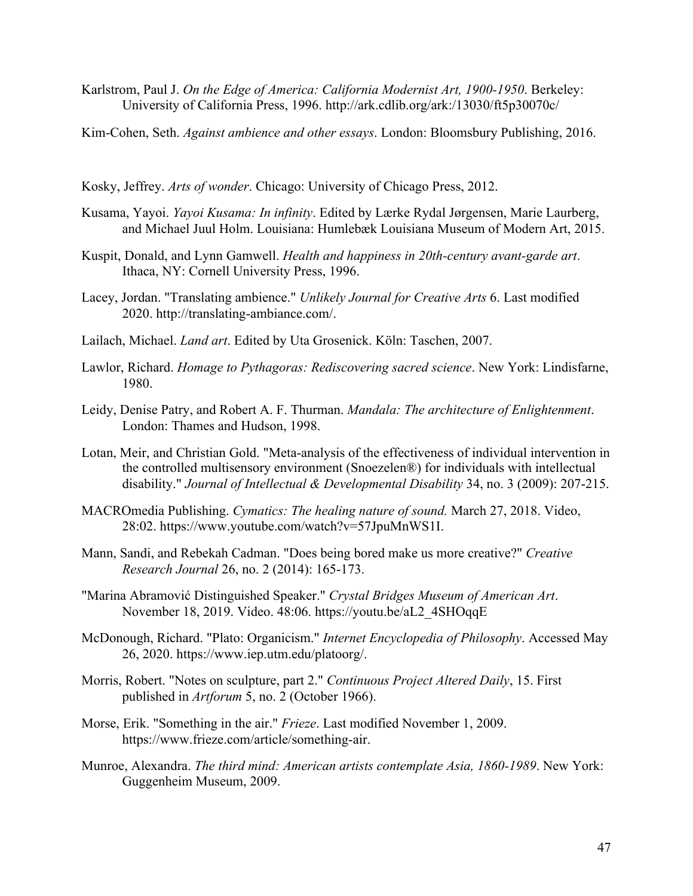Karlstrom, Paul J. *On the Edge of America: California Modernist Art, 1900-1950*. Berkeley: University of California Press, 1996. http://ark.cdlib.org/ark:/13030/ft5p30070c/

Kim-Cohen, Seth. *Against ambience and other essays*. London: Bloomsbury Publishing, 2016.

Kosky, Jeffrey. *Arts of wonder*. Chicago: University of Chicago Press, 2012.

Kusama, Yayoi. *Yayoi Kusama: In infinity*. Edited by Lærke Rydal Jørgensen, Marie Laurberg, and Michael Juul Holm. Louisiana: Humlebæk Louisiana Museum of Modern Art, 2015.

Kuspit, Donald, and Lynn Gamwell. *Health and happiness in 20th-century avant-garde art*. Ithaca, NY: Cornell University Press, 1996.

Lacey, Jordan. "Translating ambience." *Unlikely Journal for Creative Arts* 6. Last modified 2020. http://translating-ambiance.com/.

Lailach, Michael. *Land art*. Edited by Uta Grosenick. Köln: Taschen, 2007.

Lawlor, Richard. *Homage to Pythagoras: Rediscovering sacred science*. New York: Lindisfarne, 1980.

Leidy, Denise Patry, and Robert A. F. Thurman. *Mandala: The architecture of Enlightenment*. London: Thames and Hudson, 1998.

Lotan, Meir, and Christian Gold. "Meta-analysis of the effectiveness of individual intervention in the controlled multisensory environment (Snoezelen®) for individuals with intellectual disability." *Journal of Intellectual & Developmental Disability* 34, no. 3 (2009): 207-215.

MACROmedia Publishing. *Cymatics: The healing nature of sound.* March 27, 2018. Video, 28:02. https://www.youtube.com/watch?v=57JpuMnWS1I.

Mann, Sandi, and Rebekah Cadman. "Does being bored make us more creative?" *Creative Research Journal* 26, no. 2 (2014): 165-173.

"Marina Abramović Distinguished Speaker." *Crystal Bridges Museum of American Art*. November 18, 2019. Video. 48:06. https://youtu.be/aL2_4SHOqqE

McDonough, Richard. "Plato: Organicism." *Internet Encyclopedia of Philosophy*. Accessed May 26, 2020. https://www.iep.utm.edu/platoorg/.

Morris, Robert. "Notes on sculpture, part 2." *Continuous Project Altered Daily*, 15. First published in *Artforum* 5, no. 2 (October 1966).

Morse, Erik. "Something in the air." *Frieze*. Last modified November 1, 2009. https://www.frieze.com/article/something-air.

Munroe, Alexandra. *The third mind: American artists contemplate Asia, 1860-1989*. New York: Guggenheim Museum, 2009.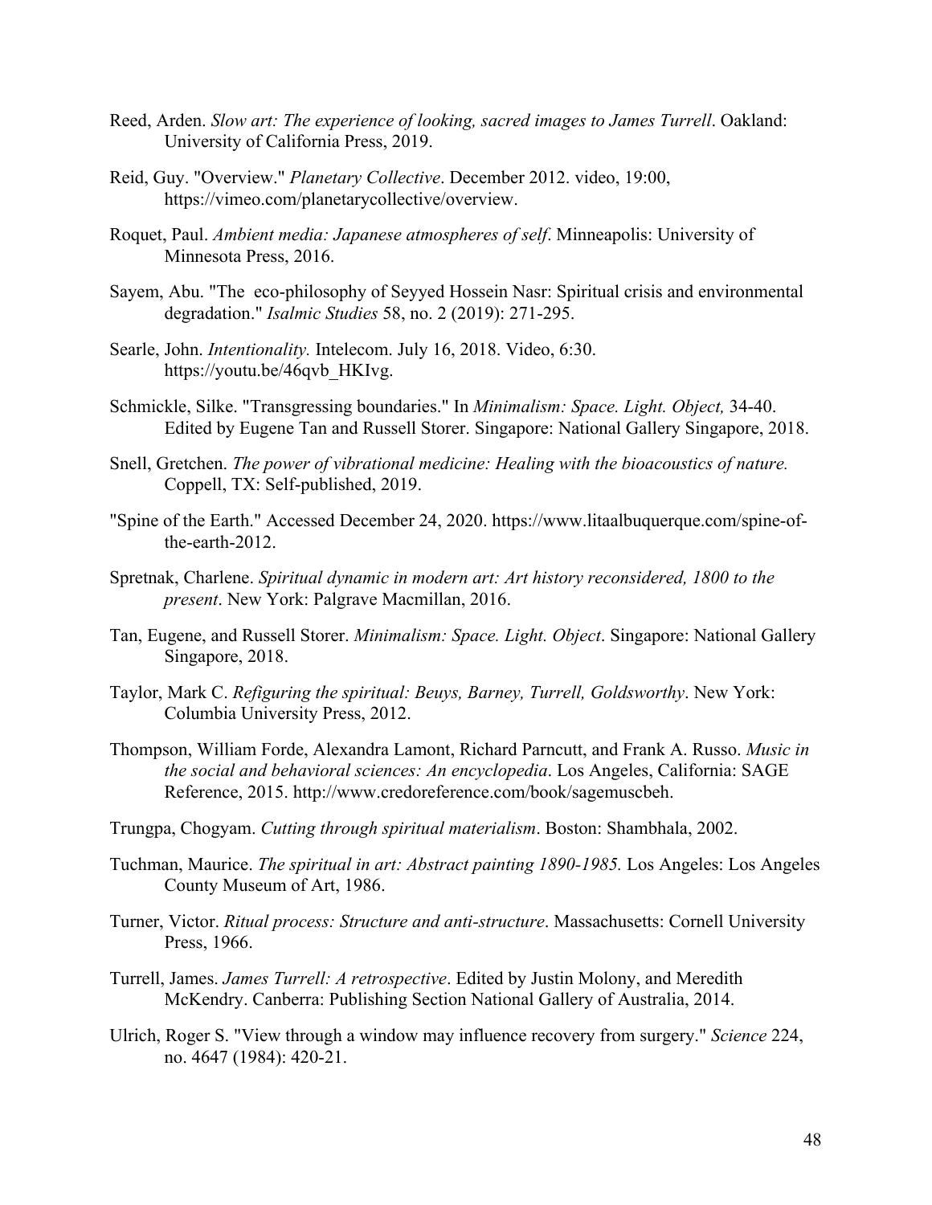Reed, Arden. *Slow art: The experience of looking, sacred images to James Turrell*. Oakland: University of California Press, 2019.

Reid, Guy. "Overview." *Planetary Collective*. December 2012. video, 19:00, https://vimeo.com/planetarycollective/overview.

Roquet, Paul. *Ambient media: Japanese atmospheres of self*. Minneapolis: University of Minnesota Press, 2016.

Sayem, Abu. "The  eco-philosophy of Seyyed Hossein Nasr: Spiritual crisis and environmental degradation." *Isalmic Studies* 58, no. 2 (2019): 271-295.

Searle, John. *Intentionality.* Intelecom. July 16, 2018. Video, 6:30. https://youtu.be/46qvb_HKIvg.

Schmickle, Silke. "Transgressing boundaries." In *Minimalism: Space. Light. Object,* 34-40. Edited by Eugene Tan and Russell Storer. Singapore: National Gallery Singapore, 2018.

Snell, Gretchen. *The power of vibrational medicine: Healing with the bioacoustics of nature.* Coppell, TX: Self-published, 2019.

"Spine of the Earth." Accessed December 24, 2020. https://www.litaalbuquerque.com/spine-of-the-earth-2012.

Spretnak, Charlene. *Spiritual dynamic in modern art: Art history reconsidered, 1800 to the present*. New York: Palgrave Macmillan, 2016.

Tan, Eugene, and Russell Storer. *Minimalism: Space. Light. Object*. Singapore: National Gallery Singapore, 2018.

Taylor, Mark C. *Refiguring the spiritual: Beuys, Barney, Turrell, Goldsworthy*. New York: Columbia University Press, 2012.

Thompson, William Forde, Alexandra Lamont, Richard Parncutt, and Frank A. Russo. *Music in the social and behavioral sciences: An encyclopedia*. Los Angeles, California: SAGE Reference, 2015. http://www.credoreference.com/book/sagemuscbeh.

Trungpa, Chogyam. *Cutting through spiritual materialism*. Boston: Shambhala, 2002.

Tuchman, Maurice. *The spiritual in art: Abstract painting 1890-1985.* Los Angeles: Los Angeles County Museum of Art, 1986.

Turner, Victor. *Ritual process: Structure and anti-structure*. Massachusetts: Cornell University Press, 1966.

Turrell, James. *James Turrell: A retrospective*. Edited by Justin Molony, and Meredith McKendry. Canberra: Publishing Section National Gallery of Australia, 2014.

Ulrich, Roger S. "View through a window may influence recovery from surgery." *Science* 224, no. 4647 (1984): 420-21.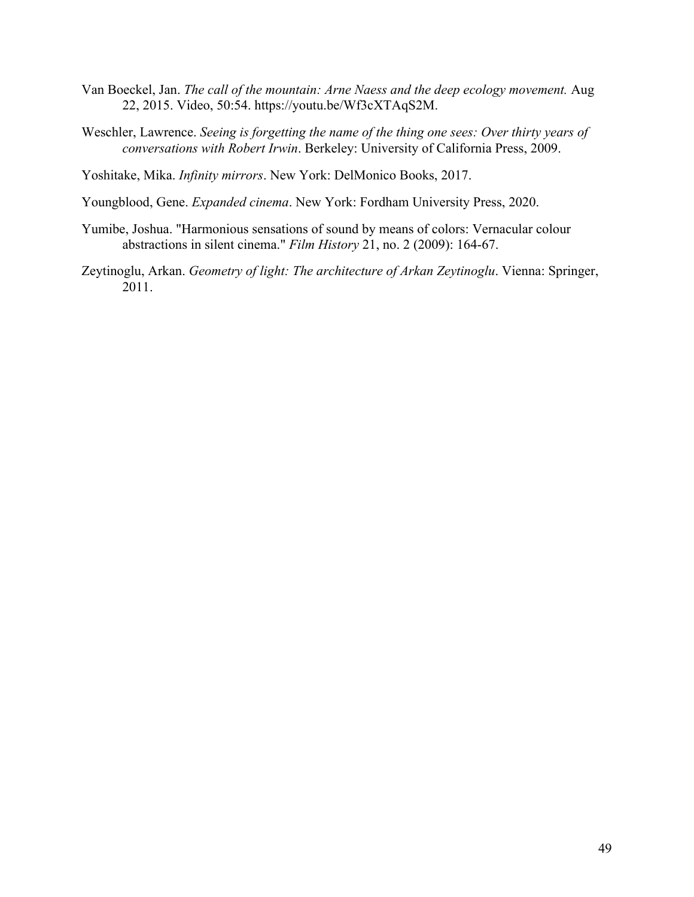Van Boeckel, Jan. *The call of the mountain: Arne Naess and the deep ecology movement.* Aug 22, 2015. Video, 50:54. https://youtu.be/Wf3cXTAqS2M.

Weschler, Lawrence. *Seeing is forgetting the name of the thing one sees: Over thirty years of conversations with Robert Irwin*. Berkeley: University of California Press, 2009.

Yoshitake, Mika. *Infinity mirrors*. New York: DelMonico Books, 2017.

Youngblood, Gene. *Expanded cinema*. New York: Fordham University Press, 2020.

Yumibe, Joshua. "Harmonious sensations of sound by means of colors: Vernacular colour abstractions in silent cinema." *Film History* 21, no. 2 (2009): 164-67.

Zeytinoglu, Arkan. *Geometry of light: The architecture of Arkan Zeytinoglu*. Vienna: Springer, 2011.